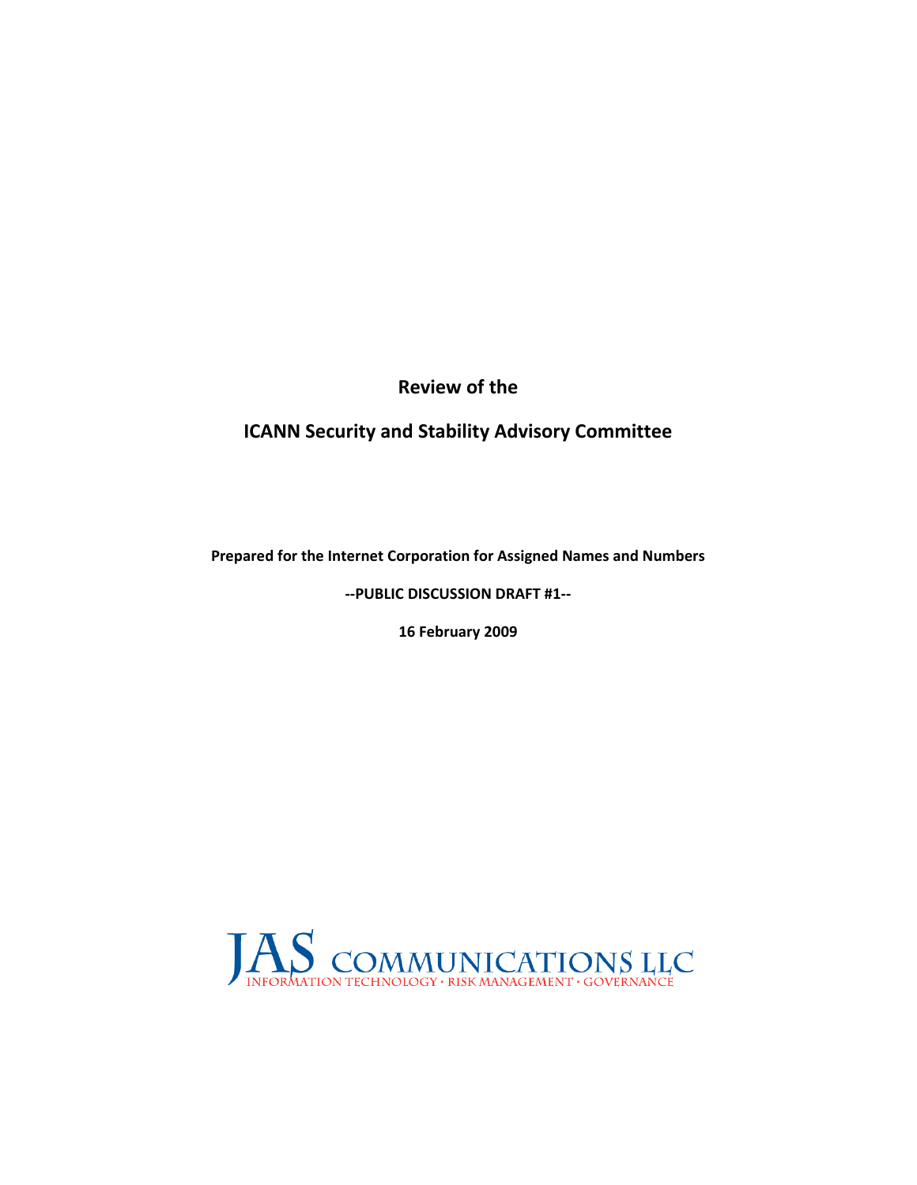# Review of the

# ICANN Security and Stability Advisory Committee

**Prepared for the Internet Corporation for Assigned Names and Numbers**

**--PUBLIC DISCUSSION DRAFT #1--**

**16 February 2009**

JAS COMMUNICATIONS LLC

INFORMATION TECHNOLOGY · RISK MANAGEMENT · GOVERNANCE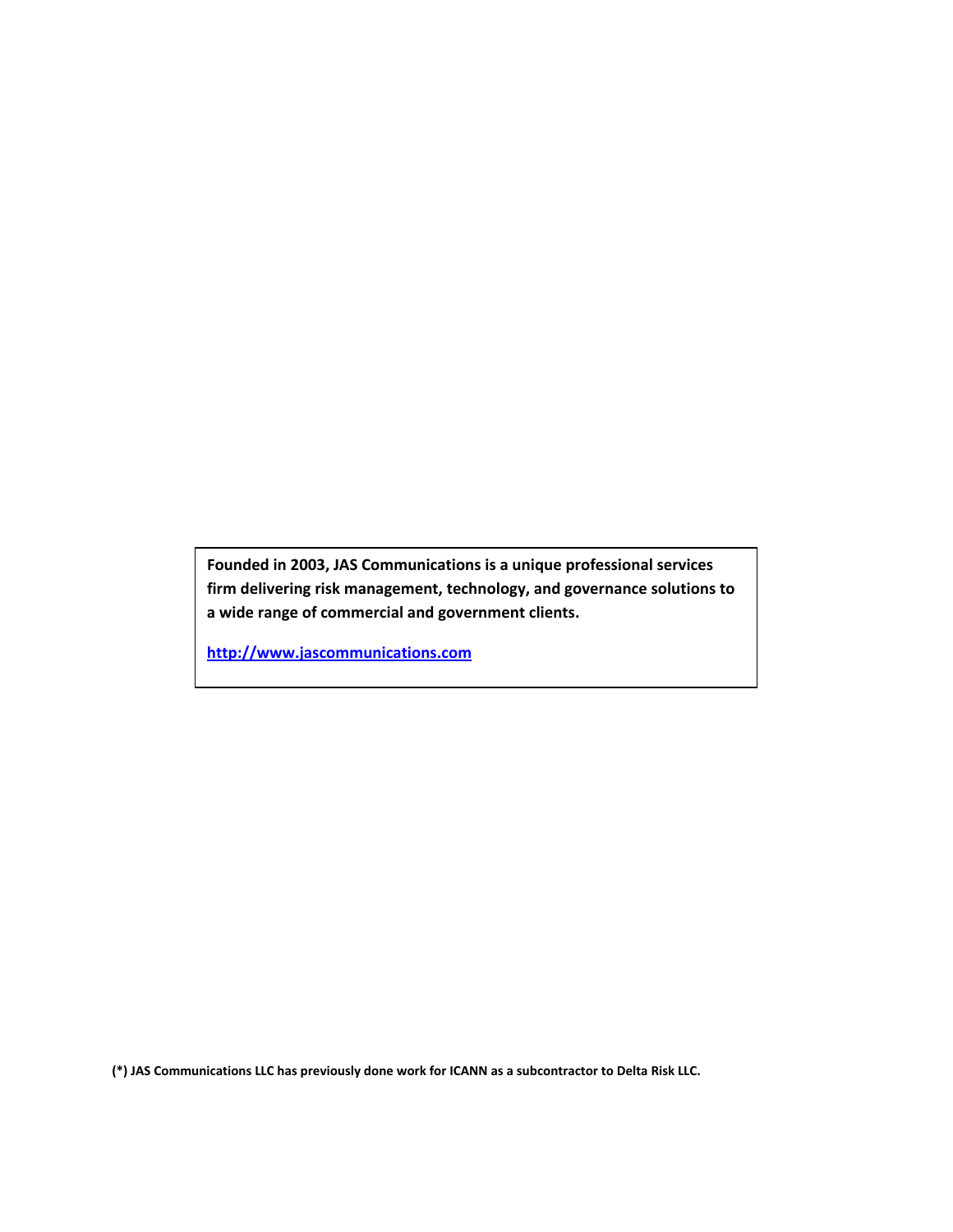**Founded in 2003, JAS Communications is a unique professional services firm delivering risk management, technology, and governance solutions to a wide range of commercial and government clients.**

**[http://www.jascommunications.com](http://www.jascommunications.com)**

**(*) JAS Communications LLC has previously done work for ICANN as a subcontractor to Delta Risk LLC.**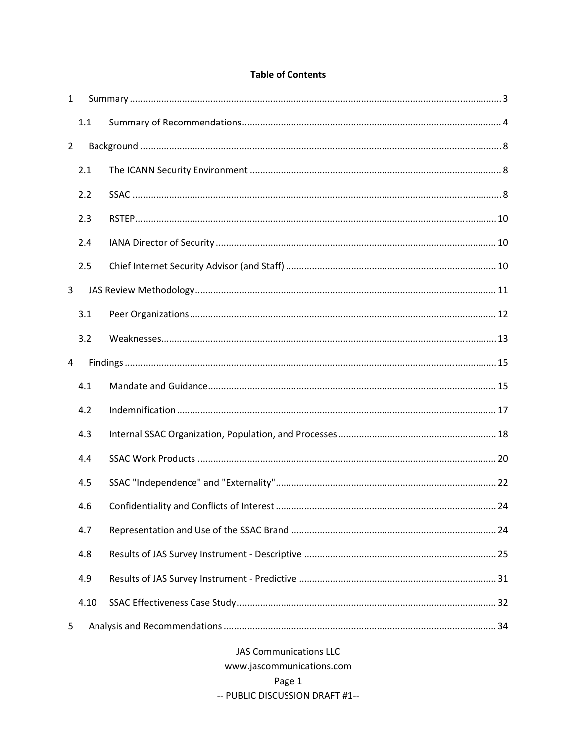**Table of Contents**

1 Summary ..... 3

1.1 Summary of Recommendations ..... 4

2 Background ..... 8

2.1 The ICANN Security Environment ..... 8

2.2 SSAC ..... 8

2.3 RSTEP ..... 10

2.4 IANA Director of Security ..... 10

2.5 Chief Internet Security Advisor (and Staff) ..... 10

3 JAS Review Methodology ..... 11

3.1 Peer Organizations ..... 12

3.2 Weaknesses ..... 13

4 Findings ..... 15

4.1 Mandate and Guidance ..... 15

4.2 Indemnification ..... 17

4.3 Internal SSAC Organization, Population, and Processes ..... 18

4.4 SSAC Work Products ..... 20

4.5 SSAC "Independence" and "Externality" ..... 22

4.6 Confidentiality and Conflicts of Interest ..... 24

4.7 Representation and Use of the SSAC Brand ..... 24

4.8 Results of JAS Survey Instrument - Descriptive ..... 25

4.9 Results of JAS Survey Instrument - Predictive ..... 31

4.10 SSAC Effectiveness Case Study ..... 32

5 Analysis and Recommendations ..... 34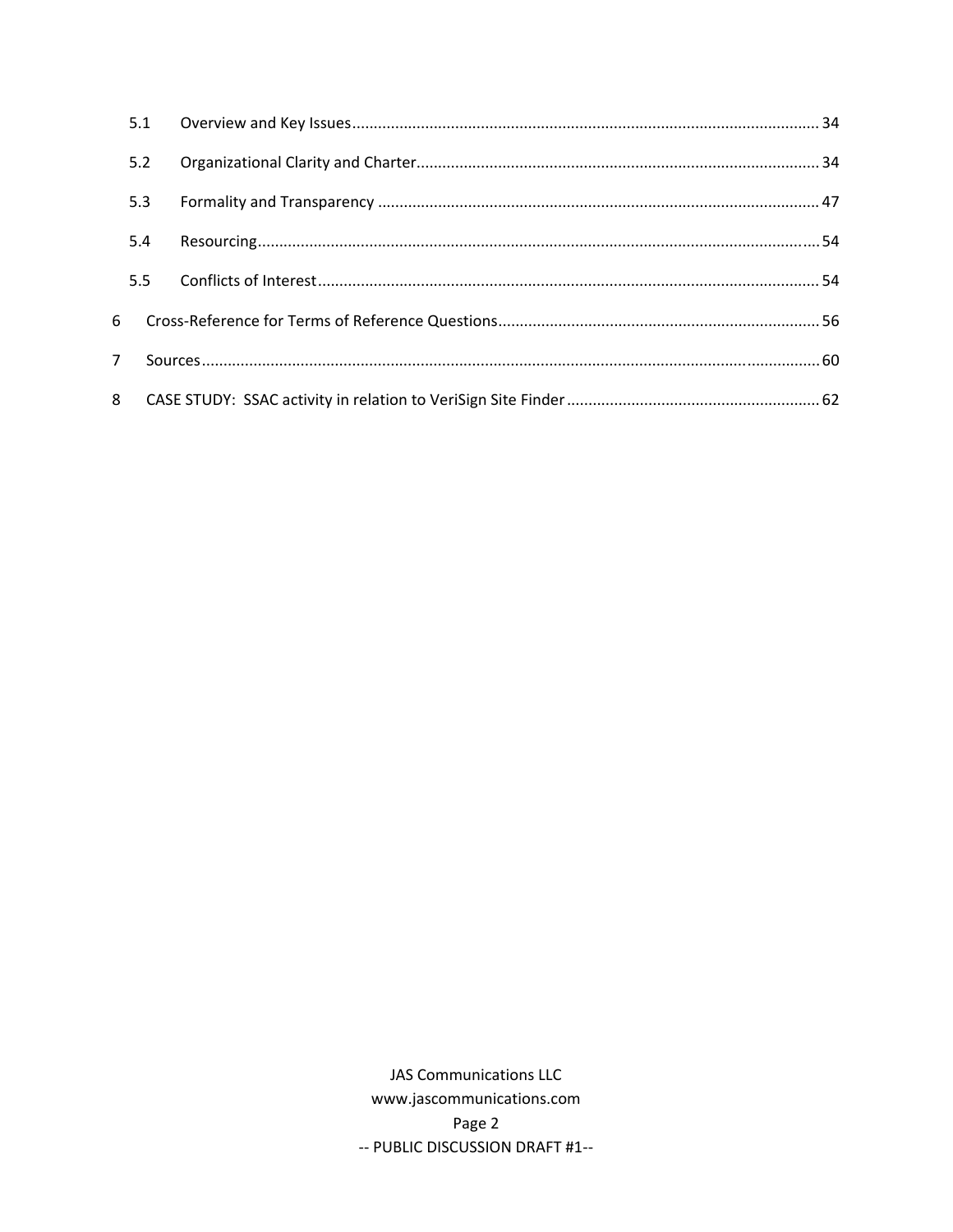- 5.1 Overview and Key Issues ... 34
- 5.2 Organizational Clarity and Charter ... 34
- 5.3 Formality and Transparency ... 47
- 5.4 Resourcing ... 54
- 5.5 Conflicts of Interest ... 54

6 Cross-Reference for Terms of Reference Questions ... 56

7 Sources ... 60

8 CASE STUDY: SSAC activity in relation to VeriSign Site Finder ... 62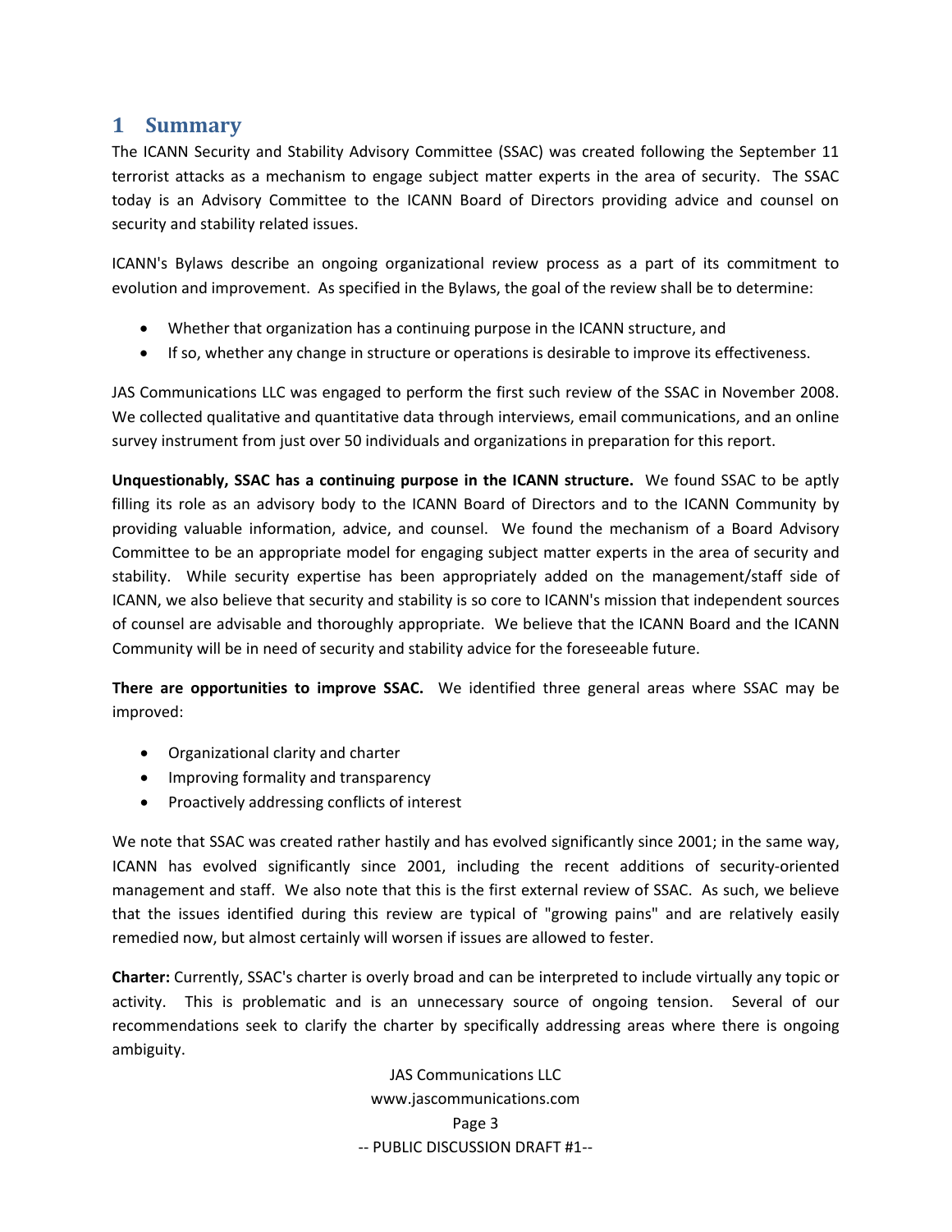# 1 Summary

The ICANN Security and Stability Advisory Committee (SSAC) was created following the September 11 terrorist attacks as a mechanism to engage subject matter experts in the area of security. The SSAC today is an Advisory Committee to the ICANN Board of Directors providing advice and counsel on security and stability related issues.

ICANN's Bylaws describe an ongoing organizational review process as a part of its commitment to evolution and improvement. As specified in the Bylaws, the goal of the review shall be to determine:

- Whether that organization has a continuing purpose in the ICANN structure, and
- If so, whether any change in structure or operations is desirable to improve its effectiveness.

JAS Communications LLC was engaged to perform the first such review of the SSAC in November 2008. We collected qualitative and quantitative data through interviews, email communications, and an online survey instrument from just over 50 individuals and organizations in preparation for this report.

**Unquestionably, SSAC has a continuing purpose in the ICANN structure.** We found SSAC to be aptly filling its role as an advisory body to the ICANN Board of Directors and to the ICANN Community by providing valuable information, advice, and counsel. We found the mechanism of a Board Advisory Committee to be an appropriate model for engaging subject matter experts in the area of security and stability. While security expertise has been appropriately added on the management/staff side of ICANN, we also believe that security and stability is so core to ICANN's mission that independent sources of counsel are advisable and thoroughly appropriate. We believe that the ICANN Board and the ICANN Community will be in need of security and stability advice for the foreseeable future.

**There are opportunities to improve SSAC.** We identified three general areas where SSAC may be improved:

- Organizational clarity and charter
- Improving formality and transparency
- Proactively addressing conflicts of interest

We note that SSAC was created rather hastily and has evolved significantly since 2001; in the same way, ICANN has evolved significantly since 2001, including the recent additions of security-oriented management and staff. We also note that this is the first external review of SSAC. As such, we believe that the issues identified during this review are typical of "growing pains" and are relatively easily remedied now, but almost certainly will worsen if issues are allowed to fester.

**Charter:** Currently, SSAC's charter is overly broad and can be interpreted to include virtually any topic or activity. This is problematic and is an unnecessary source of ongoing tension. Several of our recommendations seek to clarify the charter by specifically addressing areas where there is ongoing ambiguity.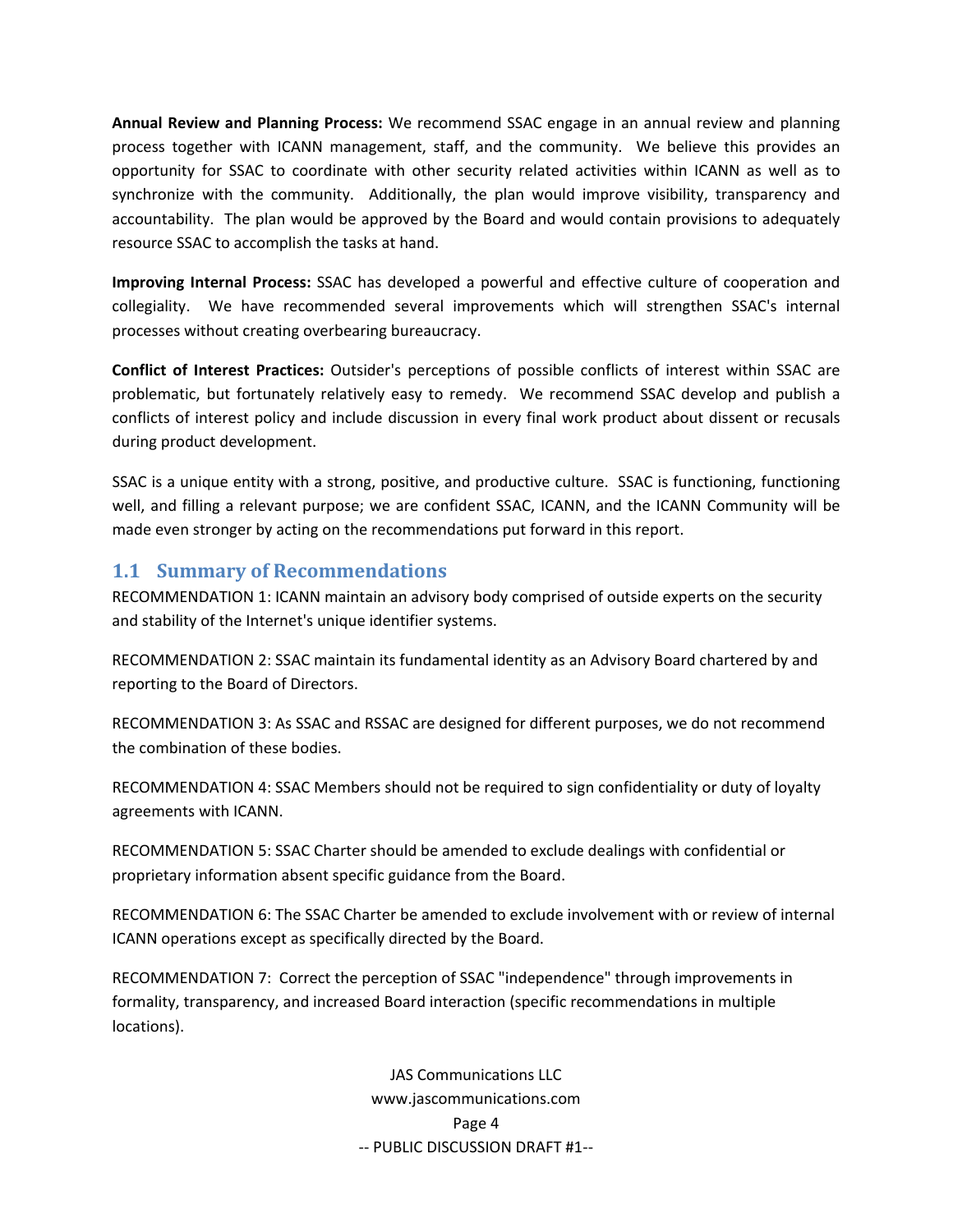**Annual Review and Planning Process:** We recommend SSAC engage in an annual review and planning process together with ICANN management, staff, and the community. We believe this provides an opportunity for SSAC to coordinate with other security related activities within ICANN as well as to synchronize with the community. Additionally, the plan would improve visibility, transparency and accountability. The plan would be approved by the Board and would contain provisions to adequately resource SSAC to accomplish the tasks at hand.

**Improving Internal Process:** SSAC has developed a powerful and effective culture of cooperation and collegiality. We have recommended several improvements which will strengthen SSAC's internal processes without creating overbearing bureaucracy.

**Conflict of Interest Practices:** Outsider's perceptions of possible conflicts of interest within SSAC are problematic, but fortunately relatively easy to remedy. We recommend SSAC develop and publish a conflicts of interest policy and include discussion in every final work product about dissent or recusals during product development.

SSAC is a unique entity with a strong, positive, and productive culture. SSAC is functioning, functioning well, and filling a relevant purpose; we are confident SSAC, ICANN, and the ICANN Community will be made even stronger by acting on the recommendations put forward in this report.

## 1.1 Summary of Recommendations

RECOMMENDATION 1: ICANN maintain an advisory body comprised of outside experts on the security and stability of the Internet's unique identifier systems.

RECOMMENDATION 2: SSAC maintain its fundamental identity as an Advisory Board chartered by and reporting to the Board of Directors.

RECOMMENDATION 3: As SSAC and RSSAC are designed for different purposes, we do not recommend the combination of these bodies.

RECOMMENDATION 4: SSAC Members should not be required to sign confidentiality or duty of loyalty agreements with ICANN.

RECOMMENDATION 5: SSAC Charter should be amended to exclude dealings with confidential or proprietary information absent specific guidance from the Board.

RECOMMENDATION 6: The SSAC Charter be amended to exclude involvement with or review of internal ICANN operations except as specifically directed by the Board.

RECOMMENDATION 7: Correct the perception of SSAC "independence" through improvements in formality, transparency, and increased Board interaction (specific recommendations in multiple locations).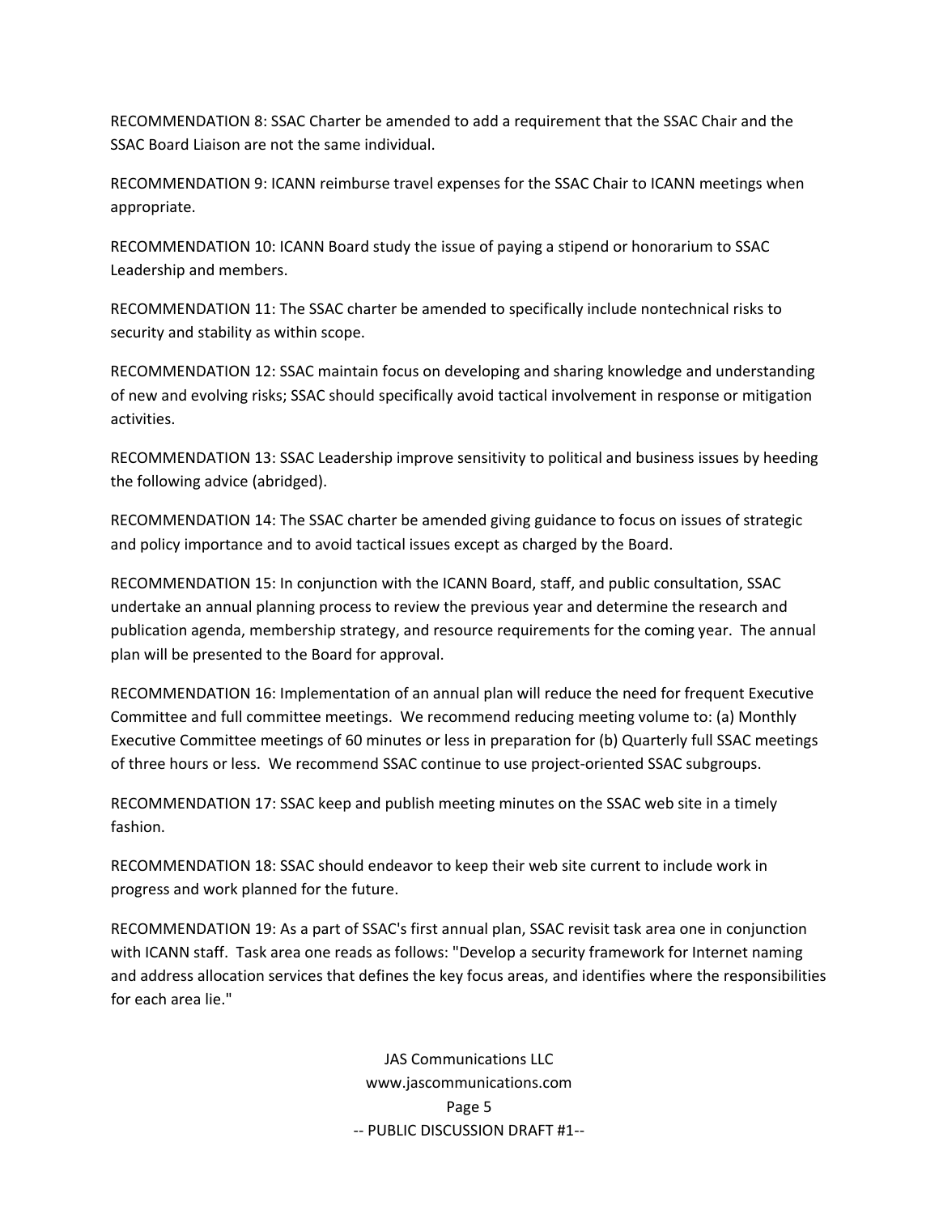RECOMMENDATION 8: SSAC Charter be amended to add a requirement that the SSAC Chair and the SSAC Board Liaison are not the same individual.

RECOMMENDATION 9: ICANN reimburse travel expenses for the SSAC Chair to ICANN meetings when appropriate.

RECOMMENDATION 10: ICANN Board study the issue of paying a stipend or honorarium to SSAC Leadership and members.

RECOMMENDATION 11: The SSAC charter be amended to specifically include nontechnical risks to security and stability as within scope.

RECOMMENDATION 12: SSAC maintain focus on developing and sharing knowledge and understanding of new and evolving risks; SSAC should specifically avoid tactical involvement in response or mitigation activities.

RECOMMENDATION 13: SSAC Leadership improve sensitivity to political and business issues by heeding the following advice (abridged).

RECOMMENDATION 14: The SSAC charter be amended giving guidance to focus on issues of strategic and policy importance and to avoid tactical issues except as charged by the Board.

RECOMMENDATION 15: In conjunction with the ICANN Board, staff, and public consultation, SSAC undertake an annual planning process to review the previous year and determine the research and publication agenda, membership strategy, and resource requirements for the coming year. The annual plan will be presented to the Board for approval.

RECOMMENDATION 16: Implementation of an annual plan will reduce the need for frequent Executive Committee and full committee meetings. We recommend reducing meeting volume to: (a) Monthly Executive Committee meetings of 60 minutes or less in preparation for (b) Quarterly full SSAC meetings of three hours or less. We recommend SSAC continue to use project-oriented SSAC subgroups.

RECOMMENDATION 17: SSAC keep and publish meeting minutes on the SSAC web site in a timely fashion.

RECOMMENDATION 18: SSAC should endeavor to keep their web site current to include work in progress and work planned for the future.

RECOMMENDATION 19: As a part of SSAC's first annual plan, SSAC revisit task area one in conjunction with ICANN staff. Task area one reads as follows: "Develop a security framework for Internet naming and address allocation services that defines the key focus areas, and identifies where the responsibilities for each area lie."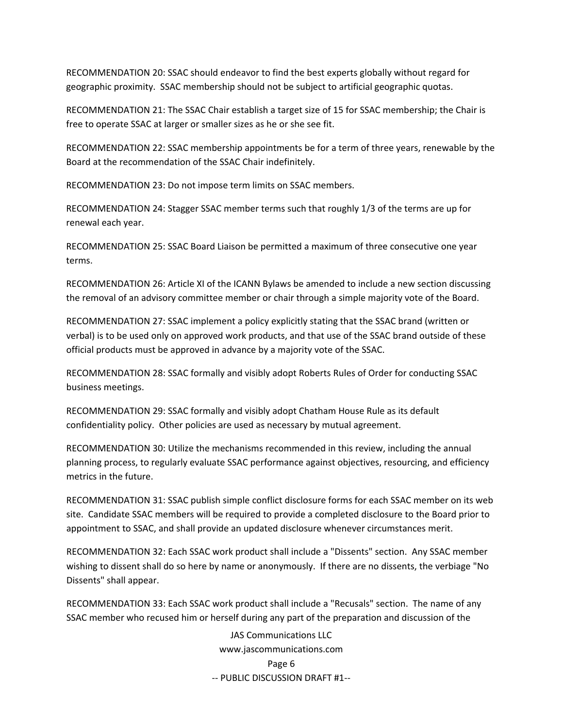RECOMMENDATION 20: SSAC should endeavor to find the best experts globally without regard for geographic proximity. SSAC membership should not be subject to artificial geographic quotas.

RECOMMENDATION 21: The SSAC Chair establish a target size of 15 for SSAC membership; the Chair is free to operate SSAC at larger or smaller sizes as he or she see fit.

RECOMMENDATION 22: SSAC membership appointments be for a term of three years, renewable by the Board at the recommendation of the SSAC Chair indefinitely.

RECOMMENDATION 23: Do not impose term limits on SSAC members.

RECOMMENDATION 24: Stagger SSAC member terms such that roughly 1/3 of the terms are up for renewal each year.

RECOMMENDATION 25: SSAC Board Liaison be permitted a maximum of three consecutive one year terms.

RECOMMENDATION 26: Article XI of the ICANN Bylaws be amended to include a new section discussing the removal of an advisory committee member or chair through a simple majority vote of the Board.

RECOMMENDATION 27: SSAC implement a policy explicitly stating that the SSAC brand (written or verbal) is to be used only on approved work products, and that use of the SSAC brand outside of these official products must be approved in advance by a majority vote of the SSAC.

RECOMMENDATION 28: SSAC formally and visibly adopt Roberts Rules of Order for conducting SSAC business meetings.

RECOMMENDATION 29: SSAC formally and visibly adopt Chatham House Rule as its default confidentiality policy. Other policies are used as necessary by mutual agreement.

RECOMMENDATION 30: Utilize the mechanisms recommended in this review, including the annual planning process, to regularly evaluate SSAC performance against objectives, resourcing, and efficiency metrics in the future.

RECOMMENDATION 31: SSAC publish simple conflict disclosure forms for each SSAC member on its web site. Candidate SSAC members will be required to provide a completed disclosure to the Board prior to appointment to SSAC, and shall provide an updated disclosure whenever circumstances merit.

RECOMMENDATION 32: Each SSAC work product shall include a "Dissents" section. Any SSAC member wishing to dissent shall do so here by name or anonymously. If there are no dissents, the verbiage "No Dissents" shall appear.

RECOMMENDATION 33: Each SSAC work product shall include a "Recusals" section. The name of any SSAC member who recused him or herself during any part of the preparation and discussion of the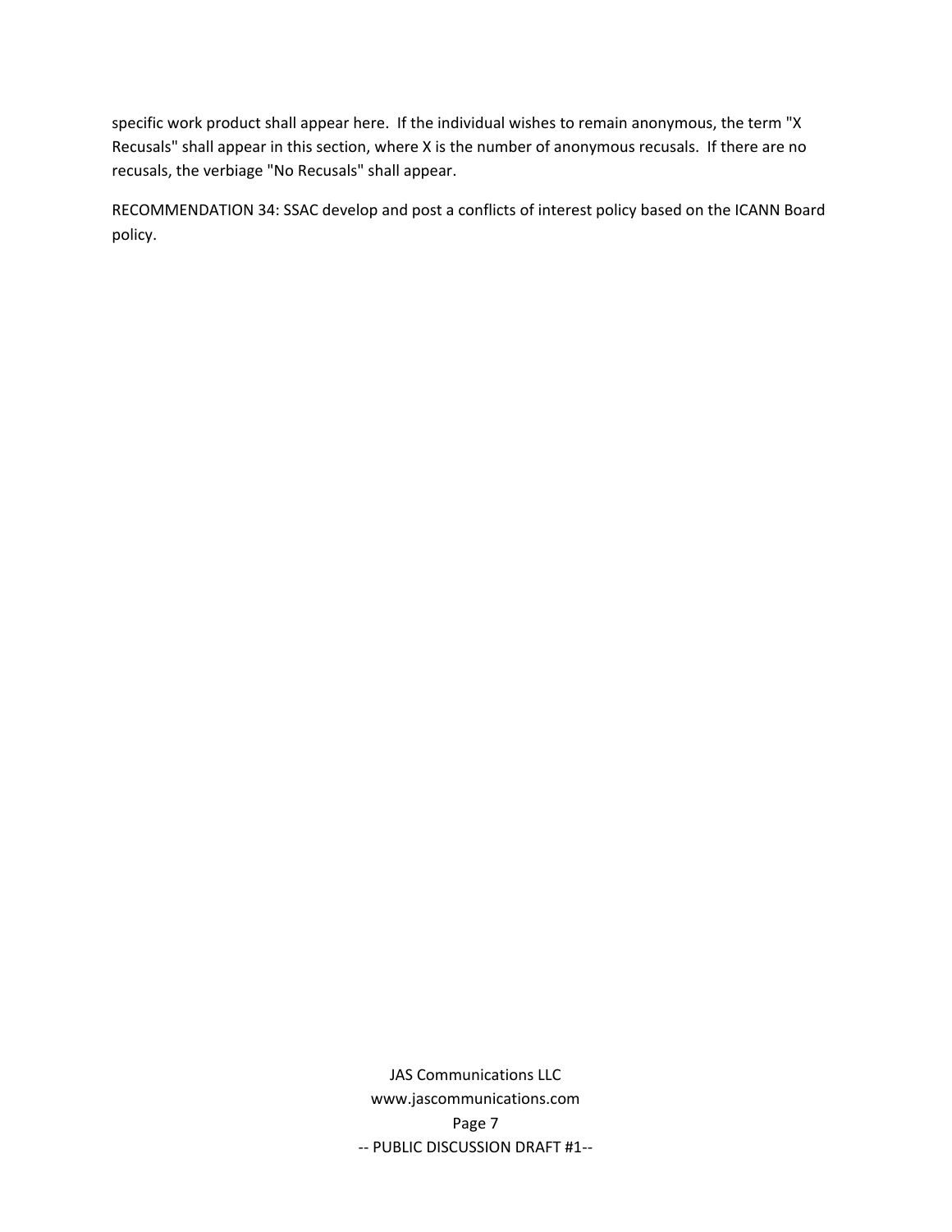specific work product shall appear here. If the individual wishes to remain anonymous, the term "X Recusals" shall appear in this section, where X is the number of anonymous recusals. If there are no recusals, the verbiage "No Recusals" shall appear.

RECOMMENDATION 34: SSAC develop and post a conflicts of interest policy based on the ICANN Board policy.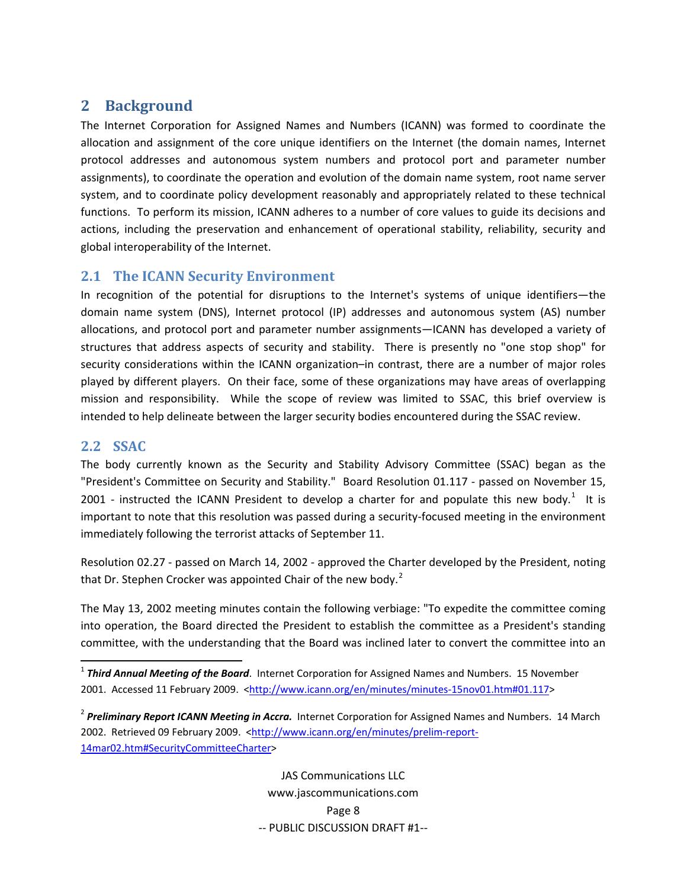# 2 Background

The Internet Corporation for Assigned Names and Numbers (ICANN) was formed to coordinate the allocation and assignment of the core unique identifiers on the Internet (the domain names, Internet protocol addresses and autonomous system numbers and protocol port and parameter number assignments), to coordinate the operation and evolution of the domain name system, root name server system, and to coordinate policy development reasonably and appropriately related to these technical functions. To perform its mission, ICANN adheres to a number of core values to guide its decisions and actions, including the preservation and enhancement of operational stability, reliability, security and global interoperability of the Internet.

## 2.1 The ICANN Security Environment

In recognition of the potential for disruptions to the Internet's systems of unique identifiers—the domain name system (DNS), Internet protocol (IP) addresses and autonomous system (AS) number allocations, and protocol port and parameter number assignments—ICANN has developed a variety of structures that address aspects of security and stability. There is presently no "one stop shop" for security considerations within the ICANN organization–in contrast, there are a number of major roles played by different players. On their face, some of these organizations may have areas of overlapping mission and responsibility. While the scope of review was limited to SSAC, this brief overview is intended to help delineate between the larger security bodies encountered during the SSAC review.

## 2.2 SSAC

The body currently known as the Security and Stability Advisory Committee (SSAC) began as the "President's Committee on Security and Stability." Board Resolution 01.117 - passed on November 15, 2001 - instructed the ICANN President to develop a charter for and populate this new body.[1] It is important to note that this resolution was passed during a security-focused meeting in the environment immediately following the terrorist attacks of September 11.

Resolution 02.27 - passed on March 14, 2002 - approved the Charter developed by the President, noting that Dr. Stephen Crocker was appointed Chair of the new body.[2]

The May 13, 2002 meeting minutes contain the following verbiage: "To expedite the committee coming into operation, the Board directed the President to establish the committee as a President's standing committee, with the understanding that the Board was inclined later to convert the committee into an

---

[1] ***Third Annual Meeting of the Board***. Internet Corporation for Assigned Names and Numbers. 15 November 2001. Accessed 11 February 2009. <http://www.icann.org/en/minutes/minutes-15nov01.htm#01.117>

[2] ***Preliminary Report ICANN Meeting in Accra.*** Internet Corporation for Assigned Names and Numbers. 14 March 2002. Retrieved 09 February 2009. <http://www.icann.org/en/minutes/prelim-report-14mar02.htm#SecurityCommitteeCharter>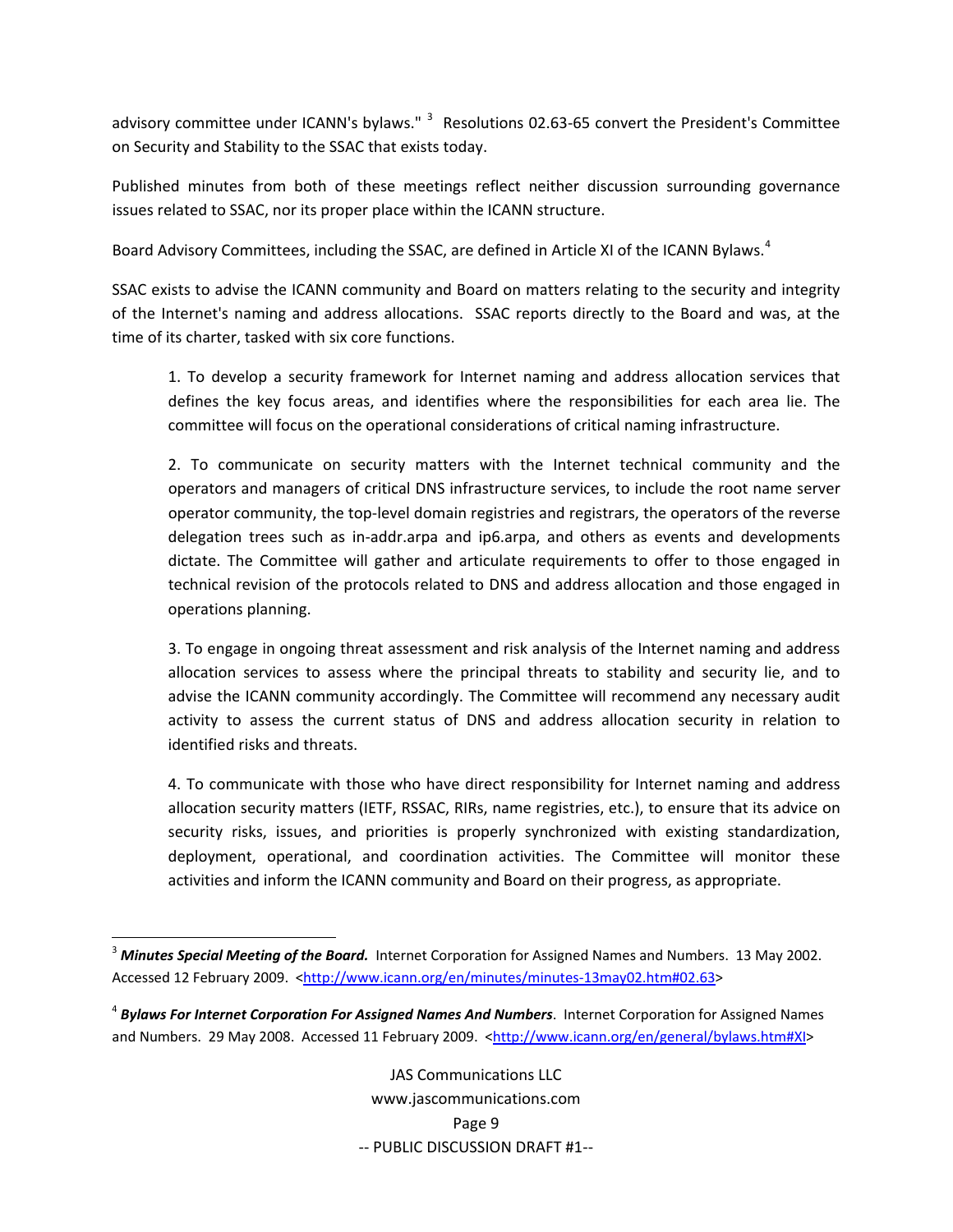advisory committee under ICANN's bylaws."[3] Resolutions 02.63-65 convert the President's Committee on Security and Stability to the SSAC that exists today.

Published minutes from both of these meetings reflect neither discussion surrounding governance issues related to SSAC, nor its proper place within the ICANN structure.

Board Advisory Committees, including the SSAC, are defined in Article XI of the ICANN Bylaws.[4]

SSAC exists to advise the ICANN community and Board on matters relating to the security and integrity of the Internet's naming and address allocations. SSAC reports directly to the Board and was, at the time of its charter, tasked with six core functions.

> 1. To develop a security framework for Internet naming and address allocation services that defines the key focus areas, and identifies where the responsibilities for each area lie. The committee will focus on the operational considerations of critical naming infrastructure.
>
> 2. To communicate on security matters with the Internet technical community and the operators and managers of critical DNS infrastructure services, to include the root name server operator community, the top-level domain registries and registrars, the operators of the reverse delegation trees such as in-addr.arpa and ip6.arpa, and others as events and developments dictate. The Committee will gather and articulate requirements to offer to those engaged in technical revision of the protocols related to DNS and address allocation and those engaged in operations planning.
>
> 3. To engage in ongoing threat assessment and risk analysis of the Internet naming and address allocation services to assess where the principal threats to stability and security lie, and to advise the ICANN community accordingly. The Committee will recommend any necessary audit activity to assess the current status of DNS and address allocation security in relation to identified risks and threats.
>
> 4. To communicate with those who have direct responsibility for Internet naming and address allocation security matters (IETF, RSSAC, RIRs, name registries, etc.), to ensure that its advice on security risks, issues, and priorities is properly synchronized with existing standardization, deployment, operational, and coordination activities. The Committee will monitor these activities and inform the ICANN community and Board on their progress, as appropriate.

---

[3] ***Minutes Special Meeting of the Board.*** Internet Corporation for Assigned Names and Numbers. 13 May 2002. Accessed 12 February 2009. <http://www.icann.org/en/minutes/minutes-13may02.htm#02.63>

[4] ***Bylaws For Internet Corporation For Assigned Names And Numbers***. Internet Corporation for Assigned Names and Numbers. 29 May 2008. Accessed 11 February 2009. <http://www.icann.org/en/general/bylaws.htm#XI>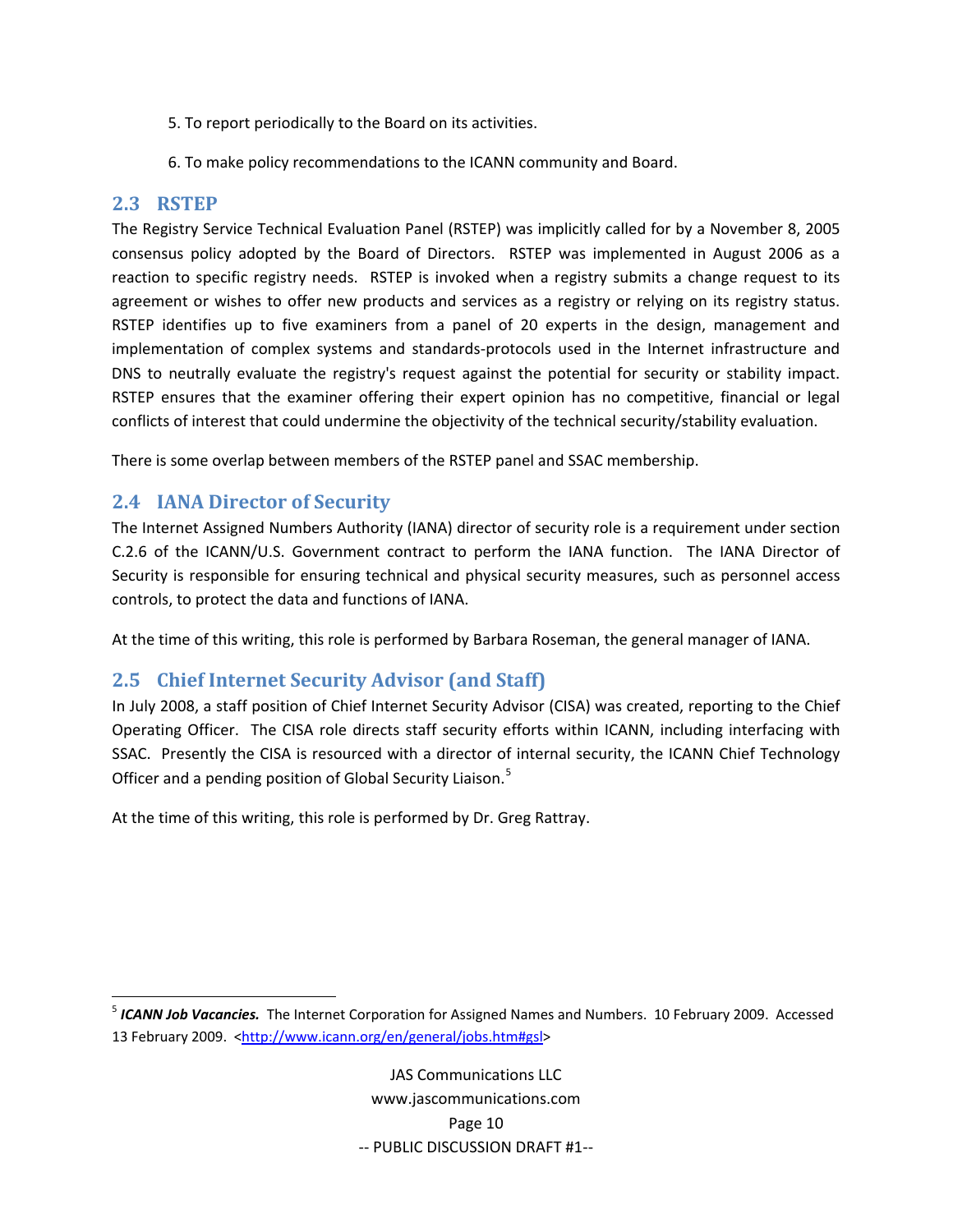5. To report periodically to the Board on its activities.

6. To make policy recommendations to the ICANN community and Board.

## 2.3 RSTEP

The Registry Service Technical Evaluation Panel (RSTEP) was implicitly called for by a November 8, 2005 consensus policy adopted by the Board of Directors. RSTEP was implemented in August 2006 as a reaction to specific registry needs. RSTEP is invoked when a registry submits a change request to its agreement or wishes to offer new products and services as a registry or relying on its registry status. RSTEP identifies up to five examiners from a panel of 20 experts in the design, management and implementation of complex systems and standards-protocols used in the Internet infrastructure and DNS to neutrally evaluate the registry's request against the potential for security or stability impact. RSTEP ensures that the examiner offering their expert opinion has no competitive, financial or legal conflicts of interest that could undermine the objectivity of the technical security/stability evaluation.

There is some overlap between members of the RSTEP panel and SSAC membership.

## 2.4 IANA Director of Security

The Internet Assigned Numbers Authority (IANA) director of security role is a requirement under section C.2.6 of the ICANN/U.S. Government contract to perform the IANA function. The IANA Director of Security is responsible for ensuring technical and physical security measures, such as personnel access controls, to protect the data and functions of IANA.

At the time of this writing, this role is performed by Barbara Roseman, the general manager of IANA.

## 2.5 Chief Internet Security Advisor (and Staff)

In July 2008, a staff position of Chief Internet Security Advisor (CISA) was created, reporting to the Chief Operating Officer. The CISA role directs staff security efforts within ICANN, including interfacing with SSAC. Presently the CISA is resourced with a director of internal security, the ICANN Chief Technology Officer and a pending position of Global Security Liaison.[5]

At the time of this writing, this role is performed by Dr. Greg Rattray.

---

[5] ***ICANN Job Vacancies.*** The Internet Corporation for Assigned Names and Numbers. 10 February 2009. Accessed 13 February 2009. <http://www.icann.org/en/general/jobs.htm#gsl>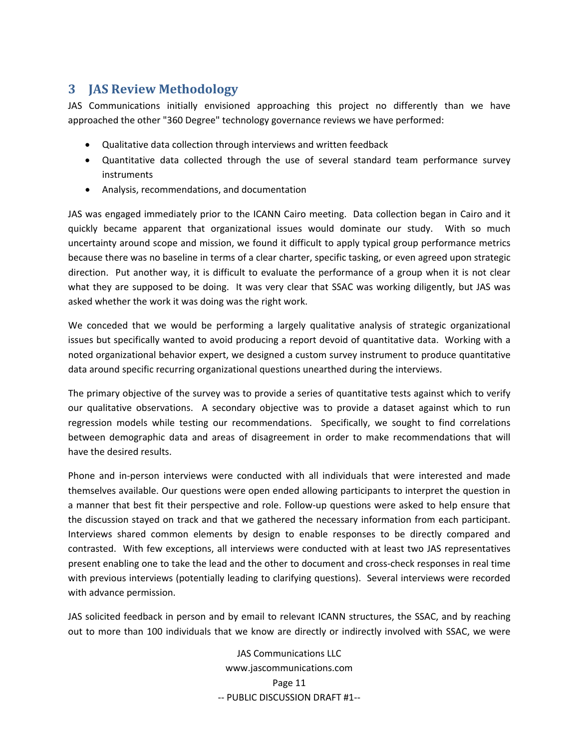## 3 JAS Review Methodology

JAS Communications initially envisioned approaching this project no differently than we have approached the other "360 Degree" technology governance reviews we have performed:

- Qualitative data collection through interviews and written feedback
- Quantitative data collected through the use of several standard team performance survey instruments
- Analysis, recommendations, and documentation

JAS was engaged immediately prior to the ICANN Cairo meeting. Data collection began in Cairo and it quickly became apparent that organizational issues would dominate our study. With so much uncertainty around scope and mission, we found it difficult to apply typical group performance metrics because there was no baseline in terms of a clear charter, specific tasking, or even agreed upon strategic direction. Put another way, it is difficult to evaluate the performance of a group when it is not clear what they are supposed to be doing. It was very clear that SSAC was working diligently, but JAS was asked whether the work it was doing was the right work.

We conceded that we would be performing a largely qualitative analysis of strategic organizational issues but specifically wanted to avoid producing a report devoid of quantitative data. Working with a noted organizational behavior expert, we designed a custom survey instrument to produce quantitative data around specific recurring organizational questions unearthed during the interviews.

The primary objective of the survey was to provide a series of quantitative tests against which to verify our qualitative observations. A secondary objective was to provide a dataset against which to run regression models while testing our recommendations. Specifically, we sought to find correlations between demographic data and areas of disagreement in order to make recommendations that will have the desired results.

Phone and in-person interviews were conducted with all individuals that were interested and made themselves available. Our questions were open ended allowing participants to interpret the question in a manner that best fit their perspective and role. Follow-up questions were asked to help ensure that the discussion stayed on track and that we gathered the necessary information from each participant. Interviews shared common elements by design to enable responses to be directly compared and contrasted. With few exceptions, all interviews were conducted with at least two JAS representatives present enabling one to take the lead and the other to document and cross-check responses in real time with previous interviews (potentially leading to clarifying questions). Several interviews were recorded with advance permission.

JAS solicited feedback in person and by email to relevant ICANN structures, the SSAC, and by reaching out to more than 100 individuals that we know are directly or indirectly involved with SSAC, we were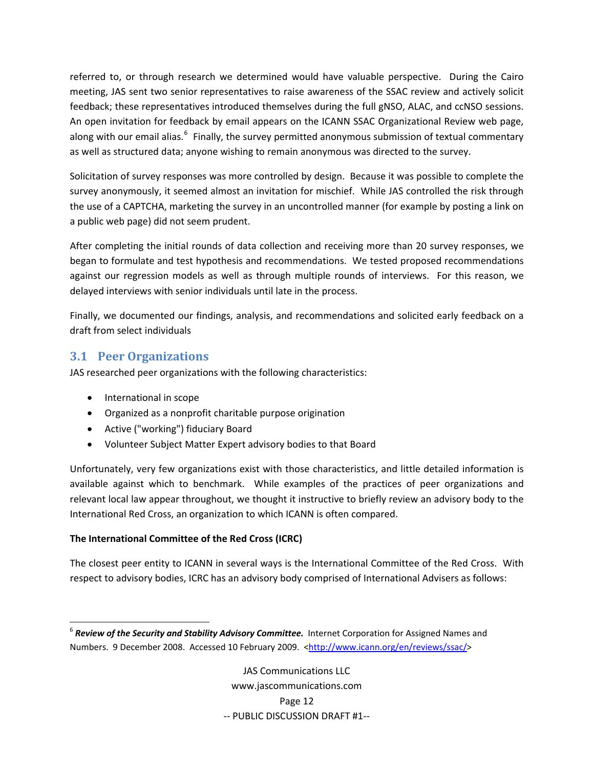referred to, or through research we determined would have valuable perspective. During the Cairo meeting, JAS sent two senior representatives to raise awareness of the SSAC review and actively solicit feedback; these representatives introduced themselves during the full gNSO, ALAC, and ccNSO sessions. An open invitation for feedback by email appears on the ICANN SSAC Organizational Review web page, along with our email alias.[6] Finally, the survey permitted anonymous submission of textual commentary as well as structured data; anyone wishing to remain anonymous was directed to the survey.

Solicitation of survey responses was more controlled by design. Because it was possible to complete the survey anonymously, it seemed almost an invitation for mischief. While JAS controlled the risk through the use of a CAPTCHA, marketing the survey in an uncontrolled manner (for example by posting a link on a public web page) did not seem prudent.

After completing the initial rounds of data collection and receiving more than 20 survey responses, we began to formulate and test hypothesis and recommendations. We tested proposed recommendations against our regression models as well as through multiple rounds of interviews. For this reason, we delayed interviews with senior individuals until late in the process.

Finally, we documented our findings, analysis, and recommendations and solicited early feedback on a draft from select individuals

## 3.1 Peer Organizations

JAS researched peer organizations with the following characteristics:

- International in scope
- Organized as a nonprofit charitable purpose origination
- Active ("working") fiduciary Board
- Volunteer Subject Matter Expert advisory bodies to that Board

Unfortunately, very few organizations exist with those characteristics, and little detailed information is available against which to benchmark. While examples of the practices of peer organizations and relevant local law appear throughout, we thought it instructive to briefly review an advisory body to the International Red Cross, an organization to which ICANN is often compared.

**The International Committee of the Red Cross (ICRC)**

The closest peer entity to ICANN in several ways is the International Committee of the Red Cross. With respect to advisory bodies, ICRC has an advisory body comprised of International Advisers as follows:

[6] ***Review of the Security and Stability Advisory Committee.*** Internet Corporation for Assigned Names and Numbers. 9 December 2008. Accessed 10 February 2009. <http://www.icann.org/en/reviews/ssac/>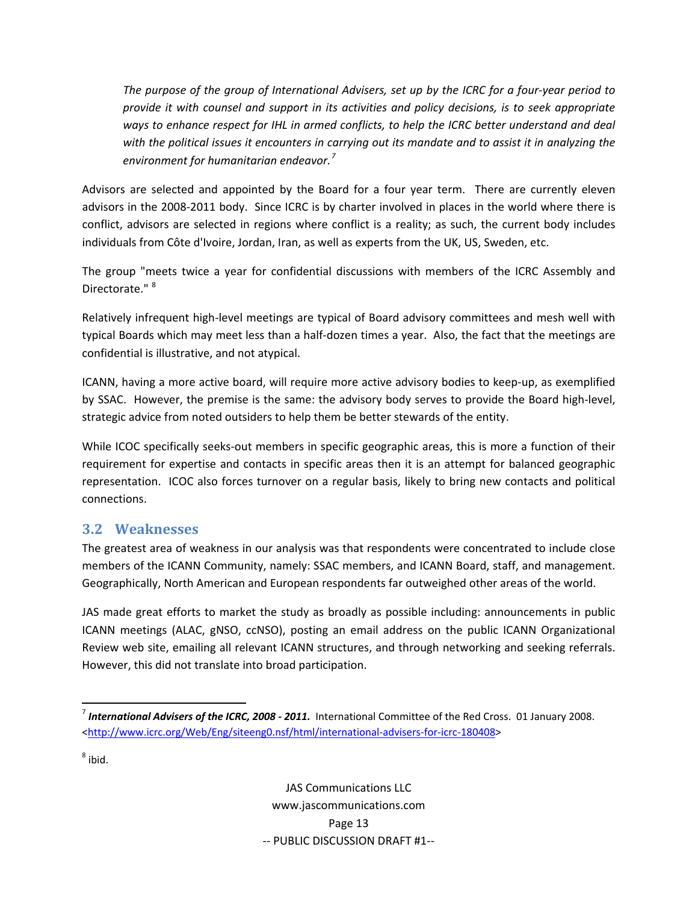> *The purpose of the group of International Advisers, set up by the ICRC for a four-year period to provide it with counsel and support in its activities and policy decisions, is to seek appropriate ways to enhance respect for IHL in armed conflicts, to help the ICRC better understand and deal with the political issues it encounters in carrying out its mandate and to assist it in analyzing the environment for humanitarian endeavor.*[7]

Advisors are selected and appointed by the Board for a four year term. There are currently eleven advisors in the 2008-2011 body. Since ICRC is by charter involved in places in the world where there is conflict, advisors are selected in regions where conflict is a reality; as such, the current body includes individuals from Côte d'Ivoire, Jordan, Iran, as well as experts from the UK, US, Sweden, etc.

The group "meets twice a year for confidential discussions with members of the ICRC Assembly and Directorate." [8]

Relatively infrequent high-level meetings are typical of Board advisory committees and mesh well with typical Boards which may meet less than a half-dozen times a year. Also, the fact that the meetings are confidential is illustrative, and not atypical.

ICANN, having a more active board, will require more active advisory bodies to keep-up, as exemplified by SSAC. However, the premise is the same: the advisory body serves to provide the Board high-level, strategic advice from noted outsiders to help them be better stewards of the entity.

While ICOC specifically seeks-out members in specific geographic areas, this is more a function of their requirement for expertise and contacts in specific areas then it is an attempt for balanced geographic representation. ICOC also forces turnover on a regular basis, likely to bring new contacts and political connections.

## 3.2 Weaknesses

The greatest area of weakness in our analysis was that respondents were concentrated to include close members of the ICANN Community, namely: SSAC members, and ICANN Board, staff, and management. Geographically, North American and European respondents far outweighed other areas of the world.

JAS made great efforts to market the study as broadly as possible including: announcements in public ICANN meetings (ALAC, gNSO, ccNSO), posting an email address on the public ICANN Organizational Review web site, emailing all relevant ICANN structures, and through networking and seeking referrals. However, this did not translate into broad participation.

---

[7] ***International Advisers of the ICRC, 2008 - 2011.*** International Committee of the Red Cross. 01 January 2008. <http://www.icrc.org/Web/Eng/siteeng0.nsf/html/international-advisers-for-icrc-180408>

[8] ibid.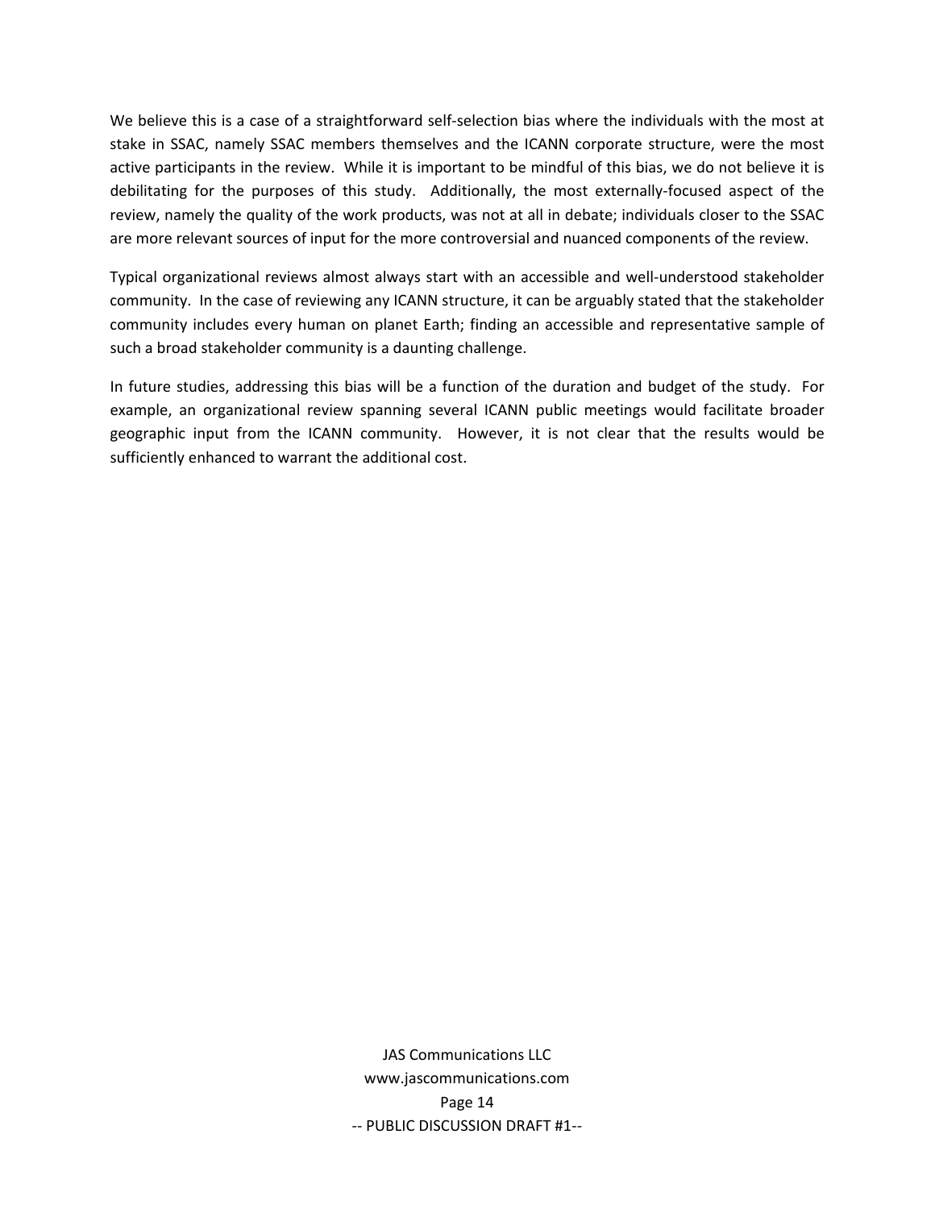We believe this is a case of a straightforward self-selection bias where the individuals with the most at stake in SSAC, namely SSAC members themselves and the ICANN corporate structure, were the most active participants in the review. While it is important to be mindful of this bias, we do not believe it is debilitating for the purposes of this study. Additionally, the most externally-focused aspect of the review, namely the quality of the work products, was not at all in debate; individuals closer to the SSAC are more relevant sources of input for the more controversial and nuanced components of the review.

Typical organizational reviews almost always start with an accessible and well-understood stakeholder community. In the case of reviewing any ICANN structure, it can be arguably stated that the stakeholder community includes every human on planet Earth; finding an accessible and representative sample of such a broad stakeholder community is a daunting challenge.

In future studies, addressing this bias will be a function of the duration and budget of the study. For example, an organizational review spanning several ICANN public meetings would facilitate broader geographic input from the ICANN community. However, it is not clear that the results would be sufficiently enhanced to warrant the additional cost.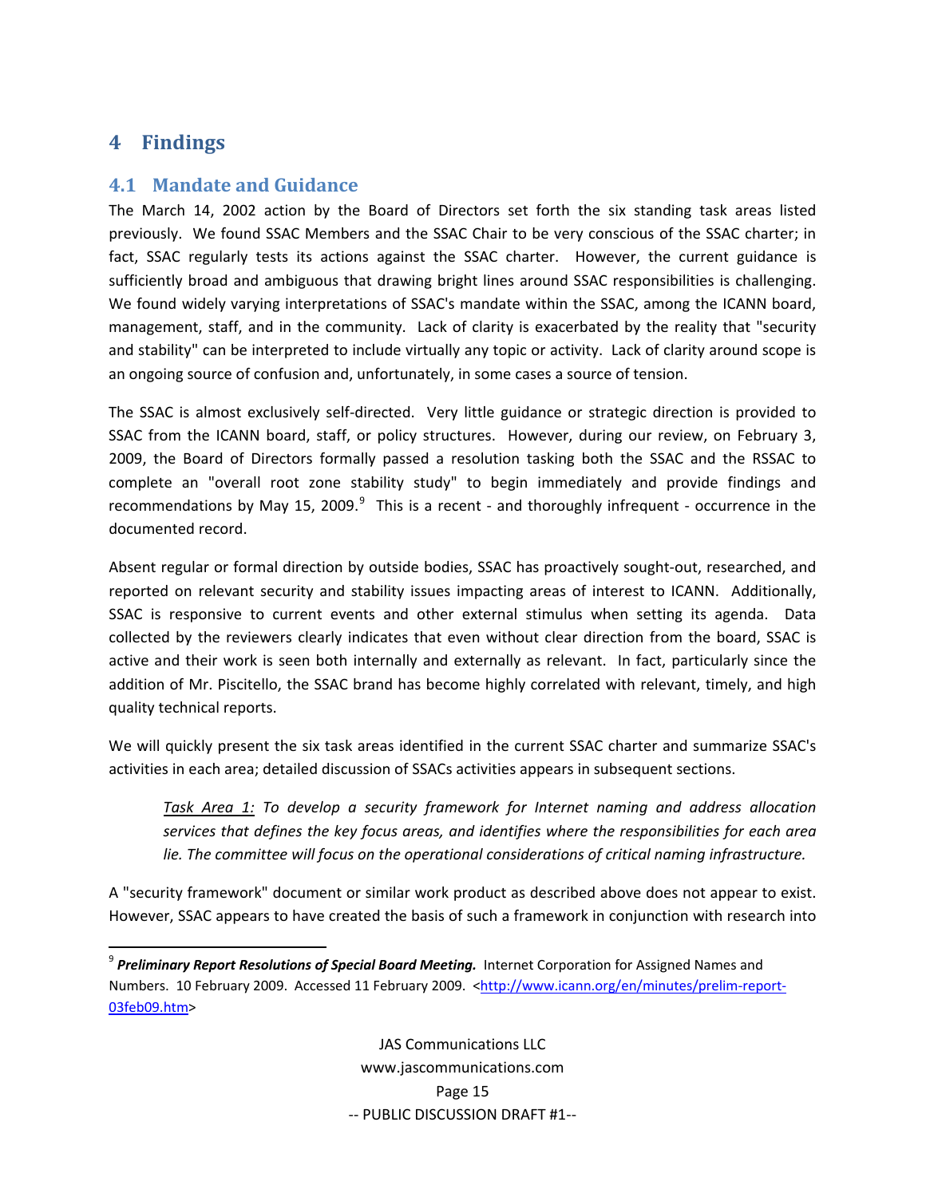# 4 Findings

## 4.1 Mandate and Guidance

The March 14, 2002 action by the Board of Directors set forth the six standing task areas listed previously. We found SSAC Members and the SSAC Chair to be very conscious of the SSAC charter; in fact, SSAC regularly tests its actions against the SSAC charter. However, the current guidance is sufficiently broad and ambiguous that drawing bright lines around SSAC responsibilities is challenging. We found widely varying interpretations of SSAC's mandate within the SSAC, among the ICANN board, management, staff, and in the community. Lack of clarity is exacerbated by the reality that "security and stability" can be interpreted to include virtually any topic or activity. Lack of clarity around scope is an ongoing source of confusion and, unfortunately, in some cases a source of tension.

The SSAC is almost exclusively self-directed. Very little guidance or strategic direction is provided to SSAC from the ICANN board, staff, or policy structures. However, during our review, on February 3, 2009, the Board of Directors formally passed a resolution tasking both the SSAC and the RSSAC to complete an "overall root zone stability study" to begin immediately and provide findings and recommendations by May 15, 2009.[9] This is a recent - and thoroughly infrequent - occurrence in the documented record.

Absent regular or formal direction by outside bodies, SSAC has proactively sought-out, researched, and reported on relevant security and stability issues impacting areas of interest to ICANN. Additionally, SSAC is responsive to current events and other external stimulus when setting its agenda. Data collected by the reviewers clearly indicates that even without clear direction from the board, SSAC is active and their work is seen both internally and externally as relevant. In fact, particularly since the addition of Mr. Piscitello, the SSAC brand has become highly correlated with relevant, timely, and high quality technical reports.

We will quickly present the six task areas identified in the current SSAC charter and summarize SSAC's activities in each area; detailed discussion of SSACs activities appears in subsequent sections.

> *Task Area 1: To develop a security framework for Internet naming and address allocation services that defines the key focus areas, and identifies where the responsibilities for each area lie. The committee will focus on the operational considerations of critical naming infrastructure.*

A "security framework" document or similar work product as described above does not appear to exist. However, SSAC appears to have created the basis of such a framework in conjunction with research into

[9] ***Preliminary Report Resolutions of Special Board Meeting.*** Internet Corporation for Assigned Names and Numbers. 10 February 2009. Accessed 11 February 2009. <http://www.icann.org/en/minutes/prelim-report-03feb09.htm>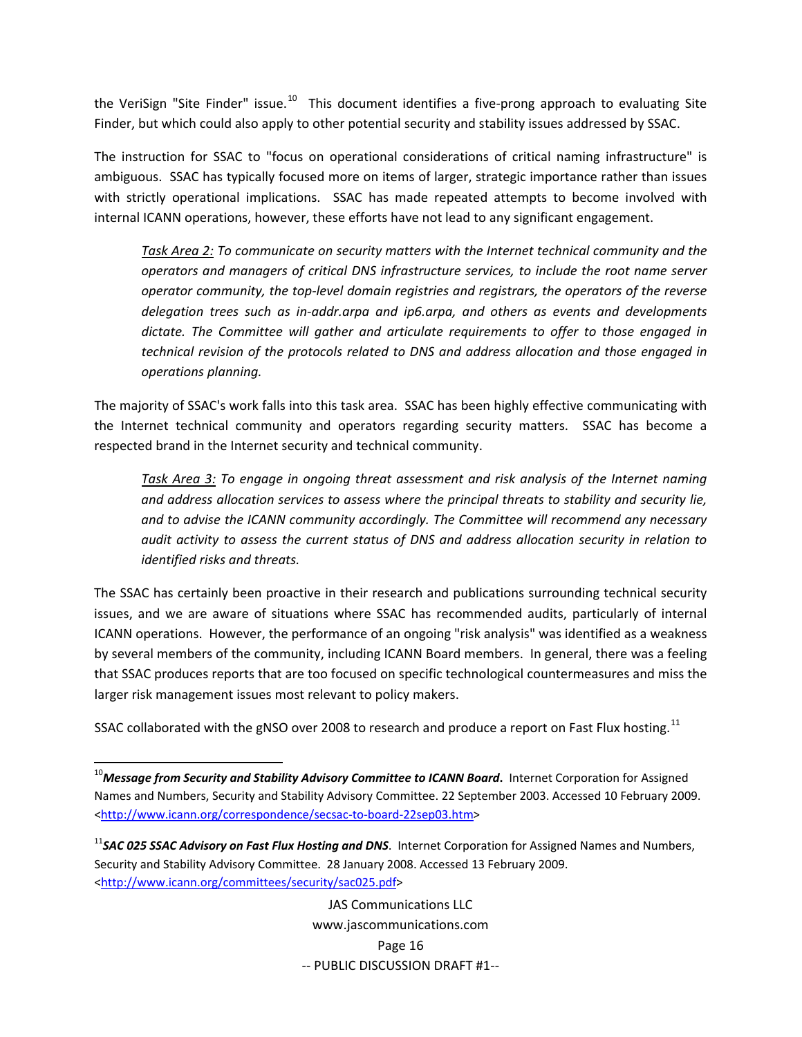the VeriSign "Site Finder" issue.[10] This document identifies a five-prong approach to evaluating Site Finder, but which could also apply to other potential security and stability issues addressed by SSAC.

The instruction for SSAC to "focus on operational considerations of critical naming infrastructure" is ambiguous. SSAC has typically focused more on items of larger, strategic importance rather than issues with strictly operational implications. SSAC has made repeated attempts to become involved with internal ICANN operations, however, these efforts have not lead to any significant engagement.

> *Task Area 2:* *To communicate on security matters with the Internet technical community and the operators and managers of critical DNS infrastructure services, to include the root name server operator community, the top-level domain registries and registrars, the operators of the reverse delegation trees such as in-addr.arpa and ip6.arpa, and others as events and developments dictate. The Committee will gather and articulate requirements to offer to those engaged in technical revision of the protocols related to DNS and address allocation and those engaged in operations planning.*

The majority of SSAC's work falls into this task area. SSAC has been highly effective communicating with the Internet technical community and operators regarding security matters. SSAC has become a respected brand in the Internet security and technical community.

> *Task Area 3:* *To engage in ongoing threat assessment and risk analysis of the Internet naming and address allocation services to assess where the principal threats to stability and security lie, and to advise the ICANN community accordingly. The Committee will recommend any necessary audit activity to assess the current status of DNS and address allocation security in relation to identified risks and threats.*

The SSAC has certainly been proactive in their research and publications surrounding technical security issues, and we are aware of situations where SSAC has recommended audits, particularly of internal ICANN operations. However, the performance of an ongoing "risk analysis" was identified as a weakness by several members of the community, including ICANN Board members. In general, there was a feeling that SSAC produces reports that are too focused on specific technological countermeasures and miss the larger risk management issues most relevant to policy makers.

SSAC collaborated with the gNSO over 2008 to research and produce a report on Fast Flux hosting.[11]

---

[10] ***Message from Security and Stability Advisory Committee to ICANN Board***. Internet Corporation for Assigned Names and Numbers, Security and Stability Advisory Committee. 22 September 2003. Accessed 10 February 2009. <http://www.icann.org/correspondence/secsac-to-board-22sep03.htm>

[11] ***SAC 025 SSAC Advisory on Fast Flux Hosting and DNS***. Internet Corporation for Assigned Names and Numbers, Security and Stability Advisory Committee. 28 January 2008. Accessed 13 February 2009. <http://www.icann.org/committees/security/sac025.pdf>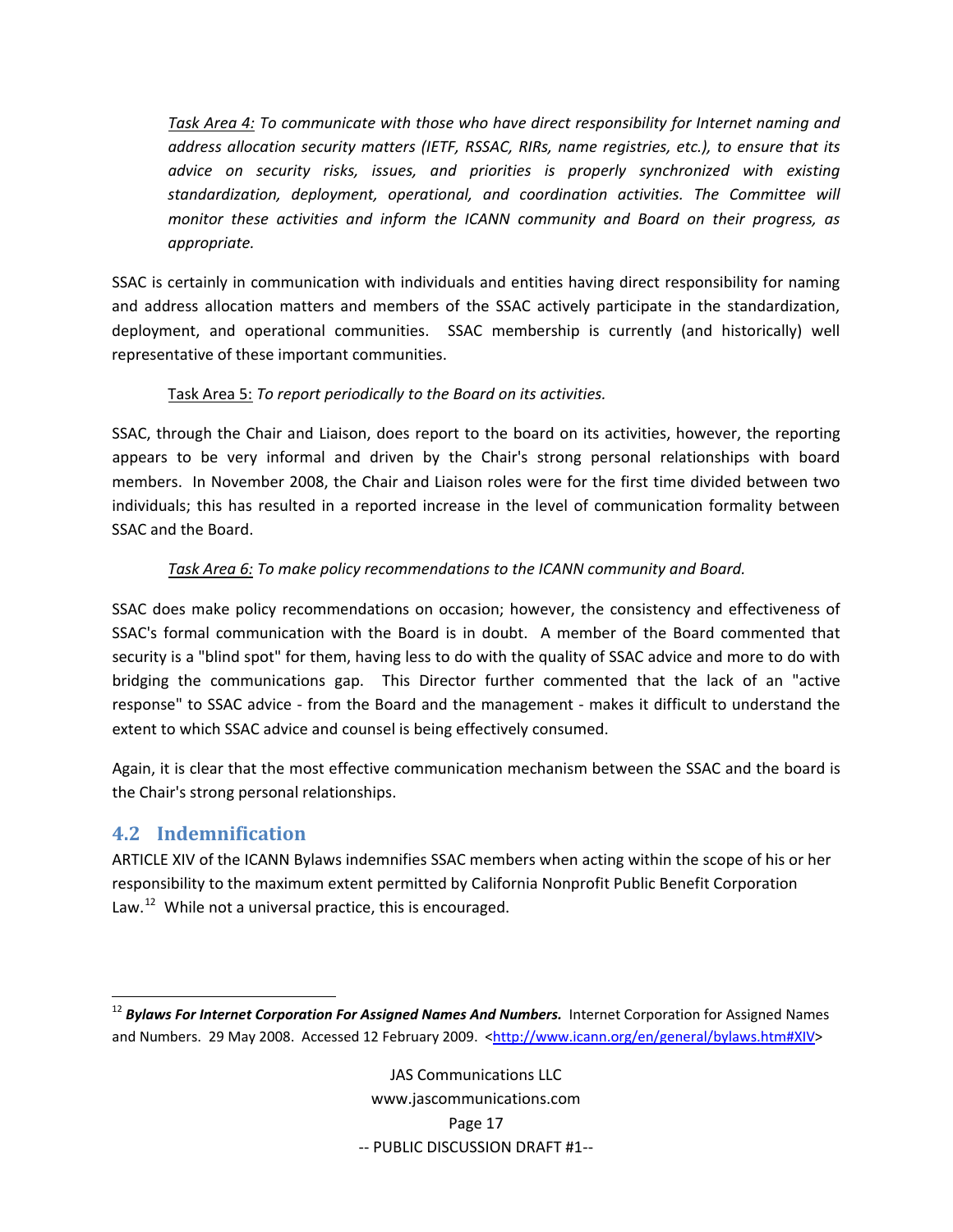*<u>Task Area 4:</u> To communicate with those who have direct responsibility for Internet naming and address allocation security matters (IETF, RSSAC, RIRs, name registries, etc.), to ensure that its advice on security risks, issues, and priorities is properly synchronized with existing standardization, deployment, operational, and coordination activities. The Committee will monitor these activities and inform the ICANN community and Board on their progress, as appropriate.*

SSAC is certainly in communication with individuals and entities having direct responsibility for naming and address allocation matters and members of the SSAC actively participate in the standardization, deployment, and operational communities. SSAC membership is currently (and historically) well representative of these important communities.

<u>Task Area 5:</u> *To report periodically to the Board on its activities.*

SSAC, through the Chair and Liaison, does report to the board on its activities, however, the reporting appears to be very informal and driven by the Chair's strong personal relationships with board members. In November 2008, the Chair and Liaison roles were for the first time divided between two individuals; this has resulted in a reported increase in the level of communication formality between SSAC and the Board.

*<u>Task Area 6:</u> To make policy recommendations to the ICANN community and Board.*

SSAC does make policy recommendations on occasion; however, the consistency and effectiveness of SSAC's formal communication with the Board is in doubt. A member of the Board commented that security is a "blind spot" for them, having less to do with the quality of SSAC advice and more to do with bridging the communications gap. This Director further commented that the lack of an "active response" to SSAC advice - from the Board and the management - makes it difficult to understand the extent to which SSAC advice and counsel is being effectively consumed.

Again, it is clear that the most effective communication mechanism between the SSAC and the board is the Chair's strong personal relationships.

## 4.2 Indemnification

ARTICLE XIV of the ICANN Bylaws indemnifies SSAC members when acting within the scope of his or her responsibility to the maximum extent permitted by California Nonprofit Public Benefit Corporation Law.[12] While not a universal practice, this is encouraged.

---

[12] ***Bylaws For Internet Corporation For Assigned Names And Numbers.*** Internet Corporation for Assigned Names and Numbers. 29 May 2008. Accessed 12 February 2009. <http://www.icann.org/en/general/bylaws.htm#XIV>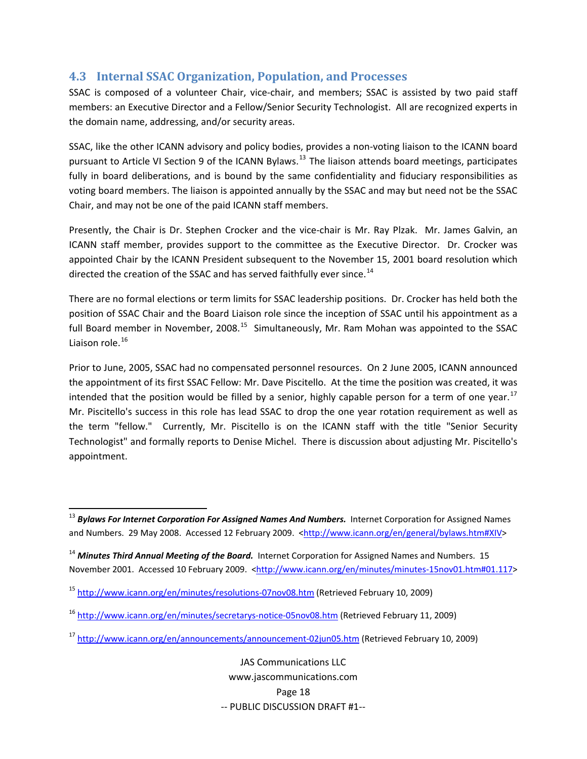## 4.3 Internal SSAC Organization, Population, and Processes

SSAC is composed of a volunteer Chair, vice-chair, and members; SSAC is assisted by two paid staff members: an Executive Director and a Fellow/Senior Security Technologist. All are recognized experts in the domain name, addressing, and/or security areas.

SSAC, like the other ICANN advisory and policy bodies, provides a non-voting liaison to the ICANN board pursuant to Article VI Section 9 of the ICANN Bylaws.[13] The liaison attends board meetings, participates fully in board deliberations, and is bound by the same confidentiality and fiduciary responsibilities as voting board members. The liaison is appointed annually by the SSAC and may but need not be the SSAC Chair, and may not be one of the paid ICANN staff members.

Presently, the Chair is Dr. Stephen Crocker and the vice-chair is Mr. Ray Plzak. Mr. James Galvin, an ICANN staff member, provides support to the committee as the Executive Director. Dr. Crocker was appointed Chair by the ICANN President subsequent to the November 15, 2001 board resolution which directed the creation of the SSAC and has served faithfully ever since.[14]

There are no formal elections or term limits for SSAC leadership positions. Dr. Crocker has held both the position of SSAC Chair and the Board Liaison role since the inception of SSAC until his appointment as a full Board member in November, 2008.[15] Simultaneously, Mr. Ram Mohan was appointed to the SSAC Liaison role.[16]

Prior to June, 2005, SSAC had no compensated personnel resources. On 2 June 2005, ICANN announced the appointment of its first SSAC Fellow: Mr. Dave Piscitello. At the time the position was created, it was intended that the position would be filled by a senior, highly capable person for a term of one year.[17] Mr. Piscitello's success in this role has lead SSAC to drop the one year rotation requirement as well as the term "fellow." Currently, Mr. Piscitello is on the ICANN staff with the title "Senior Security Technologist" and formally reports to Denise Michel. There is discussion about adjusting Mr. Piscitello's appointment.

---

[13] ***Bylaws For Internet Corporation For Assigned Names And Numbers.*** Internet Corporation for Assigned Names and Numbers. 29 May 2008. Accessed 12 February 2009. <http://www.icann.org/en/general/bylaws.htm#XIV>

[14] ***Minutes Third Annual Meeting of the Board.*** Internet Corporation for Assigned Names and Numbers. 15 November 2001. Accessed 10 February 2009. <http://www.icann.org/en/minutes/minutes-15nov01.htm#01.117>

[15] http://www.icann.org/en/minutes/resolutions-07nov08.htm (Retrieved February 10, 2009)

[16] http://www.icann.org/en/minutes/secretarys-notice-05nov08.htm (Retrieved February 11, 2009)

[17] http://www.icann.org/en/announcements/announcement-02jun05.htm (Retrieved February 10, 2009)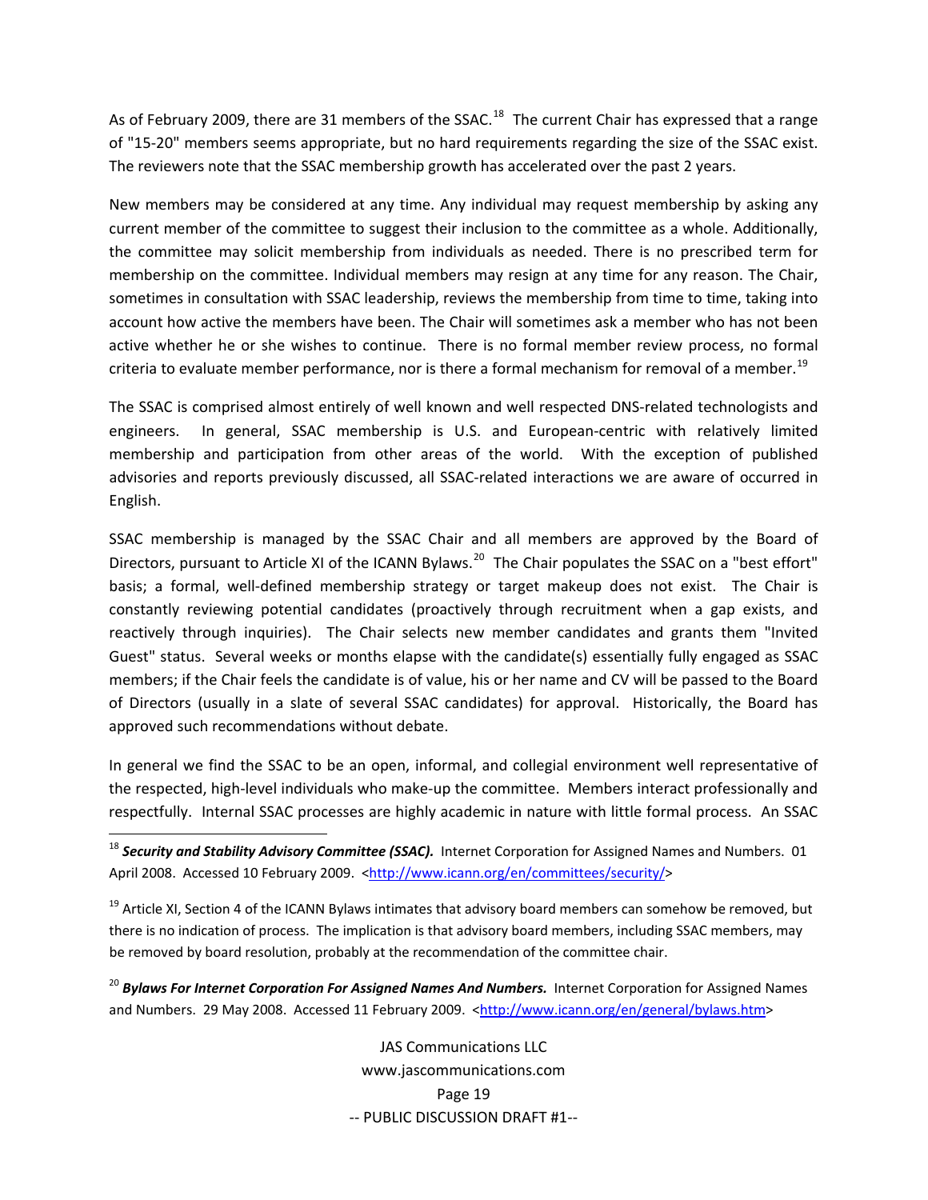As of February 2009, there are 31 members of the SSAC.[18] The current Chair has expressed that a range of "15-20" members seems appropriate, but no hard requirements regarding the size of the SSAC exist. The reviewers note that the SSAC membership growth has accelerated over the past 2 years.

New members may be considered at any time. Any individual may request membership by asking any current member of the committee to suggest their inclusion to the committee as a whole. Additionally, the committee may solicit membership from individuals as needed. There is no prescribed term for membership on the committee. Individual members may resign at any time for any reason. The Chair, sometimes in consultation with SSAC leadership, reviews the membership from time to time, taking into account how active the members have been. The Chair will sometimes ask a member who has not been active whether he or she wishes to continue. There is no formal member review process, no formal criteria to evaluate member performance, nor is there a formal mechanism for removal of a member.[19]

The SSAC is comprised almost entirely of well known and well respected DNS-related technologists and engineers. In general, SSAC membership is U.S. and European-centric with relatively limited membership and participation from other areas of the world. With the exception of published advisories and reports previously discussed, all SSAC-related interactions we are aware of occurred in English.

SSAC membership is managed by the SSAC Chair and all members are approved by the Board of Directors, pursuant to Article XI of the ICANN Bylaws.[20] The Chair populates the SSAC on a "best effort" basis; a formal, well-defined membership strategy or target makeup does not exist. The Chair is constantly reviewing potential candidates (proactively through recruitment when a gap exists, and reactively through inquiries). The Chair selects new member candidates and grants them "Invited Guest" status. Several weeks or months elapse with the candidate(s) essentially fully engaged as SSAC members; if the Chair feels the candidate is of value, his or her name and CV will be passed to the Board of Directors (usually in a slate of several SSAC candidates) for approval. Historically, the Board has approved such recommendations without debate.

In general we find the SSAC to be an open, informal, and collegial environment well representative of the respected, high-level individuals who make-up the committee. Members interact professionally and respectfully. Internal SSAC processes are highly academic in nature with little formal process. An SSAC

---

[18] ***Security and Stability Advisory Committee (SSAC).*** Internet Corporation for Assigned Names and Numbers. 01 April 2008. Accessed 10 February 2009. <http://www.icann.org/en/committees/security/>

[19] Article XI, Section 4 of the ICANN Bylaws intimates that advisory board members can somehow be removed, but there is no indication of process. The implication is that advisory board members, including SSAC members, may be removed by board resolution, probably at the recommendation of the committee chair.

[20] ***Bylaws For Internet Corporation For Assigned Names And Numbers.*** Internet Corporation for Assigned Names and Numbers. 29 May 2008. Accessed 11 February 2009. <http://www.icann.org/en/general/bylaws.htm>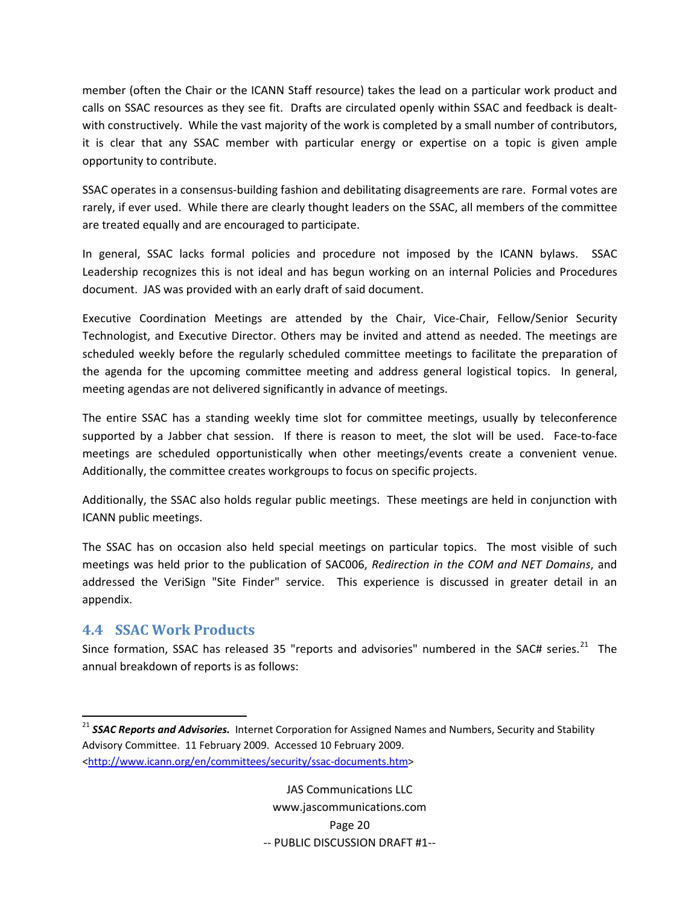member (often the Chair or the ICANN Staff resource) takes the lead on a particular work product and calls on SSAC resources as they see fit. Drafts are circulated openly within SSAC and feedback is dealt-with constructively. While the vast majority of the work is completed by a small number of contributors, it is clear that any SSAC member with particular energy or expertise on a topic is given ample opportunity to contribute.

SSAC operates in a consensus-building fashion and debilitating disagreements are rare. Formal votes are rarely, if ever used. While there are clearly thought leaders on the SSAC, all members of the committee are treated equally and are encouraged to participate.

In general, SSAC lacks formal policies and procedure not imposed by the ICANN bylaws. SSAC Leadership recognizes this is not ideal and has begun working on an internal Policies and Procedures document. JAS was provided with an early draft of said document.

Executive Coordination Meetings are attended by the Chair, Vice-Chair, Fellow/Senior Security Technologist, and Executive Director. Others may be invited and attend as needed. The meetings are scheduled weekly before the regularly scheduled committee meetings to facilitate the preparation of the agenda for the upcoming committee meeting and address general logistical topics. In general, meeting agendas are not delivered significantly in advance of meetings.

The entire SSAC has a standing weekly time slot for committee meetings, usually by teleconference supported by a Jabber chat session. If there is reason to meet, the slot will be used. Face-to-face meetings are scheduled opportunistically when other meetings/events create a convenient venue. Additionally, the committee creates workgroups to focus on specific projects.

Additionally, the SSAC also holds regular public meetings. These meetings are held in conjunction with ICANN public meetings.

The SSAC has on occasion also held special meetings on particular topics. The most visible of such meetings was held prior to the publication of SAC006, *Redirection in the COM and NET Domains*, and addressed the VeriSign "Site Finder" service. This experience is discussed in greater detail in an appendix.

## 4.4 SSAC Work Products

Since formation, SSAC has released 35 "reports and advisories" numbered in the SAC# series.[21] The annual breakdown of reports is as follows:

[21] ***SSAC Reports and Advisories.*** Internet Corporation for Assigned Names and Numbers, Security and Stability Advisory Committee. 11 February 2009. Accessed 10 February 2009. <http://www.icann.org/en/committees/security/ssac-documents.htm>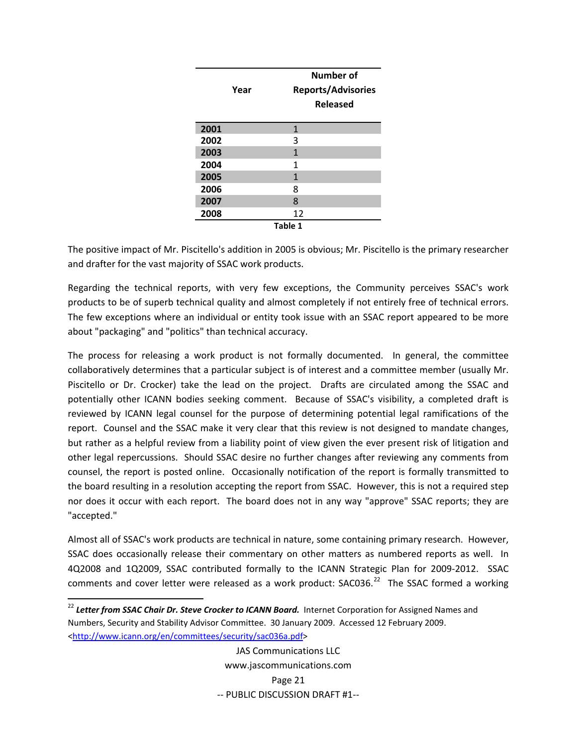| Year | Number of Reports/Advisories Released |
|---|---|
| **2001** | 1 |
| **2002** | 3 |
| **2003** | 1 |
| **2004** | 1 |
| **2005** | 1 |
| **2006** | 8 |
| **2007** | 8 |
| **2008** | 12 |

**Table 1**

The positive impact of Mr. Piscitello's addition in 2005 is obvious; Mr. Piscitello is the primary researcher and drafter for the vast majority of SSAC work products.

Regarding the technical reports, with very few exceptions, the Community perceives SSAC's work products to be of superb technical quality and almost completely if not entirely free of technical errors. The few exceptions where an individual or entity took issue with an SSAC report appeared to be more about "packaging" and "politics" than technical accuracy.

The process for releasing a work product is not formally documented. In general, the committee collaboratively determines that a particular subject is of interest and a committee member (usually Mr. Piscitello or Dr. Crocker) take the lead on the project. Drafts are circulated among the SSAC and potentially other ICANN bodies seeking comment. Because of SSAC's visibility, a completed draft is reviewed by ICANN legal counsel for the purpose of determining potential legal ramifications of the report. Counsel and the SSAC make it very clear that this review is not designed to mandate changes, but rather as a helpful review from a liability point of view given the ever present risk of litigation and other legal repercussions. Should SSAC desire no further changes after reviewing any comments from counsel, the report is posted online. Occasionally notification of the report is formally transmitted to the board resulting in a resolution accepting the report from SSAC. However, this is not a required step nor does it occur with each report. The board does not in any way "approve" SSAC reports; they are "accepted."

Almost all of SSAC's work products are technical in nature, some containing primary research. However, SSAC does occasionally release their commentary on other matters as numbered reports as well. In 4Q2008 and 1Q2009, SSAC contributed formally to the ICANN Strategic Plan for 2009-2012. SSAC comments and cover letter were released as a work product: SAC036.[22] The SSAC formed a working

[22] ***Letter from SSAC Chair Dr. Steve Crocker to ICANN Board.*** Internet Corporation for Assigned Names and Numbers, Security and Stability Advisor Committee. 30 January 2009. Accessed 12 February 2009. <http://www.icann.org/en/committees/security/sac036a.pdf>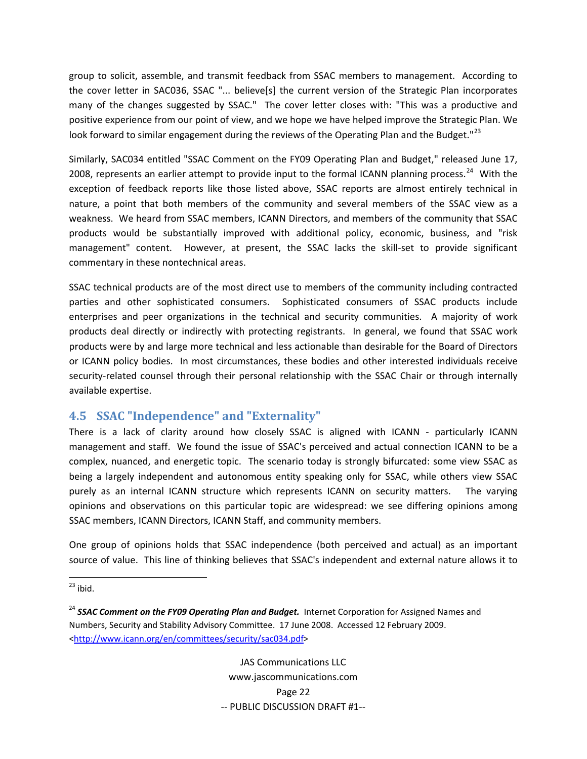group to solicit, assemble, and transmit feedback from SSAC members to management. According to the cover letter in SAC036, SSAC "... believe[s] the current version of the Strategic Plan incorporates many of the changes suggested by SSAC." The cover letter closes with: "This was a productive and positive experience from our point of view, and we hope we have helped improve the Strategic Plan. We look forward to similar engagement during the reviews of the Operating Plan and the Budget."[23]

Similarly, SAC034 entitled "SSAC Comment on the FY09 Operating Plan and Budget," released June 17, 2008, represents an earlier attempt to provide input to the formal ICANN planning process.[24] With the exception of feedback reports like those listed above, SSAC reports are almost entirely technical in nature, a point that both members of the community and several members of the SSAC view as a weakness. We heard from SSAC members, ICANN Directors, and members of the community that SSAC products would be substantially improved with additional policy, economic, business, and "risk management" content. However, at present, the SSAC lacks the skill-set to provide significant commentary in these nontechnical areas.

SSAC technical products are of the most direct use to members of the community including contracted parties and other sophisticated consumers. Sophisticated consumers of SSAC products include enterprises and peer organizations in the technical and security communities. A majority of work products deal directly or indirectly with protecting registrants. In general, we found that SSAC work products were by and large more technical and less actionable than desirable for the Board of Directors or ICANN policy bodies. In most circumstances, these bodies and other interested individuals receive security-related counsel through their personal relationship with the SSAC Chair or through internally available expertise.

## 4.5 SSAC "Independence" and "Externality"

There is a lack of clarity around how closely SSAC is aligned with ICANN - particularly ICANN management and staff. We found the issue of SSAC's perceived and actual connection ICANN to be a complex, nuanced, and energetic topic. The scenario today is strongly bifurcated: some view SSAC as being a largely independent and autonomous entity speaking only for SSAC, while others view SSAC purely as an internal ICANN structure which represents ICANN on security matters. The varying opinions and observations on this particular topic are widespread: we see differing opinions among SSAC members, ICANN Directors, ICANN Staff, and community members.

One group of opinions holds that SSAC independence (both perceived and actual) as an important source of value. This line of thinking believes that SSAC's independent and external nature allows it to

---

[23] ibid.

[24] ***SSAC Comment on the FY09 Operating Plan and Budget.*** Internet Corporation for Assigned Names and Numbers, Security and Stability Advisory Committee. 17 June 2008. Accessed 12 February 2009. <http://www.icann.org/en/committees/security/sac034.pdf>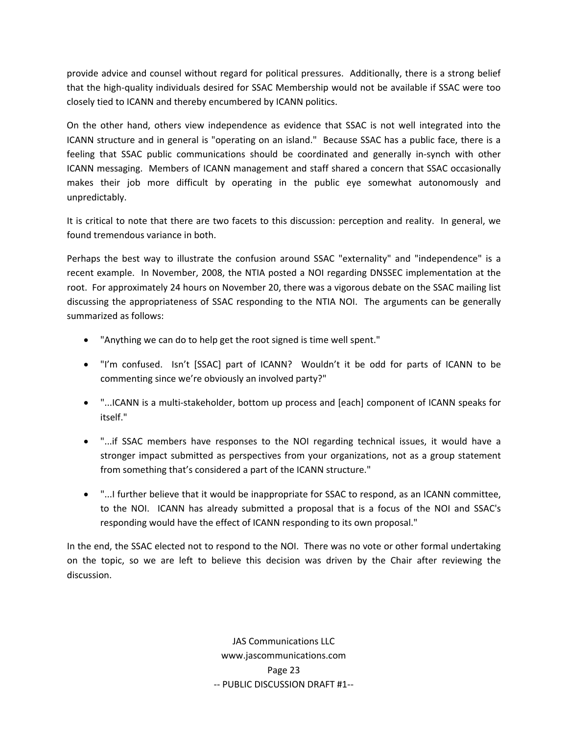provide advice and counsel without regard for political pressures. Additionally, there is a strong belief that the high-quality individuals desired for SSAC Membership would not be available if SSAC were too closely tied to ICANN and thereby encumbered by ICANN politics.

On the other hand, others view independence as evidence that SSAC is not well integrated into the ICANN structure and in general is "operating on an island." Because SSAC has a public face, there is a feeling that SSAC public communications should be coordinated and generally in-synch with other ICANN messaging. Members of ICANN management and staff shared a concern that SSAC occasionally makes their job more difficult by operating in the public eye somewhat autonomously and unpredictably.

It is critical to note that there are two facets to this discussion: perception and reality. In general, we found tremendous variance in both.

Perhaps the best way to illustrate the confusion around SSAC "externality" and "independence" is a recent example. In November, 2008, the NTIA posted a NOI regarding DNSSEC implementation at the root. For approximately 24 hours on November 20, there was a vigorous debate on the SSAC mailing list discussing the appropriateness of SSAC responding to the NTIA NOI. The arguments can be generally summarized as follows:

- "Anything we can do to help get the root signed is time well spent."
- "I'm confused. Isn't [SSAC] part of ICANN? Wouldn't it be odd for parts of ICANN to be commenting since we're obviously an involved party?"
- "...ICANN is a multi-stakeholder, bottom up process and [each] component of ICANN speaks for itself."
- "...if SSAC members have responses to the NOI regarding technical issues, it would have a stronger impact submitted as perspectives from your organizations, not as a group statement from something that's considered a part of the ICANN structure."
- "...I further believe that it would be inappropriate for SSAC to respond, as an ICANN committee, to the NOI. ICANN has already submitted a proposal that is a focus of the NOI and SSAC's responding would have the effect of ICANN responding to its own proposal."

In the end, the SSAC elected not to respond to the NOI. There was no vote or other formal undertaking on the topic, so we are left to believe this decision was driven by the Chair after reviewing the discussion.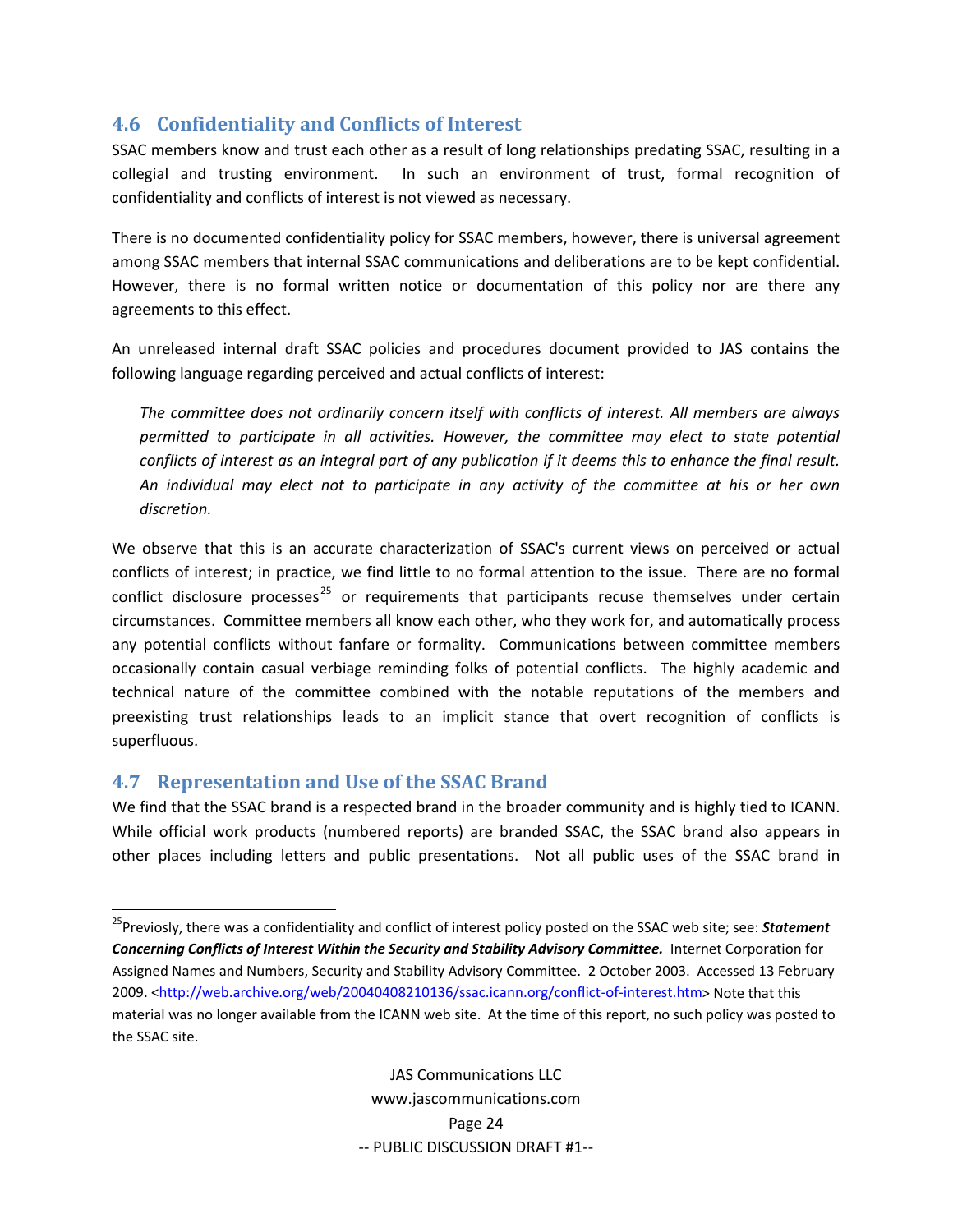## 4.6 Confidentiality and Conflicts of Interest

SSAC members know and trust each other as a result of long relationships predating SSAC, resulting in a collegial and trusting environment. In such an environment of trust, formal recognition of confidentiality and conflicts of interest is not viewed as necessary.

There is no documented confidentiality policy for SSAC members, however, there is universal agreement among SSAC members that internal SSAC communications and deliberations are to be kept confidential. However, there is no formal written notice or documentation of this policy nor are there any agreements to this effect.

An unreleased internal draft SSAC policies and procedures document provided to JAS contains the following language regarding perceived and actual conflicts of interest:

> *The committee does not ordinarily concern itself with conflicts of interest. All members are always permitted to participate in all activities. However, the committee may elect to state potential conflicts of interest as an integral part of any publication if it deems this to enhance the final result. An individual may elect not to participate in any activity of the committee at his or her own discretion.*

We observe that this is an accurate characterization of SSAC's current views on perceived or actual conflicts of interest; in practice, we find little to no formal attention to the issue. There are no formal conflict disclosure processes[25] or requirements that participants recuse themselves under certain circumstances. Committee members all know each other, who they work for, and automatically process any potential conflicts without fanfare or formality. Communications between committee members occasionally contain casual verbiage reminding folks of potential conflicts. The highly academic and technical nature of the committee combined with the notable reputations of the members and preexisting trust relationships leads to an implicit stance that overt recognition of conflicts is superfluous.

## 4.7 Representation and Use of the SSAC Brand

We find that the SSAC brand is a respected brand in the broader community and is highly tied to ICANN. While official work products (numbered reports) are branded SSAC, the SSAC brand also appears in other places including letters and public presentations. Not all public uses of the SSAC brand in

---

[25] Previously, there was a confidentiality and conflict of interest policy posted on the SSAC web site; see: ***Statement Concerning Conflicts of Interest Within the Security and Stability Advisory Committee.*** Internet Corporation for Assigned Names and Numbers, Security and Stability Advisory Committee. 2 October 2003. Accessed 13 February 2009. <http://web.archive.org/web/20040408210136/ssac.icann.org/conflict-of-interest.htm> Note that this material was no longer available from the ICANN web site. At the time of this report, no such policy was posted to the SSAC site.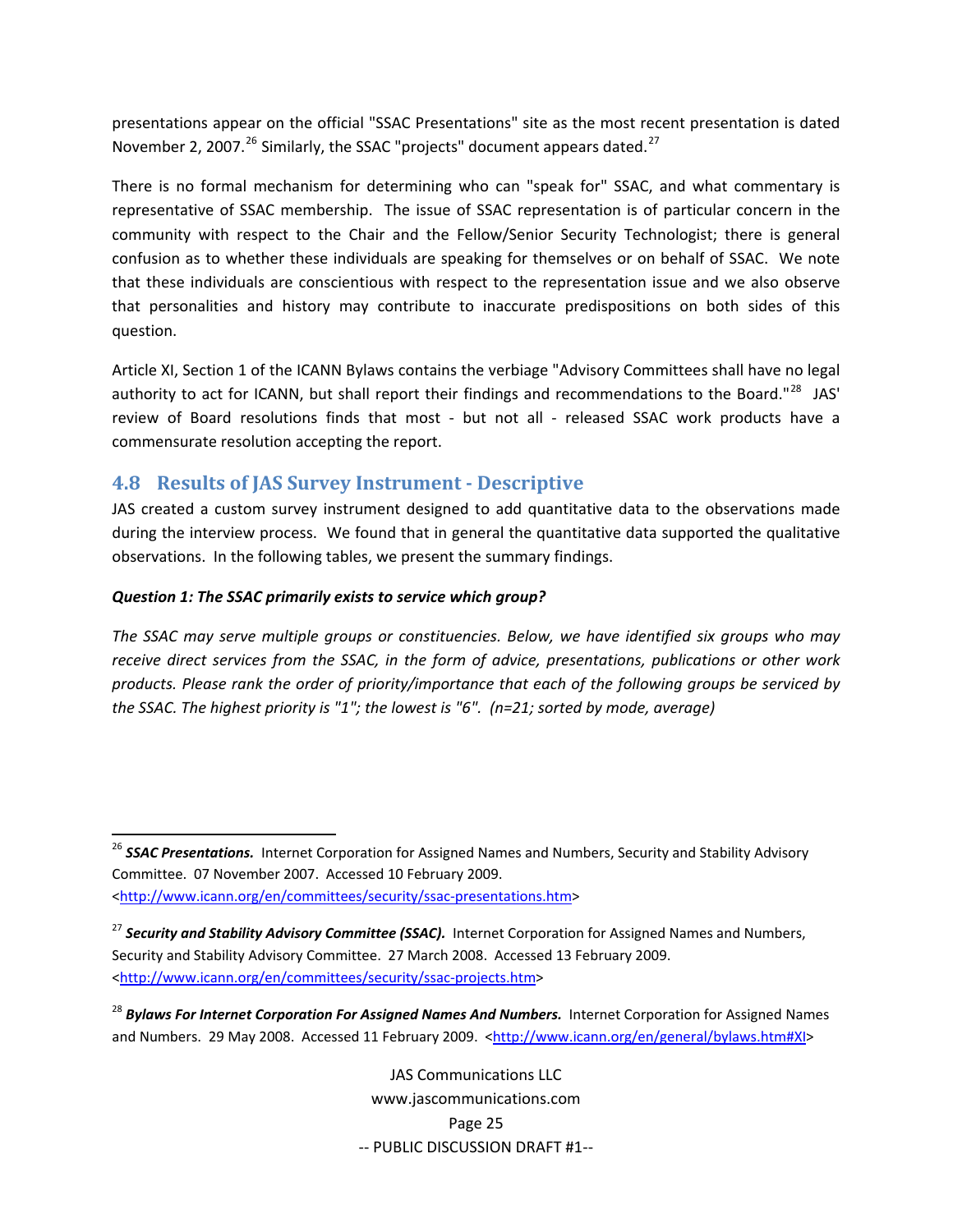presentations appear on the official "SSAC Presentations" site as the most recent presentation is dated November 2, 2007.[26] Similarly, the SSAC "projects" document appears dated.[27]

There is no formal mechanism for determining who can "speak for" SSAC, and what commentary is representative of SSAC membership. The issue of SSAC representation is of particular concern in the community with respect to the Chair and the Fellow/Senior Security Technologist; there is general confusion as to whether these individuals are speaking for themselves or on behalf of SSAC. We note that these individuals are conscientious with respect to the representation issue and we also observe that personalities and history may contribute to inaccurate predispositions on both sides of this question.

Article XI, Section 1 of the ICANN Bylaws contains the verbiage "Advisory Committees shall have no legal authority to act for ICANN, but shall report their findings and recommendations to the Board."[28] JAS' review of Board resolutions finds that most - but not all - released SSAC work products have a commensurate resolution accepting the report.

## 4.8 Results of JAS Survey Instrument - Descriptive

JAS created a custom survey instrument designed to add quantitative data to the observations made during the interview process. We found that in general the quantitative data supported the qualitative observations. In the following tables, we present the summary findings.

***Question 1: The SSAC primarily exists to service which group?***

*The SSAC may serve multiple groups or constituencies. Below, we have identified six groups who may receive direct services from the SSAC, in the form of advice, presentations, publications or other work products. Please rank the order of priority/importance that each of the following groups be serviced by the SSAC. The highest priority is "1"; the lowest is "6". (n=21; sorted by mode, average)*

---

[26] ***SSAC Presentations.*** Internet Corporation for Assigned Names and Numbers, Security and Stability Advisory Committee. 07 November 2007. Accessed 10 February 2009. <http://www.icann.org/en/committees/security/ssac-presentations.htm>

[27] ***Security and Stability Advisory Committee (SSAC).*** Internet Corporation for Assigned Names and Numbers, Security and Stability Advisory Committee. 27 March 2008. Accessed 13 February 2009. <http://www.icann.org/en/committees/security/ssac-projects.htm>

[28] ***Bylaws For Internet Corporation For Assigned Names And Numbers.*** Internet Corporation for Assigned Names and Numbers. 29 May 2008. Accessed 11 February 2009. <http://www.icann.org/en/general/bylaws.htm#XI>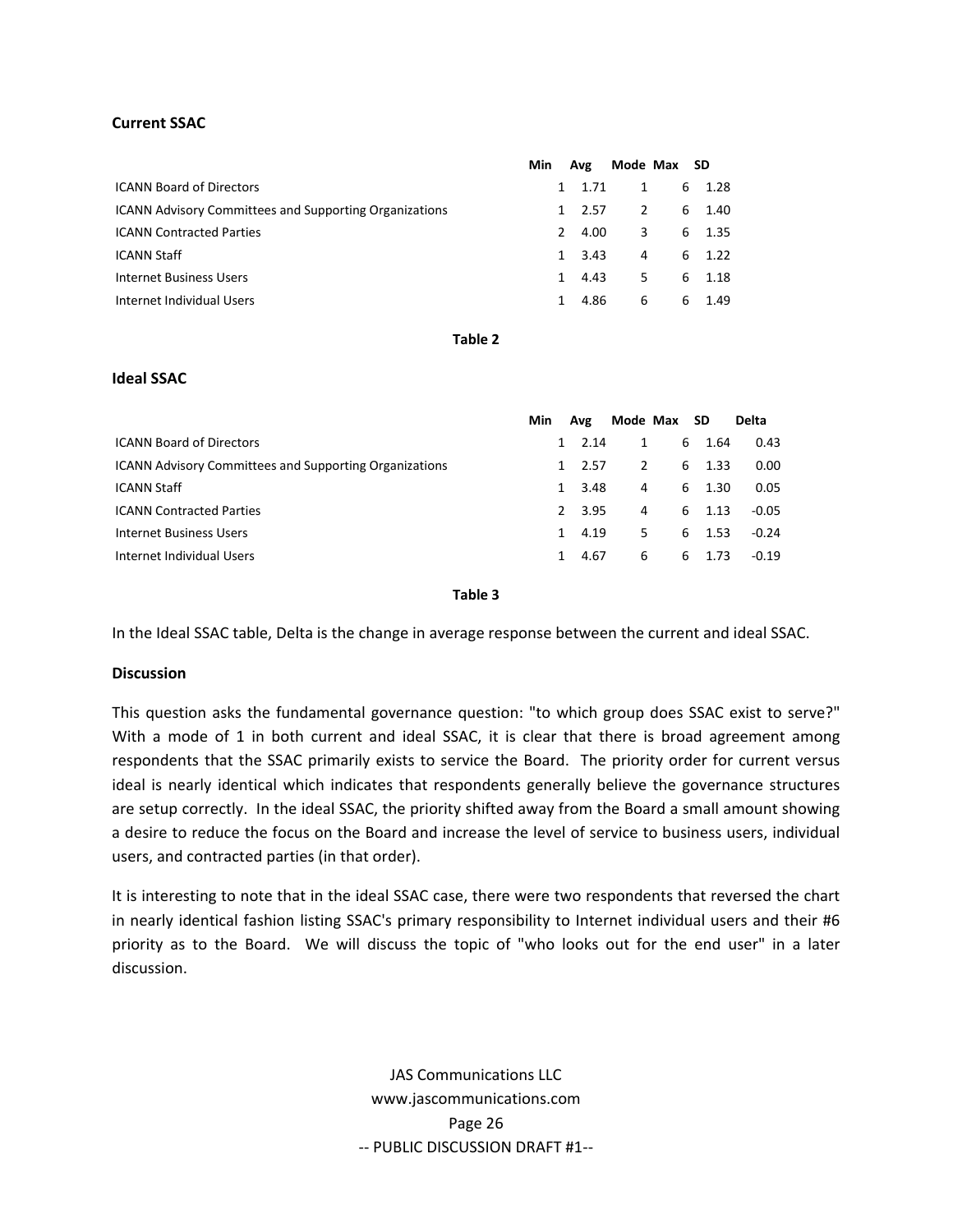**Current SSAC**

| | Min | Avg | Mode | Max | SD |
|---|---|---|---|---|---|
| ICANN Board of Directors | 1 | 1.71 | 1 | 6 | 1.28 |
| ICANN Advisory Committees and Supporting Organizations | 1 | 2.57 | 2 | 6 | 1.40 |
| ICANN Contracted Parties | 2 | 4.00 | 3 | 6 | 1.35 |
| ICANN Staff | 1 | 3.43 | 4 | 6 | 1.22 |
| Internet Business Users | 1 | 4.43 | 5 | 6 | 1.18 |
| Internet Individual Users | 1 | 4.86 | 6 | 6 | 1.49 |

**Table 2**

**Ideal SSAC**

| | Min | Avg | Mode | Max | SD | Delta |
|---|---|---|---|---|---|---|
| ICANN Board of Directors | 1 | 2.14 | 1 | 6 | 1.64 | 0.43 |
| ICANN Advisory Committees and Supporting Organizations | 1 | 2.57 | 2 | 6 | 1.33 | 0.00 |
| ICANN Staff | 1 | 3.48 | 4 | 6 | 1.30 | 0.05 |
| ICANN Contracted Parties | 2 | 3.95 | 4 | 6 | 1.13 | -0.05 |
| Internet Business Users | 1 | 4.19 | 5 | 6 | 1.53 | -0.24 |
| Internet Individual Users | 1 | 4.67 | 6 | 6 | 1.73 | -0.19 |

**Table 3**

In the Ideal SSAC table, Delta is the change in average response between the current and ideal SSAC.

**Discussion**

This question asks the fundamental governance question: "to which group does SSAC exist to serve?" With a mode of 1 in both current and ideal SSAC, it is clear that there is broad agreement among respondents that the SSAC primarily exists to service the Board. The priority order for current versus ideal is nearly identical which indicates that respondents generally believe the governance structures are setup correctly. In the ideal SSAC, the priority shifted away from the Board a small amount showing a desire to reduce the focus on the Board and increase the level of service to business users, individual users, and contracted parties (in that order).

It is interesting to note that in the ideal SSAC case, there were two respondents that reversed the chart in nearly identical fashion listing SSAC's primary responsibility to Internet individual users and their #6 priority as to the Board. We will discuss the topic of "who looks out for the end user" in a later discussion.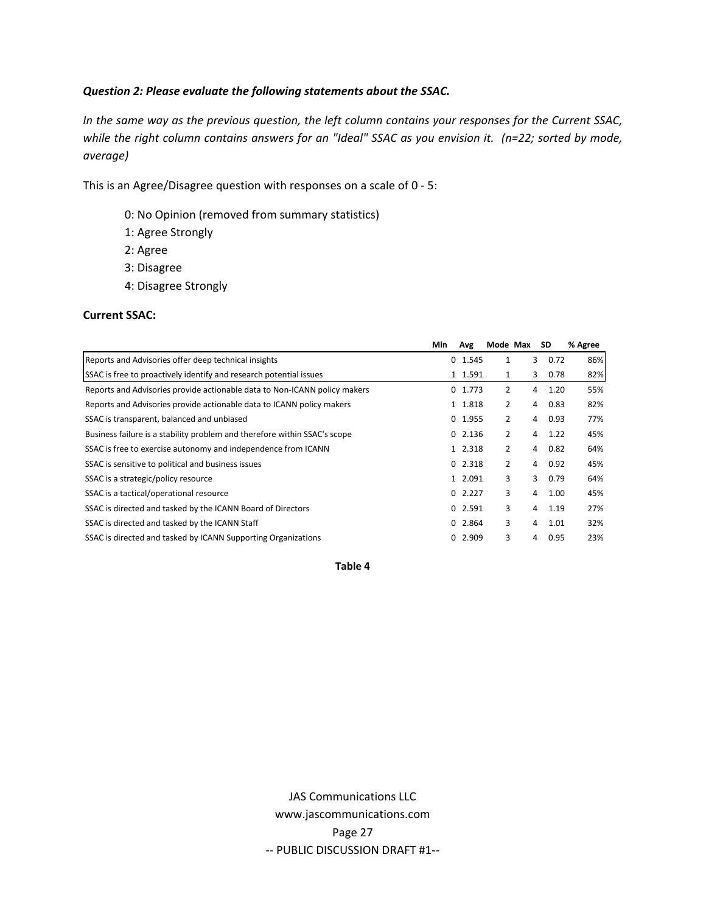***Question 2: Please evaluate the following statements about the SSAC.***

*In the same way as the previous question, the left column contains your responses for the Current SSAC, while the right column contains answers for an "Ideal" SSAC as you envision it. (n=22; sorted by mode, average)*

This is an Agree/Disagree question with responses on a scale of 0 - 5:

- 0: No Opinion (removed from summary statistics)
- 1: Agree Strongly
- 2: Agree
- 3: Disagree
- 4: Disagree Strongly

**Current SSAC:**

| | Min | Avg | Mode | Max | SD | % Agree |
|---|---|---|---|---|---|---|
| Reports and Advisories offer deep technical insights | 0 | 1.545 | 1 | 3 | 0.72 | 86% |
| SSAC is free to proactively identify and research potential issues | 1 | 1.591 | 1 | 3 | 0.78 | 82% |
| Reports and Advisories provide actionable data to Non-ICANN policy makers | 0 | 1.773 | 2 | 4 | 1.20 | 55% |
| Reports and Advisories provide actionable data to ICANN policy makers | 1 | 1.818 | 2 | 4 | 0.83 | 82% |
| SSAC is transparent, balanced and unbiased | 0 | 1.955 | 2 | 4 | 0.93 | 77% |
| Business failure is a stability problem and therefore within SSAC's scope | 0 | 2.136 | 2 | 4 | 1.22 | 45% |
| SSAC is free to exercise autonomy and independence from ICANN | 1 | 2.318 | 2 | 4 | 0.82 | 64% |
| SSAC is sensitive to political and business issues | 0 | 2.318 | 2 | 4 | 0.92 | 45% |
| SSAC is a strategic/policy resource | 1 | 2.091 | 3 | 3 | 0.79 | 64% |
| SSAC is a tactical/operational resource | 0 | 2.227 | 3 | 4 | 1.00 | 45% |
| SSAC is directed and tasked by the ICANN Board of Directors | 0 | 2.591 | 3 | 4 | 1.19 | 27% |
| SSAC is directed and tasked by the ICANN Staff | 0 | 2.864 | 3 | 4 | 1.01 | 32% |
| SSAC is directed and tasked by ICANN Supporting Organizations | 0 | 2.909 | 3 | 4 | 0.95 | 23% |

**Table 4**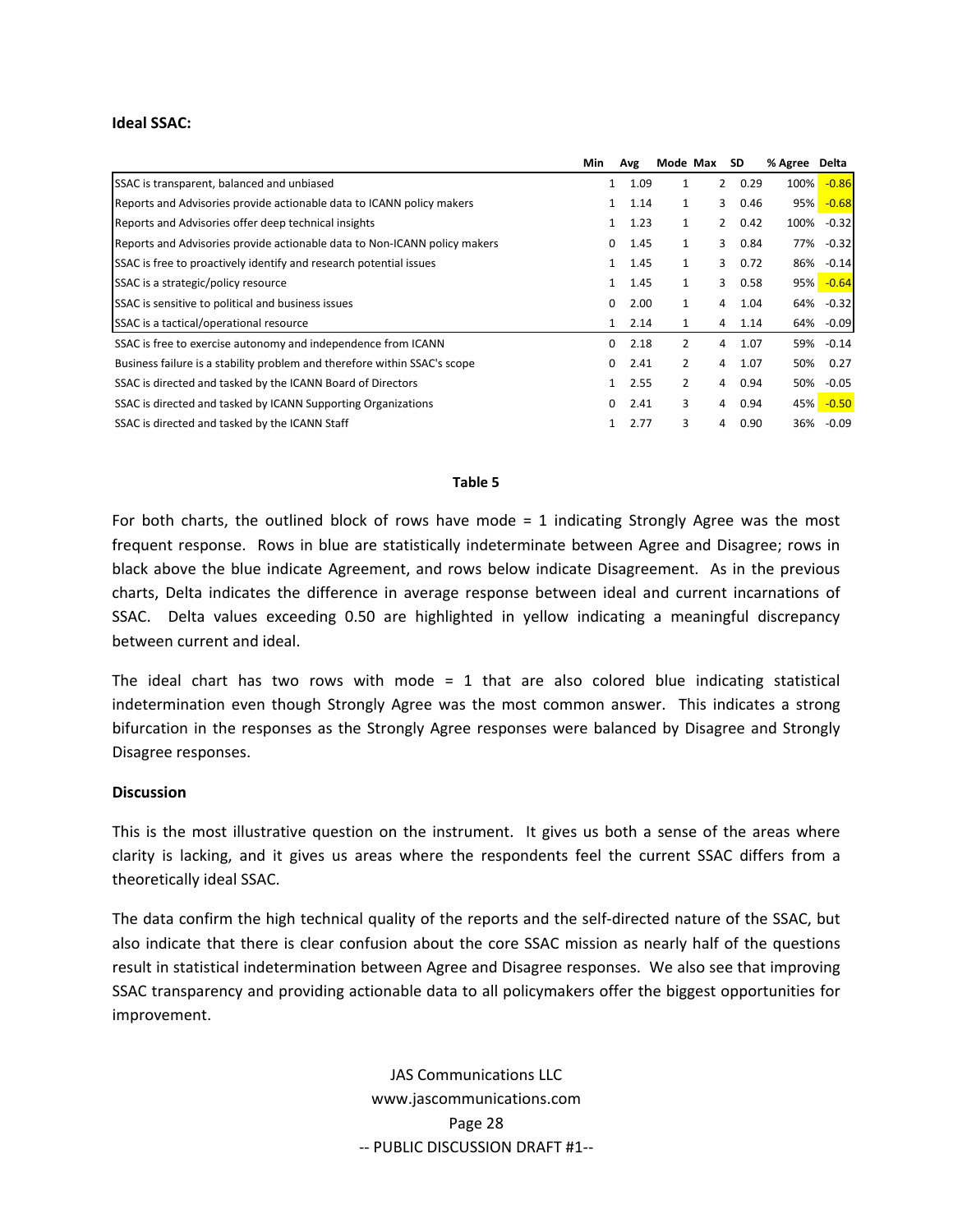**Ideal SSAC:**

| | Min | Avg | Mode | Max | SD | % Agree | Delta |
|---|---|---|---|---|---|---|---|
| SSAC is transparent, balanced and unbiased | 1 | 1.09 | 1 | 2 | 0.29 | 100% | -0.86 |
| Reports and Advisories provide actionable data to ICANN policy makers | 1 | 1.14 | 1 | 3 | 0.46 | 95% | -0.68 |
| Reports and Advisories offer deep technical insights | 1 | 1.23 | 1 | 2 | 0.42 | 100% | -0.32 |
| Reports and Advisories provide actionable data to Non-ICANN policy makers | 0 | 1.45 | 1 | 3 | 0.84 | 77% | -0.32 |
| SSAC is free to proactively identify and research potential issues | 1 | 1.45 | 1 | 3 | 0.72 | 86% | -0.14 |
| SSAC is a strategic/policy resource | 1 | 1.45 | 1 | 3 | 0.58 | 95% | -0.64 |
| SSAC is sensitive to political and business issues | 0 | 2.00 | 1 | 4 | 1.04 | 64% | -0.32 |
| SSAC is a tactical/operational resource | 1 | 2.14 | 1 | 4 | 1.14 | 64% | -0.09 |
| SSAC is free to exercise autonomy and independence from ICANN | 0 | 2.18 | 2 | 4 | 1.07 | 59% | -0.14 |
| Business failure is a stability problem and therefore within SSAC's scope | 0 | 2.41 | 2 | 4 | 1.07 | 50% | 0.27 |
| SSAC is directed and tasked by the ICANN Board of Directors | 1 | 2.55 | 2 | 4 | 0.94 | 50% | -0.05 |
| SSAC is directed and tasked by ICANN Supporting Organizations | 0 | 2.41 | 3 | 4 | 0.94 | 45% | -0.50 |
| SSAC is directed and tasked by the ICANN Staff | 1 | 2.77 | 3 | 4 | 0.90 | 36% | -0.09 |

**Table 5**

For both charts, the outlined block of rows have mode = 1 indicating Strongly Agree was the most frequent response. Rows in blue are statistically indeterminate between Agree and Disagree; rows in black above the blue indicate Agreement, and rows below indicate Disagreement. As in the previous charts, Delta indicates the difference in average response between ideal and current incarnations of SSAC. Delta values exceeding 0.50 are highlighted in yellow indicating a meaningful discrepancy between current and ideal.

The ideal chart has two rows with mode = 1 that are also colored blue indicating statistical indetermination even though Strongly Agree was the most common answer. This indicates a strong bifurcation in the responses as the Strongly Agree responses were balanced by Disagree and Strongly Disagree responses.

**Discussion**

This is the most illustrative question on the instrument. It gives us both a sense of the areas where clarity is lacking, and it gives us areas where the respondents feel the current SSAC differs from a theoretically ideal SSAC.

The data confirm the high technical quality of the reports and the self-directed nature of the SSAC, but also indicate that there is clear confusion about the core SSAC mission as nearly half of the questions result in statistical indetermination between Agree and Disagree responses. We also see that improving SSAC transparency and providing actionable data to all policymakers offer the biggest opportunities for improvement.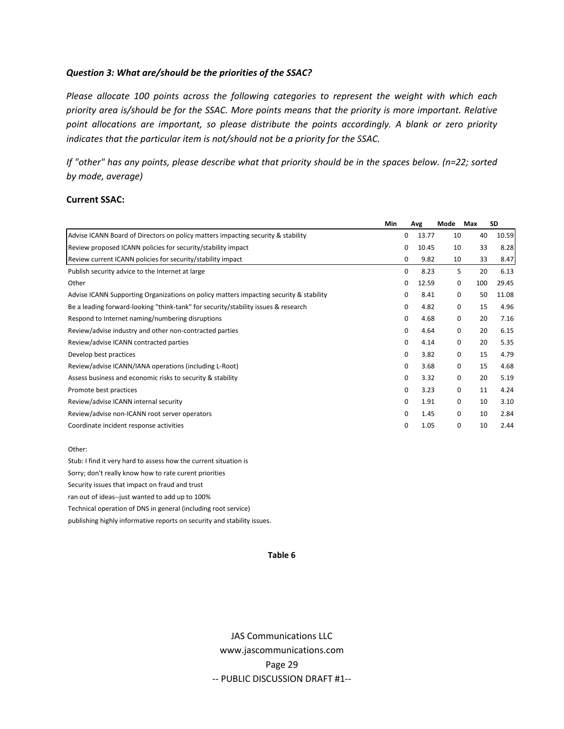*Question 3: What are/should be the priorities of the SSAC?*

*Please allocate 100 points across the following categories to represent the weight with which each priority area is/should be for the SSAC. More points means that the priority is more important. Relative point allocations are important, so please distribute the points accordingly. A blank or zero priority indicates that the particular item is not/should not be a priority for the SSAC.*

*If "other" has any points, please describe what that priority should be in the spaces below. (n=22; sorted by mode, average)*

**Current SSAC:**

| | Min | Avg | Mode | Max | SD |
|---|---|---|---|---|---|
| Advise ICANN Board of Directors on policy matters impacting security & stability | 0 | 13.77 | 10 | 40 | 10.59 |
| Review proposed ICANN policies for security/stability impact | 0 | 10.45 | 10 | 33 | 8.28 |
| Review current ICANN policies for security/stability impact | 0 | 9.82 | 10 | 33 | 8.47 |
| Publish security advice to the Internet at large | 0 | 8.23 | 5 | 20 | 6.13 |
| Other | 0 | 12.59 | 0 | 100 | 29.45 |
| Advise ICANN Supporting Organizations on policy matters impacting security & stability | 0 | 8.41 | 0 | 50 | 11.08 |
| Be a leading forward-looking "think-tank" for security/stability issues & research | 0 | 4.82 | 0 | 15 | 4.96 |
| Respond to Internet naming/numbering disruptions | 0 | 4.68 | 0 | 20 | 7.16 |
| Review/advise industry and other non-contracted parties | 0 | 4.64 | 0 | 20 | 6.15 |
| Review/advise ICANN contracted parties | 0 | 4.14 | 0 | 20 | 5.35 |
| Develop best practices | 0 | 3.82 | 0 | 15 | 4.79 |
| Review/advise ICANN/IANA operations (including L-Root) | 0 | 3.68 | 0 | 15 | 4.68 |
| Assess business and economic risks to security & stability | 0 | 3.32 | 0 | 20 | 5.19 |
| Promote best practices | 0 | 3.23 | 0 | 11 | 4.24 |
| Review/advise ICANN internal security | 0 | 1.91 | 0 | 10 | 3.10 |
| Review/advise non-ICANN root server operators | 0 | 1.45 | 0 | 10 | 2.84 |
| Coordinate incident response activities | 0 | 1.05 | 0 | 10 | 2.44 |

Other:

Stub: I find it very hard to assess how the current situation is

Sorry; don't really know how to rate curent priorities

Security issues that impact on fraud and trust

ran out of ideas--just wanted to add up to 100%

Technical operation of DNS in general (including root service)

publishing highly informative reports on security and stability issues.

**Table 6**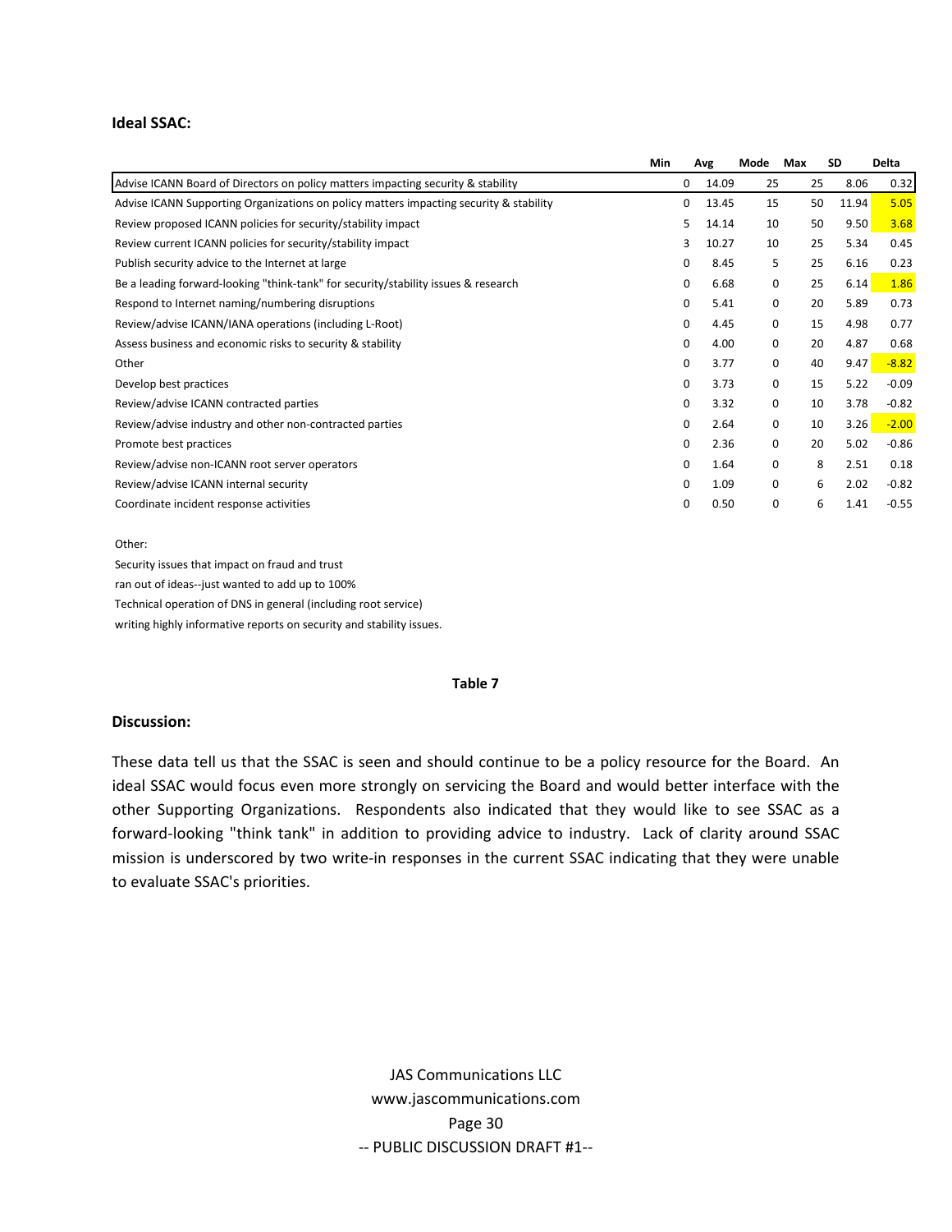### Ideal SSAC:

| | Min | Avg | Mode | Max | SD | Delta |
|---|---|---|---|---|---|---|
| Advise ICANN Board of Directors on policy matters impacting security & stability | 0 | 14.09 | 25 | 25 | 8.06 | 0.32 |
| Advise ICANN Supporting Organizations on policy matters impacting security & stability | 0 | 13.45 | 15 | 50 | 11.94 | 5.05 |
| Review proposed ICANN policies for security/stability impact | 5 | 14.14 | 10 | 50 | 9.50 | 3.68 |
| Review current ICANN policies for security/stability impact | 3 | 10.27 | 10 | 25 | 5.34 | 0.45 |
| Publish security advice to the Internet at large | 0 | 8.45 | 5 | 25 | 6.16 | 0.23 |
| Be a leading forward-looking "think-tank" for security/stability issues & research | 0 | 6.68 | 0 | 25 | 6.14 | 1.86 |
| Respond to Internet naming/numbering disruptions | 0 | 5.41 | 0 | 20 | 5.89 | 0.73 |
| Review/advise ICANN/IANA operations (including L-Root) | 0 | 4.45 | 0 | 15 | 4.98 | 0.77 |
| Assess business and economic risks to security & stability | 0 | 4.00 | 0 | 20 | 4.87 | 0.68 |
| Other | 0 | 3.77 | 0 | 40 | 9.47 | -8.82 |
| Develop best practices | 0 | 3.73 | 0 | 15 | 5.22 | -0.09 |
| Review/advise ICANN contracted parties | 0 | 3.32 | 0 | 10 | 3.78 | -0.82 |
| Review/advise industry and other non-contracted parties | 0 | 2.64 | 0 | 10 | 3.26 | -2.00 |
| Promote best practices | 0 | 2.36 | 0 | 20 | 5.02 | -0.86 |
| Review/advise non-ICANN root server operators | 0 | 1.64 | 0 | 8 | 2.51 | 0.18 |
| Review/advise ICANN internal security | 0 | 1.09 | 0 | 6 | 2.02 | -0.82 |
| Coordinate incident response activities | 0 | 0.50 | 0 | 6 | 1.41 | -0.55 |

Other:

Security issues that impact on fraud and trust

ran out of ideas--just wanted to add up to 100%

Technical operation of DNS in general (including root service)

writing highly informative reports on security and stability issues.

**Table 7**

### Discussion:

These data tell us that the SSAC is seen and should continue to be a policy resource for the Board. An ideal SSAC would focus even more strongly on servicing the Board and would better interface with the other Supporting Organizations. Respondents also indicated that they would like to see SSAC as a forward-looking "think tank" in addition to providing advice to industry. Lack of clarity around SSAC mission is underscored by two write-in responses in the current SSAC indicating that they were unable to evaluate SSAC's priorities.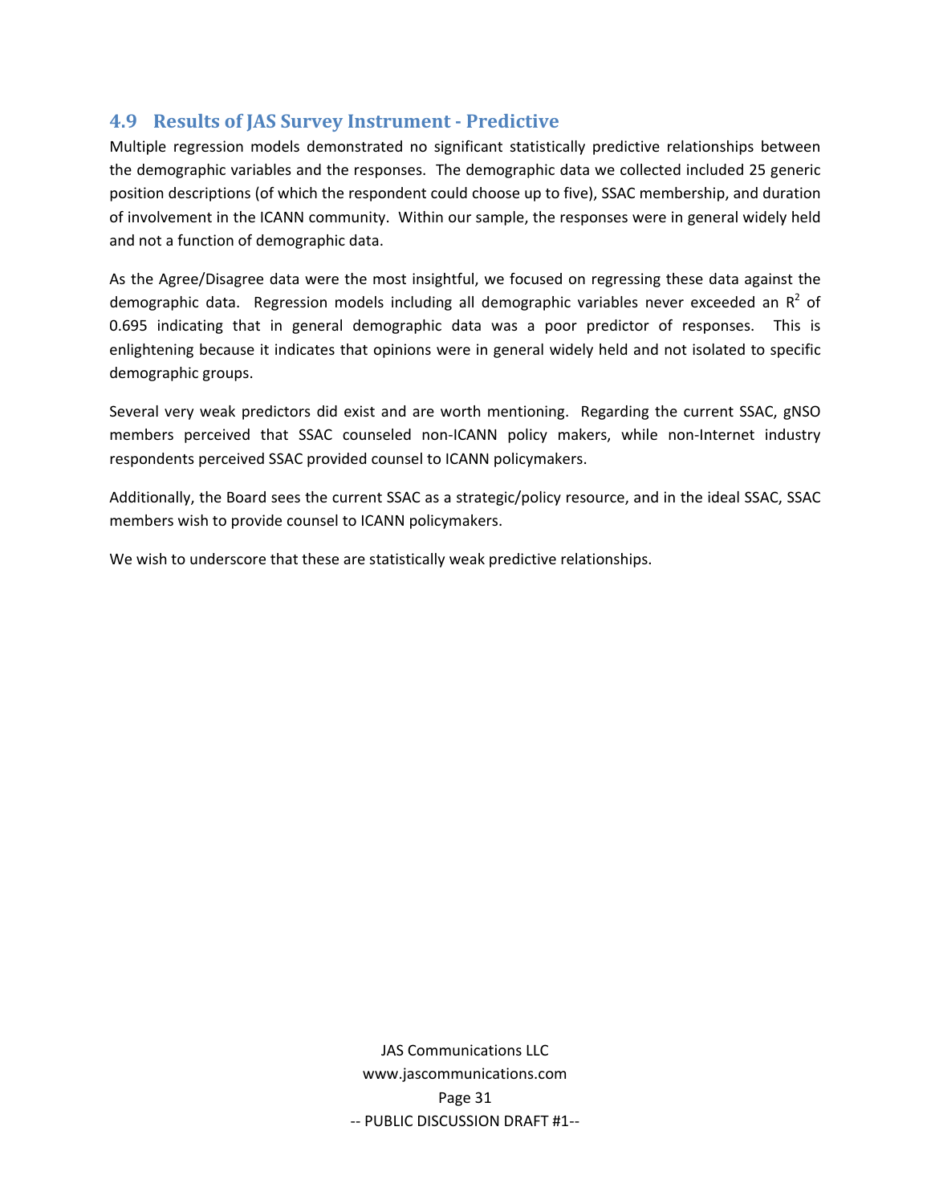## 4.9 Results of JAS Survey Instrument - Predictive

Multiple regression models demonstrated no significant statistically predictive relationships between the demographic variables and the responses. The demographic data we collected included 25 generic position descriptions (of which the respondent could choose up to five), SSAC membership, and duration of involvement in the ICANN community. Within our sample, the responses were in general widely held and not a function of demographic data.

As the Agree/Disagree data were the most insightful, we focused on regressing these data against the demographic data. Regression models including all demographic variables never exceeded an $R^2$ of 0.695 indicating that in general demographic data was a poor predictor of responses. This is enlightening because it indicates that opinions were in general widely held and not isolated to specific demographic groups.

Several very weak predictors did exist and are worth mentioning. Regarding the current SSAC, gNSO members perceived that SSAC counseled non-ICANN policy makers, while non-Internet industry respondents perceived SSAC provided counsel to ICANN policymakers.

Additionally, the Board sees the current SSAC as a strategic/policy resource, and in the ideal SSAC, SSAC members wish to provide counsel to ICANN policymakers.

We wish to underscore that these are statistically weak predictive relationships.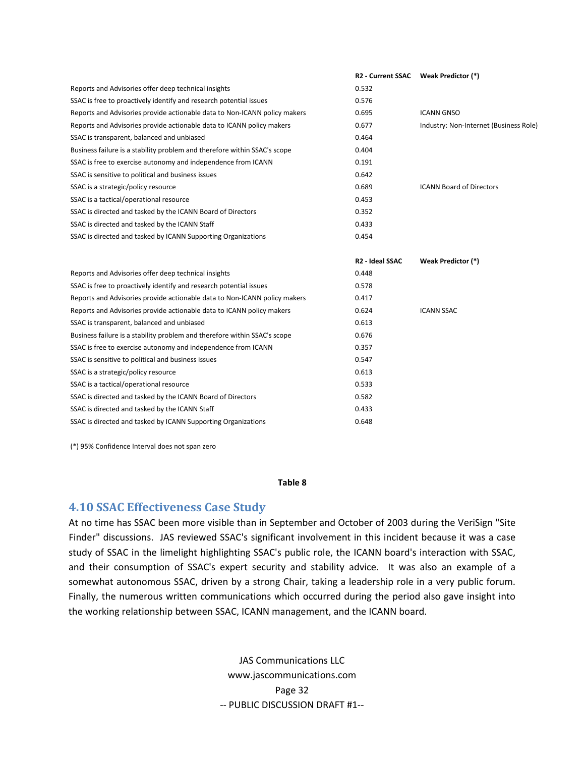| | R2 - Current SSAC | Weak Predictor (*) |
|---|---|---|
| Reports and Advisories offer deep technical insights | 0.532 | |
| SSAC is free to proactively identify and research potential issues | 0.576 | |
| Reports and Advisories provide actionable data to Non-ICANN policy makers | 0.695 | ICANN GNSO |
| Reports and Advisories provide actionable data to ICANN policy makers | 0.677 | Industry: Non-Internet (Business Role) |
| SSAC is transparent, balanced and unbiased | 0.464 | |
| Business failure is a stability problem and therefore within SSAC's scope | 0.404 | |
| SSAC is free to exercise autonomy and independence from ICANN | 0.191 | |
| SSAC is sensitive to political and business issues | 0.642 | |
| SSAC is a strategic/policy resource | 0.689 | ICANN Board of Directors |
| SSAC is a tactical/operational resource | 0.453 | |
| SSAC is directed and tasked by the ICANN Board of Directors | 0.352 | |
| SSAC is directed and tasked by the ICANN Staff | 0.433 | |
| SSAC is directed and tasked by ICANN Supporting Organizations | 0.454 | |

| | R2 - Ideal SSAC | Weak Predictor (*) |
|---|---|---|
| Reports and Advisories offer deep technical insights | 0.448 | |
| SSAC is free to proactively identify and research potential issues | 0.578 | |
| Reports and Advisories provide actionable data to Non-ICANN policy makers | 0.417 | |
| Reports and Advisories provide actionable data to ICANN policy makers | 0.624 | ICANN SSAC |
| SSAC is transparent, balanced and unbiased | 0.613 | |
| Business failure is a stability problem and therefore within SSAC's scope | 0.676 | |
| SSAC is free to exercise autonomy and independence from ICANN | 0.357 | |
| SSAC is sensitive to political and business issues | 0.547 | |
| SSAC is a strategic/policy resource | 0.613 | |
| SSAC is a tactical/operational resource | 0.533 | |
| SSAC is directed and tasked by the ICANN Board of Directors | 0.582 | |
| SSAC is directed and tasked by the ICANN Staff | 0.433 | |
| SSAC is directed and tasked by ICANN Supporting Organizations | 0.648 | |

(*) 95% Confidence Interval does not span zero

**Table 8**

## 4.10 SSAC Effectiveness Case Study

At no time has SSAC been more visible than in September and October of 2003 during the VeriSign "Site Finder" discussions. JAS reviewed SSAC's significant involvement in this incident because it was a case study of SSAC in the limelight highlighting SSAC's public role, the ICANN board's interaction with SSAC, and their consumption of SSAC's expert security and stability advice. It was also an example of a somewhat autonomous SSAC, driven by a strong Chair, taking a leadership role in a very public forum. Finally, the numerous written communications which occurred during the period also gave insight into the working relationship between SSAC, ICANN management, and the ICANN board.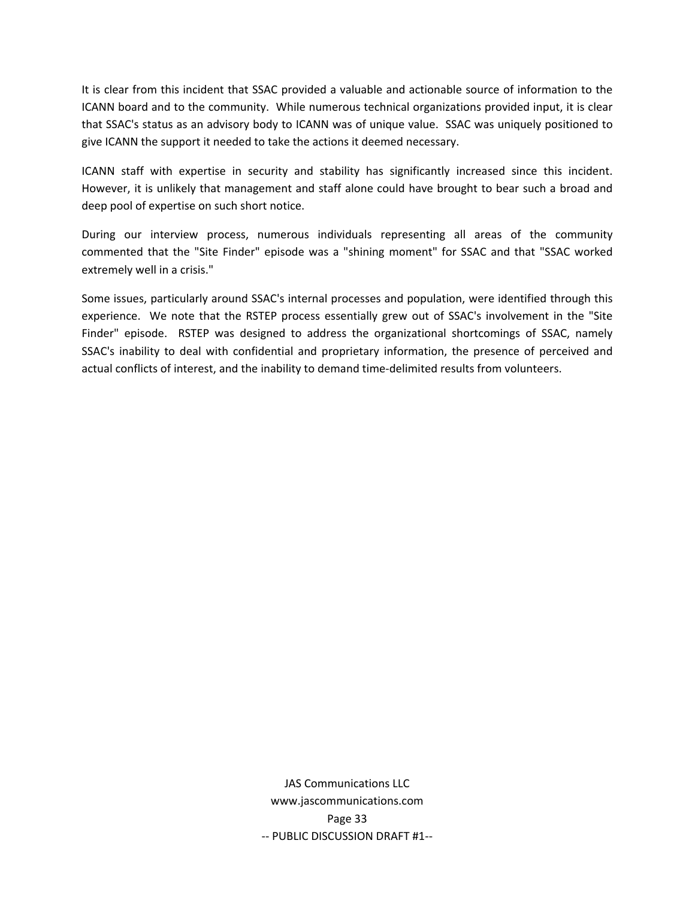It is clear from this incident that SSAC provided a valuable and actionable source of information to the ICANN board and to the community. While numerous technical organizations provided input, it is clear that SSAC's status as an advisory body to ICANN was of unique value. SSAC was uniquely positioned to give ICANN the support it needed to take the actions it deemed necessary.

ICANN staff with expertise in security and stability has significantly increased since this incident. However, it is unlikely that management and staff alone could have brought to bear such a broad and deep pool of expertise on such short notice.

During our interview process, numerous individuals representing all areas of the community commented that the "Site Finder" episode was a "shining moment" for SSAC and that "SSAC worked extremely well in a crisis."

Some issues, particularly around SSAC's internal processes and population, were identified through this experience. We note that the RSTEP process essentially grew out of SSAC's involvement in the "Site Finder" episode. RSTEP was designed to address the organizational shortcomings of SSAC, namely SSAC's inability to deal with confidential and proprietary information, the presence of perceived and actual conflicts of interest, and the inability to demand time-delimited results from volunteers.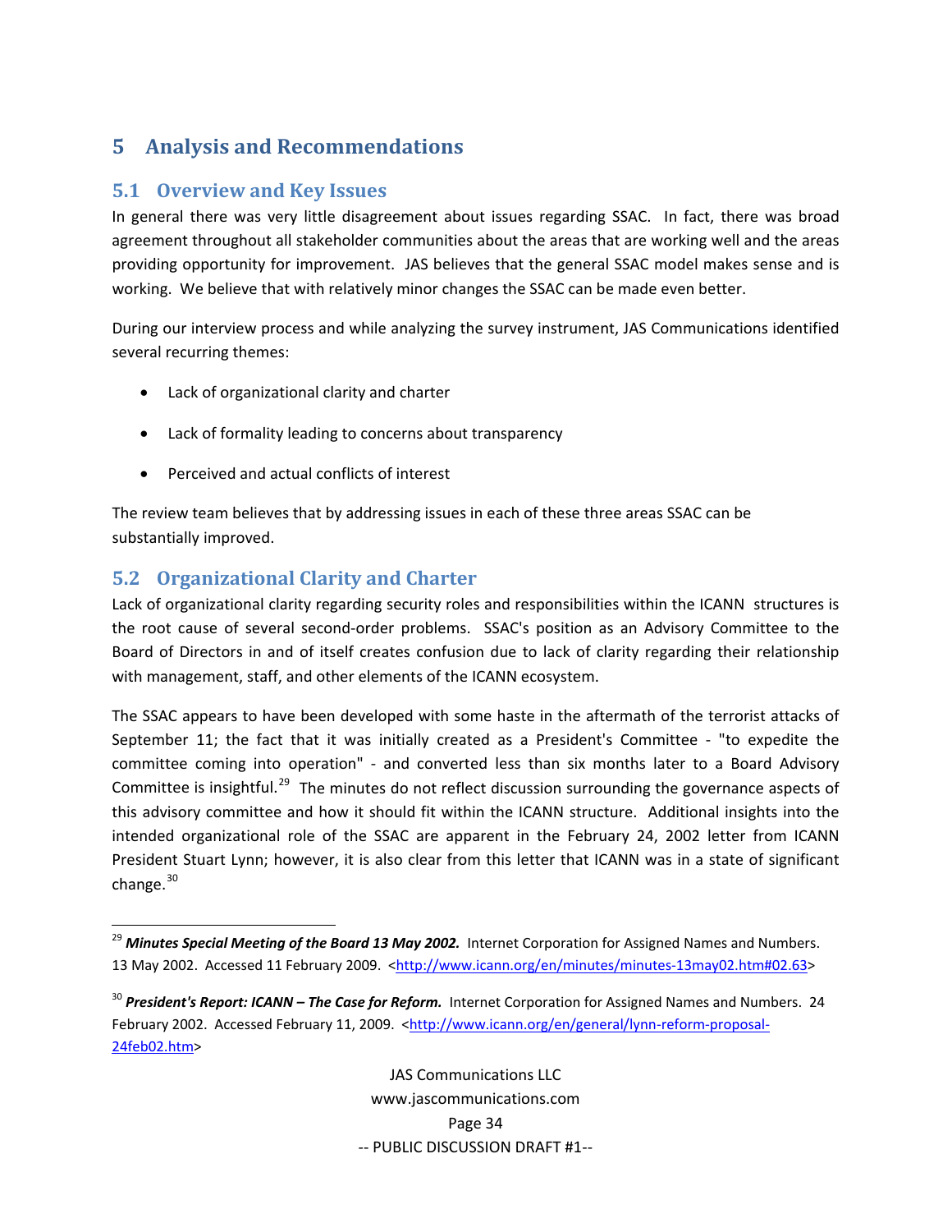# 5 Analysis and Recommendations

## 5.1 Overview and Key Issues

In general there was very little disagreement about issues regarding SSAC. In fact, there was broad agreement throughout all stakeholder communities about the areas that are working well and the areas providing opportunity for improvement. JAS believes that the general SSAC model makes sense and is working. We believe that with relatively minor changes the SSAC can be made even better.

During our interview process and while analyzing the survey instrument, JAS Communications identified several recurring themes:

- Lack of organizational clarity and charter
- Lack of formality leading to concerns about transparency
- Perceived and actual conflicts of interest

The review team believes that by addressing issues in each of these three areas SSAC can be substantially improved.

## 5.2 Organizational Clarity and Charter

Lack of organizational clarity regarding security roles and responsibilities within the ICANN structures is the root cause of several second-order problems. SSAC's position as an Advisory Committee to the Board of Directors in and of itself creates confusion due to lack of clarity regarding their relationship with management, staff, and other elements of the ICANN ecosystem.

The SSAC appears to have been developed with some haste in the aftermath of the terrorist attacks of September 11; the fact that it was initially created as a President's Committee - "to expedite the committee coming into operation" - and converted less than six months later to a Board Advisory Committee is insightful.[29] The minutes do not reflect discussion surrounding the governance aspects of this advisory committee and how it should fit within the ICANN structure. Additional insights into the intended organizational role of the SSAC are apparent in the February 24, 2002 letter from ICANN President Stuart Lynn; however, it is also clear from this letter that ICANN was in a state of significant change.[30]

---

[29] ***Minutes Special Meeting of the Board 13 May 2002.*** Internet Corporation for Assigned Names and Numbers. 13 May 2002. Accessed 11 February 2009. <http://www.icann.org/en/minutes/minutes-13may02.htm#02.63>

[30] ***President's Report: ICANN – The Case for Reform.*** Internet Corporation for Assigned Names and Numbers. 24 February 2002. Accessed February 11, 2009. <http://www.icann.org/en/general/lynn-reform-proposal-24feb02.htm>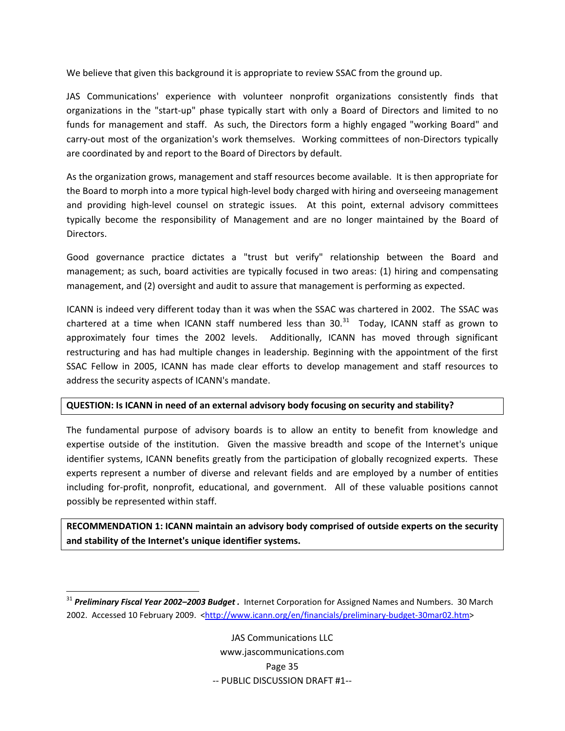We believe that given this background it is appropriate to review SSAC from the ground up.

JAS Communications' experience with volunteer nonprofit organizations consistently finds that organizations in the "start-up" phase typically start with only a Board of Directors and limited to no funds for management and staff. As such, the Directors form a highly engaged "working Board" and carry-out most of the organization's work themselves. Working committees of non-Directors typically are coordinated by and report to the Board of Directors by default.

As the organization grows, management and staff resources become available. It is then appropriate for the Board to morph into a more typical high-level body charged with hiring and overseeing management and providing high-level counsel on strategic issues. At this point, external advisory committees typically become the responsibility of Management and are no longer maintained by the Board of Directors.

Good governance practice dictates a "trust but verify" relationship between the Board and management; as such, board activities are typically focused in two areas: (1) hiring and compensating management, and (2) oversight and audit to assure that management is performing as expected.

ICANN is indeed very different today than it was when the SSAC was chartered in 2002. The SSAC was chartered at a time when ICANN staff numbered less than 30.[31] Today, ICANN staff as grown to approximately four times the 2002 levels. Additionally, ICANN has moved through significant restructuring and has had multiple changes in leadership. Beginning with the appointment of the first SSAC Fellow in 2005, ICANN has made clear efforts to develop management and staff resources to address the security aspects of ICANN's mandate.

**QUESTION: Is ICANN in need of an external advisory body focusing on security and stability?**

The fundamental purpose of advisory boards is to allow an entity to benefit from knowledge and expertise outside of the institution. Given the massive breadth and scope of the Internet's unique identifier systems, ICANN benefits greatly from the participation of globally recognized experts. These experts represent a number of diverse and relevant fields and are employed by a number of entities including for-profit, nonprofit, educational, and government. All of these valuable positions cannot possibly be represented within staff.

**RECOMMENDATION 1: ICANN maintain an advisory body comprised of outside experts on the security and stability of the Internet's unique identifier systems.**

---

[31] ***Preliminary Fiscal Year 2002–2003 Budget .*** Internet Corporation for Assigned Names and Numbers. 30 March 2002. Accessed 10 February 2009. <http://www.icann.org/en/financials/preliminary-budget-30mar02.htm>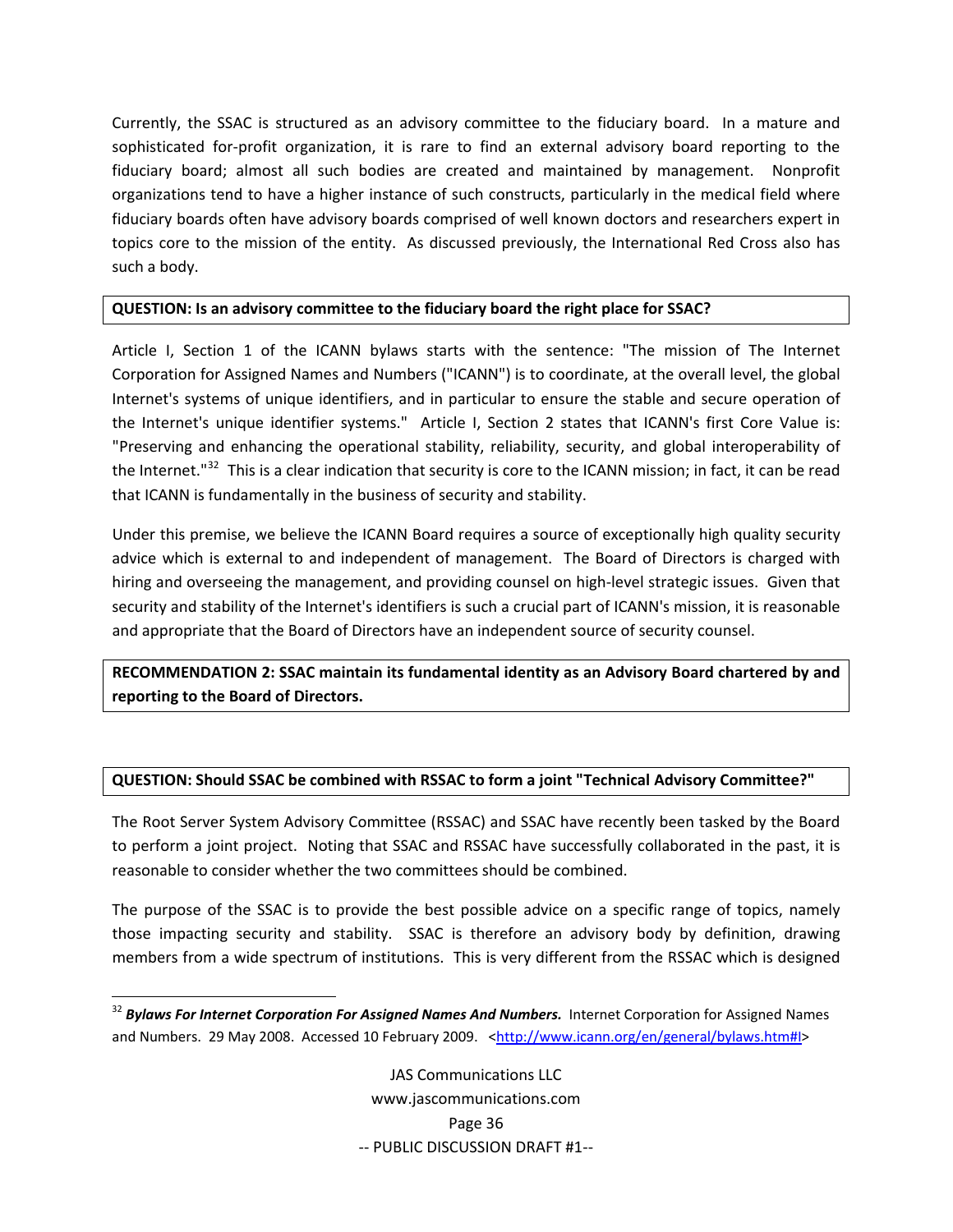Currently, the SSAC is structured as an advisory committee to the fiduciary board. In a mature and sophisticated for-profit organization, it is rare to find an external advisory board reporting to the fiduciary board; almost all such bodies are created and maintained by management. Nonprofit organizations tend to have a higher instance of such constructs, particularly in the medical field where fiduciary boards often have advisory boards comprised of well known doctors and researchers expert in topics core to the mission of the entity. As discussed previously, the International Red Cross also has such a body.

**QUESTION: Is an advisory committee to the fiduciary board the right place for SSAC?**

Article I, Section 1 of the ICANN bylaws starts with the sentence: "The mission of The Internet Corporation for Assigned Names and Numbers ("ICANN") is to coordinate, at the overall level, the global Internet's systems of unique identifiers, and in particular to ensure the stable and secure operation of the Internet's unique identifier systems." Article I, Section 2 states that ICANN's first Core Value is: "Preserving and enhancing the operational stability, reliability, security, and global interoperability of the Internet."[32] This is a clear indication that security is core to the ICANN mission; in fact, it can be read that ICANN is fundamentally in the business of security and stability.

Under this premise, we believe the ICANN Board requires a source of exceptionally high quality security advice which is external to and independent of management. The Board of Directors is charged with hiring and overseeing the management, and providing counsel on high-level strategic issues. Given that security and stability of the Internet's identifiers is such a crucial part of ICANN's mission, it is reasonable and appropriate that the Board of Directors have an independent source of security counsel.

**RECOMMENDATION 2: SSAC maintain its fundamental identity as an Advisory Board chartered by and reporting to the Board of Directors.**

**QUESTION: Should SSAC be combined with RSSAC to form a joint "Technical Advisory Committee?"**

The Root Server System Advisory Committee (RSSAC) and SSAC have recently been tasked by the Board to perform a joint project. Noting that SSAC and RSSAC have successfully collaborated in the past, it is reasonable to consider whether the two committees should be combined.

The purpose of the SSAC is to provide the best possible advice on a specific range of topics, namely those impacting security and stability. SSAC is therefore an advisory body by definition, drawing members from a wide spectrum of institutions. This is very different from the RSSAC which is designed

[32] ***Bylaws For Internet Corporation For Assigned Names And Numbers.*** Internet Corporation for Assigned Names and Numbers. 29 May 2008. Accessed 10 February 2009. <http://www.icann.org/en/general/bylaws.htm#I>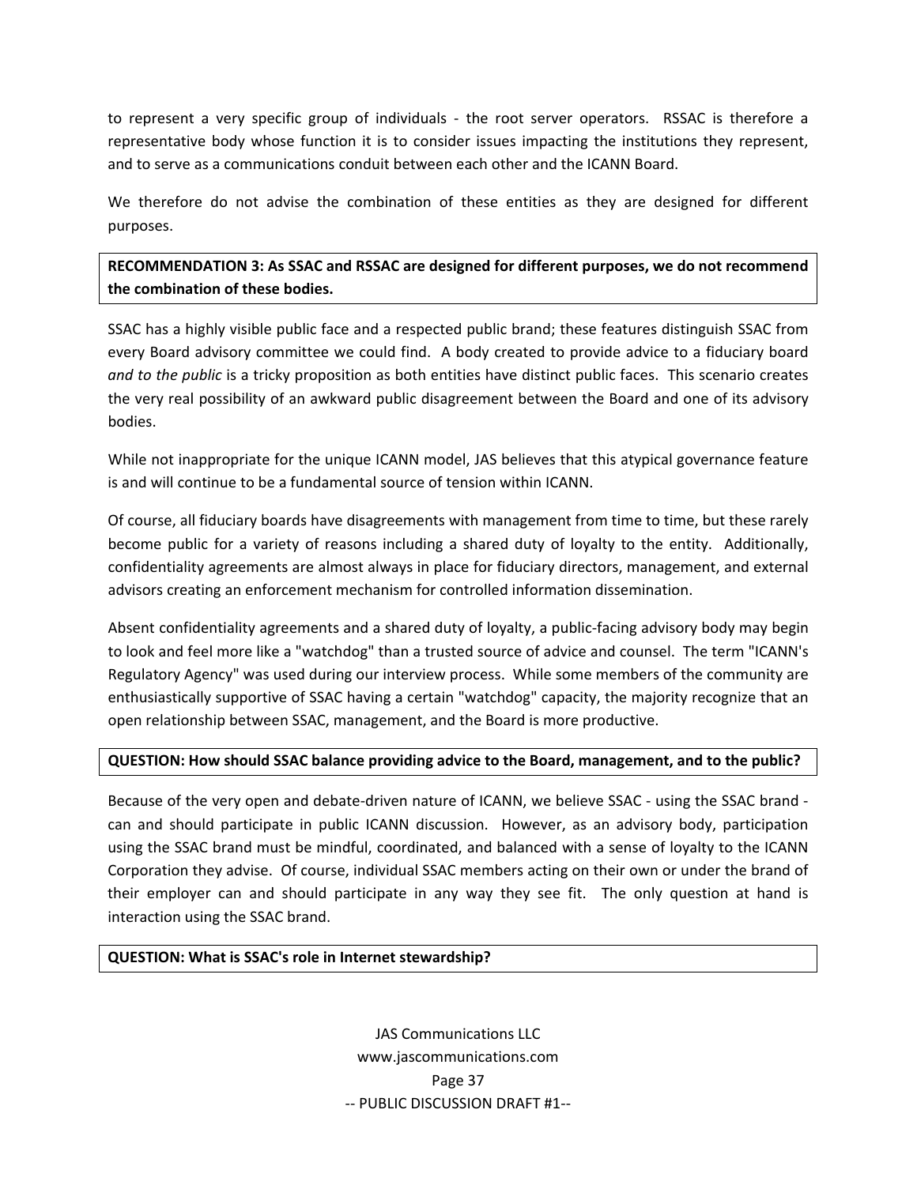to represent a very specific group of individuals - the root server operators. RSSAC is therefore a representative body whose function it is to consider issues impacting the institutions they represent, and to serve as a communications conduit between each other and the ICANN Board.

We therefore do not advise the combination of these entities as they are designed for different purposes.

**RECOMMENDATION 3: As SSAC and RSSAC are designed for different purposes, we do not recommend the combination of these bodies.**

SSAC has a highly visible public face and a respected public brand; these features distinguish SSAC from every Board advisory committee we could find. A body created to provide advice to a fiduciary board *and to the public* is a tricky proposition as both entities have distinct public faces. This scenario creates the very real possibility of an awkward public disagreement between the Board and one of its advisory bodies.

While not inappropriate for the unique ICANN model, JAS believes that this atypical governance feature is and will continue to be a fundamental source of tension within ICANN.

Of course, all fiduciary boards have disagreements with management from time to time, but these rarely become public for a variety of reasons including a shared duty of loyalty to the entity. Additionally, confidentiality agreements are almost always in place for fiduciary directors, management, and external advisors creating an enforcement mechanism for controlled information dissemination.

Absent confidentiality agreements and a shared duty of loyalty, a public-facing advisory body may begin to look and feel more like a "watchdog" than a trusted source of advice and counsel. The term "ICANN's Regulatory Agency" was used during our interview process. While some members of the community are enthusiastically supportive of SSAC having a certain "watchdog" capacity, the majority recognize that an open relationship between SSAC, management, and the Board is more productive.

**QUESTION: How should SSAC balance providing advice to the Board, management, and to the public?**

Because of the very open and debate-driven nature of ICANN, we believe SSAC - using the SSAC brand - can and should participate in public ICANN discussion. However, as an advisory body, participation using the SSAC brand must be mindful, coordinated, and balanced with a sense of loyalty to the ICANN Corporation they advise. Of course, individual SSAC members acting on their own or under the brand of their employer can and should participate in any way they see fit. The only question at hand is interaction using the SSAC brand.

**QUESTION: What is SSAC's role in Internet stewardship?**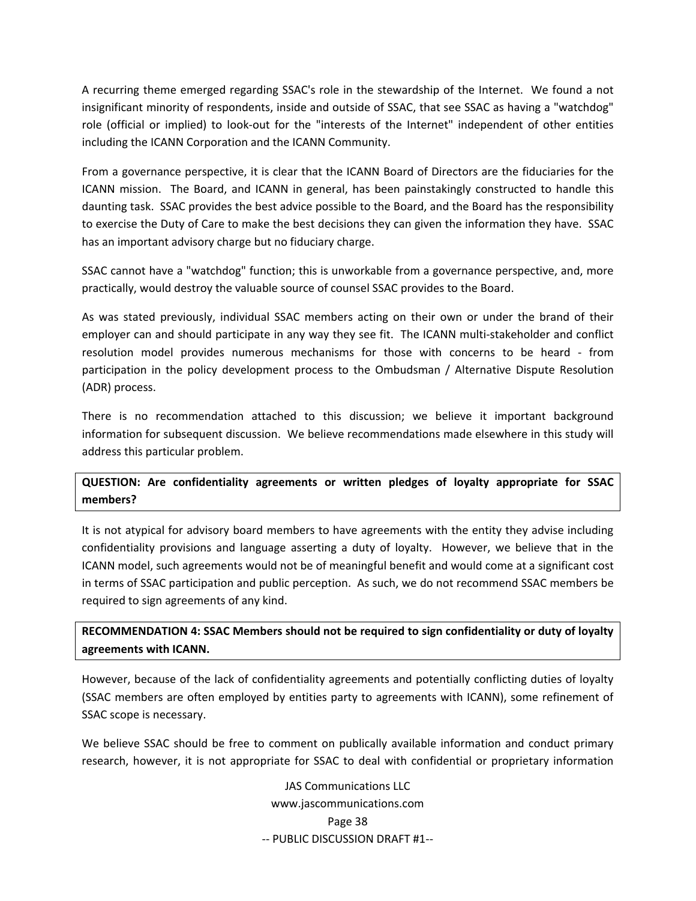A recurring theme emerged regarding SSAC's role in the stewardship of the Internet. We found a not insignificant minority of respondents, inside and outside of SSAC, that see SSAC as having a "watchdog" role (official or implied) to look-out for the "interests of the Internet" independent of other entities including the ICANN Corporation and the ICANN Community.

From a governance perspective, it is clear that the ICANN Board of Directors are the fiduciaries for the ICANN mission. The Board, and ICANN in general, has been painstakingly constructed to handle this daunting task. SSAC provides the best advice possible to the Board, and the Board has the responsibility to exercise the Duty of Care to make the best decisions they can given the information they have. SSAC has an important advisory charge but no fiduciary charge.

SSAC cannot have a "watchdog" function; this is unworkable from a governance perspective, and, more practically, would destroy the valuable source of counsel SSAC provides to the Board.

As was stated previously, individual SSAC members acting on their own or under the brand of their employer can and should participate in any way they see fit. The ICANN multi-stakeholder and conflict resolution model provides numerous mechanisms for those with concerns to be heard - from participation in the policy development process to the Ombudsman / Alternative Dispute Resolution (ADR) process.

There is no recommendation attached to this discussion; we believe it important background information for subsequent discussion. We believe recommendations made elsewhere in this study will address this particular problem.

**QUESTION: Are confidentiality agreements or written pledges of loyalty appropriate for SSAC members?**

It is not atypical for advisory board members to have agreements with the entity they advise including confidentiality provisions and language asserting a duty of loyalty. However, we believe that in the ICANN model, such agreements would not be of meaningful benefit and would come at a significant cost in terms of SSAC participation and public perception. As such, we do not recommend SSAC members be required to sign agreements of any kind.

**RECOMMENDATION 4: SSAC Members should not be required to sign confidentiality or duty of loyalty agreements with ICANN.**

However, because of the lack of confidentiality agreements and potentially conflicting duties of loyalty (SSAC members are often employed by entities party to agreements with ICANN), some refinement of SSAC scope is necessary.

We believe SSAC should be free to comment on publically available information and conduct primary research, however, it is not appropriate for SSAC to deal with confidential or proprietary information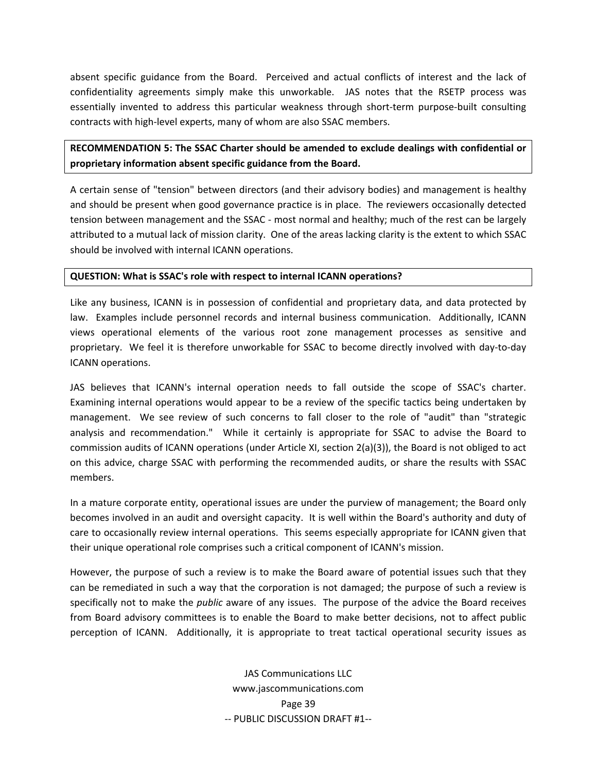absent specific guidance from the Board. Perceived and actual conflicts of interest and the lack of confidentiality agreements simply make this unworkable. JAS notes that the RSETP process was essentially invented to address this particular weakness through short-term purpose-built consulting contracts with high-level experts, many of whom are also SSAC members.

**RECOMMENDATION 5: The SSAC Charter should be amended to exclude dealings with confidential or proprietary information absent specific guidance from the Board.**

A certain sense of "tension" between directors (and their advisory bodies) and management is healthy and should be present when good governance practice is in place. The reviewers occasionally detected tension between management and the SSAC - most normal and healthy; much of the rest can be largely attributed to a mutual lack of mission clarity. One of the areas lacking clarity is the extent to which SSAC should be involved with internal ICANN operations.

**QUESTION: What is SSAC's role with respect to internal ICANN operations?**

Like any business, ICANN is in possession of confidential and proprietary data, and data protected by law. Examples include personnel records and internal business communication. Additionally, ICANN views operational elements of the various root zone management processes as sensitive and proprietary. We feel it is therefore unworkable for SSAC to become directly involved with day-to-day ICANN operations.

JAS believes that ICANN's internal operation needs to fall outside the scope of SSAC's charter. Examining internal operations would appear to be a review of the specific tactics being undertaken by management. We see review of such concerns to fall closer to the role of "audit" than "strategic analysis and recommendation." While it certainly is appropriate for SSAC to advise the Board to commission audits of ICANN operations (under Article XI, section 2(a)(3)), the Board is not obliged to act on this advice, charge SSAC with performing the recommended audits, or share the results with SSAC members.

In a mature corporate entity, operational issues are under the purview of management; the Board only becomes involved in an audit and oversight capacity. It is well within the Board's authority and duty of care to occasionally review internal operations. This seems especially appropriate for ICANN given that their unique operational role comprises such a critical component of ICANN's mission.

However, the purpose of such a review is to make the Board aware of potential issues such that they can be remediated in such a way that the corporation is not damaged; the purpose of such a review is specifically not to make the *public* aware of any issues. The purpose of the advice the Board receives from Board advisory committees is to enable the Board to make better decisions, not to affect public perception of ICANN. Additionally, it is appropriate to treat tactical operational security issues as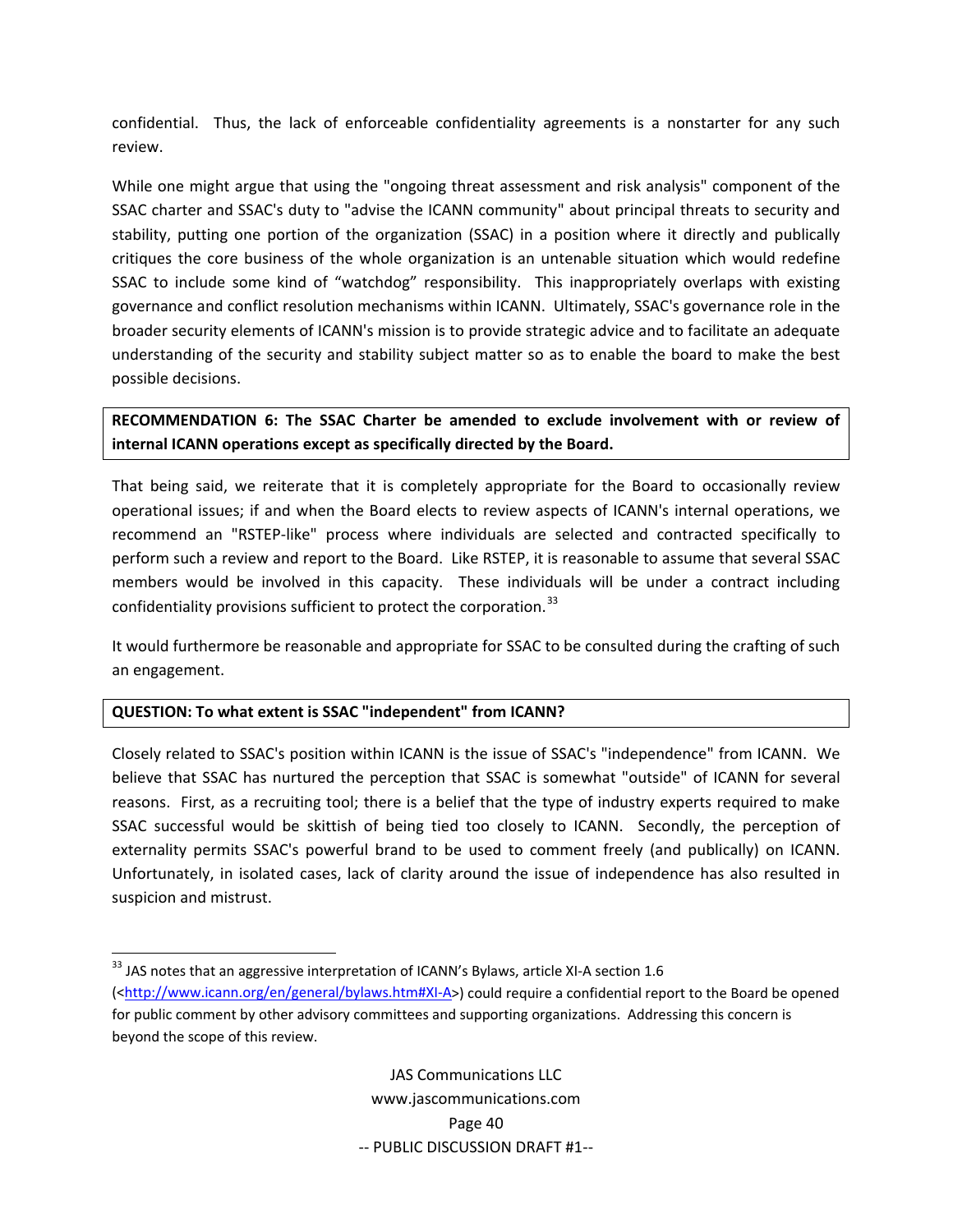confidential. Thus, the lack of enforceable confidentiality agreements is a nonstarter for any such review.

While one might argue that using the "ongoing threat assessment and risk analysis" component of the SSAC charter and SSAC's duty to "advise the ICANN community" about principal threats to security and stability, putting one portion of the organization (SSAC) in a position where it directly and publically critiques the core business of the whole organization is an untenable situation which would redefine SSAC to include some kind of “watchdog” responsibility. This inappropriately overlaps with existing governance and conflict resolution mechanisms within ICANN. Ultimately, SSAC's governance role in the broader security elements of ICANN's mission is to provide strategic advice and to facilitate an adequate understanding of the security and stability subject matter so as to enable the board to make the best possible decisions.

**RECOMMENDATION 6: The SSAC Charter be amended to exclude involvement with or review of internal ICANN operations except as specifically directed by the Board.**

That being said, we reiterate that it is completely appropriate for the Board to occasionally review operational issues; if and when the Board elects to review aspects of ICANN's internal operations, we recommend an "RSTEP-like" process where individuals are selected and contracted specifically to perform such a review and report to the Board. Like RSTEP, it is reasonable to assume that several SSAC members would be involved in this capacity. These individuals will be under a contract including confidentiality provisions sufficient to protect the corporation.[33]

It would furthermore be reasonable and appropriate for SSAC to be consulted during the crafting of such an engagement.

**QUESTION: To what extent is SSAC "independent" from ICANN?**

Closely related to SSAC's position within ICANN is the issue of SSAC's "independence" from ICANN. We believe that SSAC has nurtured the perception that SSAC is somewhat "outside" of ICANN for several reasons. First, as a recruiting tool; there is a belief that the type of industry experts required to make SSAC successful would be skittish of being tied too closely to ICANN. Secondly, the perception of externality permits SSAC's powerful brand to be used to comment freely (and publically) on ICANN. Unfortunately, in isolated cases, lack of clarity around the issue of independence has also resulted in suspicion and mistrust.

---

[33] JAS notes that an aggressive interpretation of ICANN’s Bylaws, article XI-A section 1.6 (<http://www.icann.org/en/general/bylaws.htm#XI-A>) could require a confidential report to the Board be opened for public comment by other advisory committees and supporting organizations. Addressing this concern is beyond the scope of this review.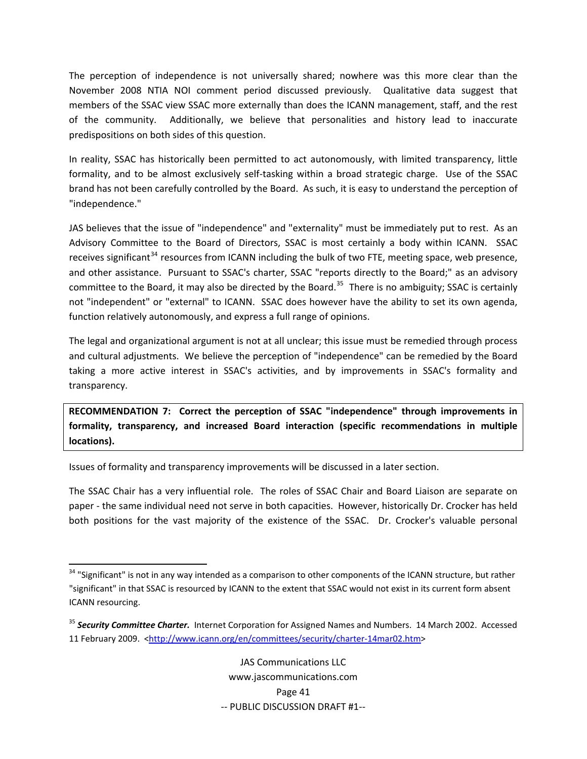The perception of independence is not universally shared; nowhere was this more clear than the November 2008 NTIA NOI comment period discussed previously. Qualitative data suggest that members of the SSAC view SSAC more externally than does the ICANN management, staff, and the rest of the community. Additionally, we believe that personalities and history lead to inaccurate predispositions on both sides of this question.

In reality, SSAC has historically been permitted to act autonomously, with limited transparency, little formality, and to be almost exclusively self-tasking within a broad strategic charge. Use of the SSAC brand has not been carefully controlled by the Board. As such, it is easy to understand the perception of "independence."

JAS believes that the issue of "independence" and "externality" must be immediately put to rest. As an Advisory Committee to the Board of Directors, SSAC is most certainly a body within ICANN. SSAC receives significant[34] resources from ICANN including the bulk of two FTE, meeting space, web presence, and other assistance. Pursuant to SSAC's charter, SSAC "reports directly to the Board;" as an advisory committee to the Board, it may also be directed by the Board.[35] There is no ambiguity; SSAC is certainly not "independent" or "external" to ICANN. SSAC does however have the ability to set its own agenda, function relatively autonomously, and express a full range of opinions.

The legal and organizational argument is not at all unclear; this issue must be remedied through process and cultural adjustments. We believe the perception of "independence" can be remedied by the Board taking a more active interest in SSAC's activities, and by improvements in SSAC's formality and transparency.

**RECOMMENDATION 7: Correct the perception of SSAC "independence" through improvements in formality, transparency, and increased Board interaction (specific recommendations in multiple locations).**

Issues of formality and transparency improvements will be discussed in a later section.

The SSAC Chair has a very influential role. The roles of SSAC Chair and Board Liaison are separate on paper - the same individual need not serve in both capacities. However, historically Dr. Crocker has held both positions for the vast majority of the existence of the SSAC. Dr. Crocker's valuable personal

---

[34] "Significant" is not in any way intended as a comparison to other components of the ICANN structure, but rather "significant" in that SSAC is resourced by ICANN to the extent that SSAC would not exist in its current form absent ICANN resourcing.

[35] ***Security Committee Charter.*** Internet Corporation for Assigned Names and Numbers. 14 March 2002. Accessed 11 February 2009. <http://www.icann.org/en/committees/security/charter-14mar02.htm>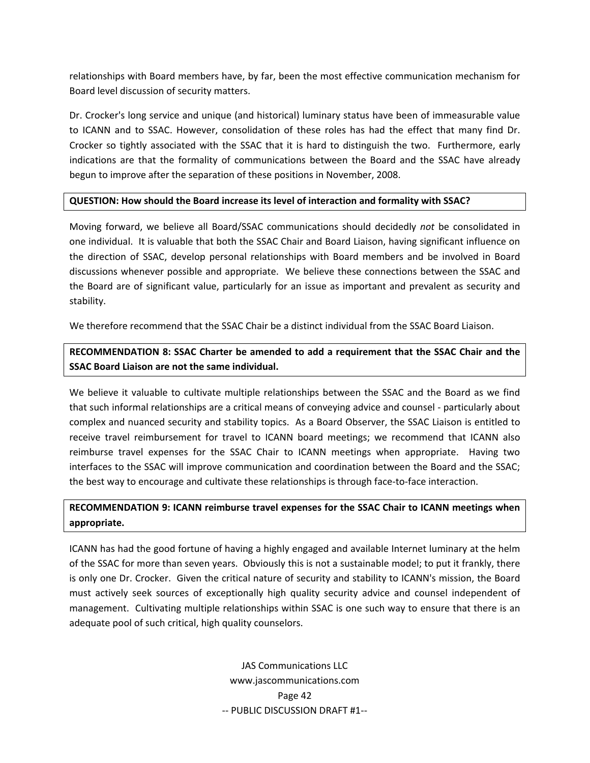relationships with Board members have, by far, been the most effective communication mechanism for Board level discussion of security matters.

Dr. Crocker's long service and unique (and historical) luminary status have been of immeasurable value to ICANN and to SSAC. However, consolidation of these roles has had the effect that many find Dr. Crocker so tightly associated with the SSAC that it is hard to distinguish the two. Furthermore, early indications are that the formality of communications between the Board and the SSAC have already begun to improve after the separation of these positions in November, 2008.

**QUESTION: How should the Board increase its level of interaction and formality with SSAC?**

Moving forward, we believe all Board/SSAC communications should decidedly *not* be consolidated in one individual. It is valuable that both the SSAC Chair and Board Liaison, having significant influence on the direction of SSAC, develop personal relationships with Board members and be involved in Board discussions whenever possible and appropriate. We believe these connections between the SSAC and the Board are of significant value, particularly for an issue as important and prevalent as security and stability.

We therefore recommend that the SSAC Chair be a distinct individual from the SSAC Board Liaison.

**RECOMMENDATION 8: SSAC Charter be amended to add a requirement that the SSAC Chair and the SSAC Board Liaison are not the same individual.**

We believe it valuable to cultivate multiple relationships between the SSAC and the Board as we find that such informal relationships are a critical means of conveying advice and counsel - particularly about complex and nuanced security and stability topics. As a Board Observer, the SSAC Liaison is entitled to receive travel reimbursement for travel to ICANN board meetings; we recommend that ICANN also reimburse travel expenses for the SSAC Chair to ICANN meetings when appropriate. Having two interfaces to the SSAC will improve communication and coordination between the Board and the SSAC; the best way to encourage and cultivate these relationships is through face-to-face interaction.

**RECOMMENDATION 9: ICANN reimburse travel expenses for the SSAC Chair to ICANN meetings when appropriate.**

ICANN has had the good fortune of having a highly engaged and available Internet luminary at the helm of the SSAC for more than seven years. Obviously this is not a sustainable model; to put it frankly, there is only one Dr. Crocker. Given the critical nature of security and stability to ICANN's mission, the Board must actively seek sources of exceptionally high quality security advice and counsel independent of management. Cultivating multiple relationships within SSAC is one such way to ensure that there is an adequate pool of such critical, high quality counselors.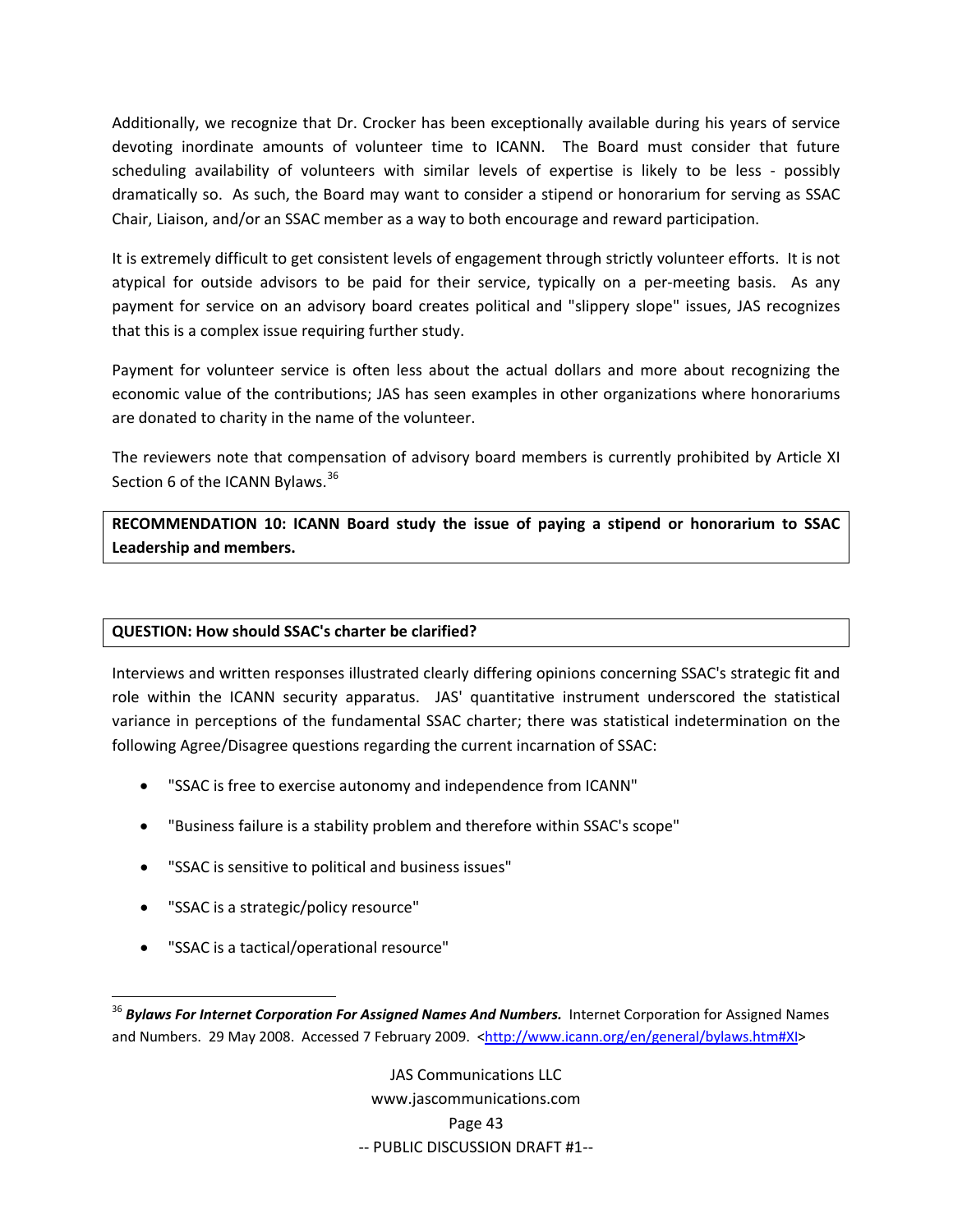Additionally, we recognize that Dr. Crocker has been exceptionally available during his years of service devoting inordinate amounts of volunteer time to ICANN. The Board must consider that future scheduling availability of volunteers with similar levels of expertise is likely to be less - possibly dramatically so. As such, the Board may want to consider a stipend or honorarium for serving as SSAC Chair, Liaison, and/or an SSAC member as a way to both encourage and reward participation.

It is extremely difficult to get consistent levels of engagement through strictly volunteer efforts. It is not atypical for outside advisors to be paid for their service, typically on a per-meeting basis. As any payment for service on an advisory board creates political and "slippery slope" issues, JAS recognizes that this is a complex issue requiring further study.

Payment for volunteer service is often less about the actual dollars and more about recognizing the economic value of the contributions; JAS has seen examples in other organizations where honorariums are donated to charity in the name of the volunteer.

The reviewers note that compensation of advisory board members is currently prohibited by Article XI Section 6 of the ICANN Bylaws.[36]

**RECOMMENDATION 10: ICANN Board study the issue of paying a stipend or honorarium to SSAC Leadership and members.**

**QUESTION: How should SSAC's charter be clarified?**

Interviews and written responses illustrated clearly differing opinions concerning SSAC's strategic fit and role within the ICANN security apparatus. JAS' quantitative instrument underscored the statistical variance in perceptions of the fundamental SSAC charter; there was statistical indetermination on the following Agree/Disagree questions regarding the current incarnation of SSAC:

- "SSAC is free to exercise autonomy and independence from ICANN"
- "Business failure is a stability problem and therefore within SSAC's scope"
- "SSAC is sensitive to political and business issues"
- "SSAC is a strategic/policy resource"
- "SSAC is a tactical/operational resource"

---

[36] ***Bylaws For Internet Corporation For Assigned Names And Numbers.*** Internet Corporation for Assigned Names and Numbers. 29 May 2008. Accessed 7 February 2009. <http://www.icann.org/en/general/bylaws.htm#XI>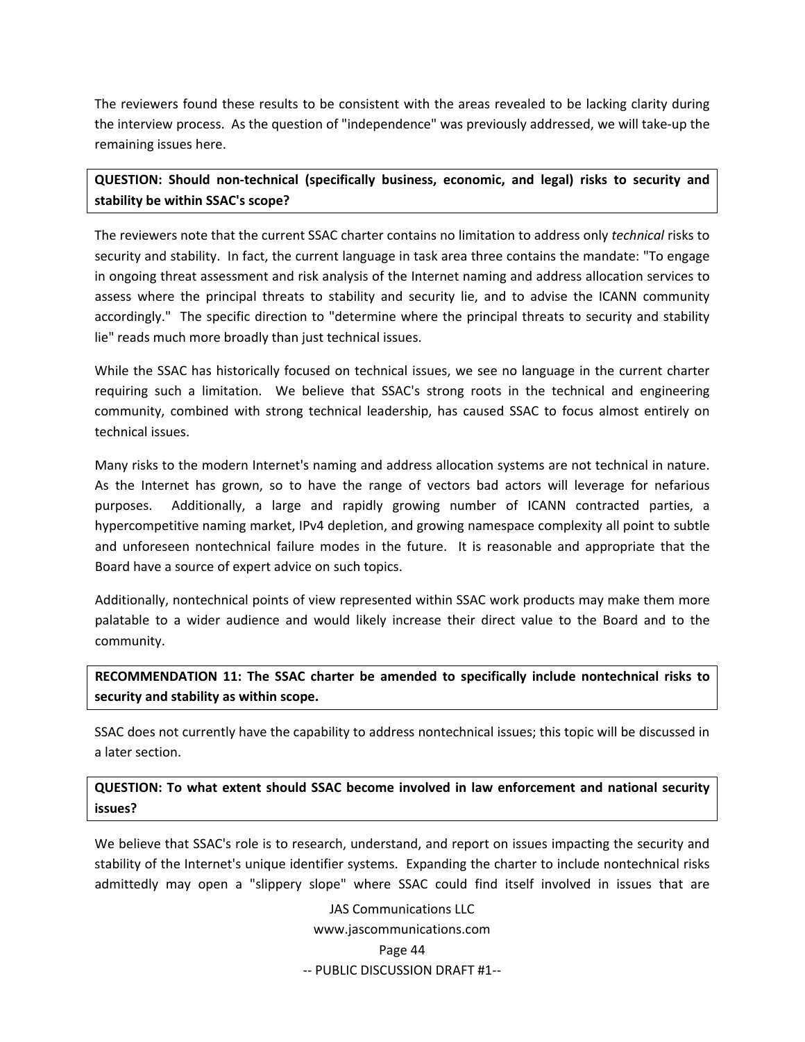The reviewers found these results to be consistent with the areas revealed to be lacking clarity during the interview process. As the question of "independence" was previously addressed, we will take-up the remaining issues here.

**QUESTION: Should non-technical (specifically business, economic, and legal) risks to security and stability be within SSAC's scope?**

The reviewers note that the current SSAC charter contains no limitation to address only *technical* risks to security and stability. In fact, the current language in task area three contains the mandate: "To engage in ongoing threat assessment and risk analysis of the Internet naming and address allocation services to assess where the principal threats to stability and security lie, and to advise the ICANN community accordingly." The specific direction to "determine where the principal threats to security and stability lie" reads much more broadly than just technical issues.

While the SSAC has historically focused on technical issues, we see no language in the current charter requiring such a limitation. We believe that SSAC's strong roots in the technical and engineering community, combined with strong technical leadership, has caused SSAC to focus almost entirely on technical issues.

Many risks to the modern Internet's naming and address allocation systems are not technical in nature. As the Internet has grown, so to have the range of vectors bad actors will leverage for nefarious purposes. Additionally, a large and rapidly growing number of ICANN contracted parties, a hypercompetitive naming market, IPv4 depletion, and growing namespace complexity all point to subtle and unforeseen nontechnical failure modes in the future. It is reasonable and appropriate that the Board have a source of expert advice on such topics.

Additionally, nontechnical points of view represented within SSAC work products may make them more palatable to a wider audience and would likely increase their direct value to the Board and to the community.

**RECOMMENDATION 11: The SSAC charter be amended to specifically include nontechnical risks to security and stability as within scope.**

SSAC does not currently have the capability to address nontechnical issues; this topic will be discussed in a later section.

**QUESTION: To what extent should SSAC become involved in law enforcement and national security issues?**

We believe that SSAC's role is to research, understand, and report on issues impacting the security and stability of the Internet's unique identifier systems. Expanding the charter to include nontechnical risks admittedly may open a "slippery slope" where SSAC could find itself involved in issues that are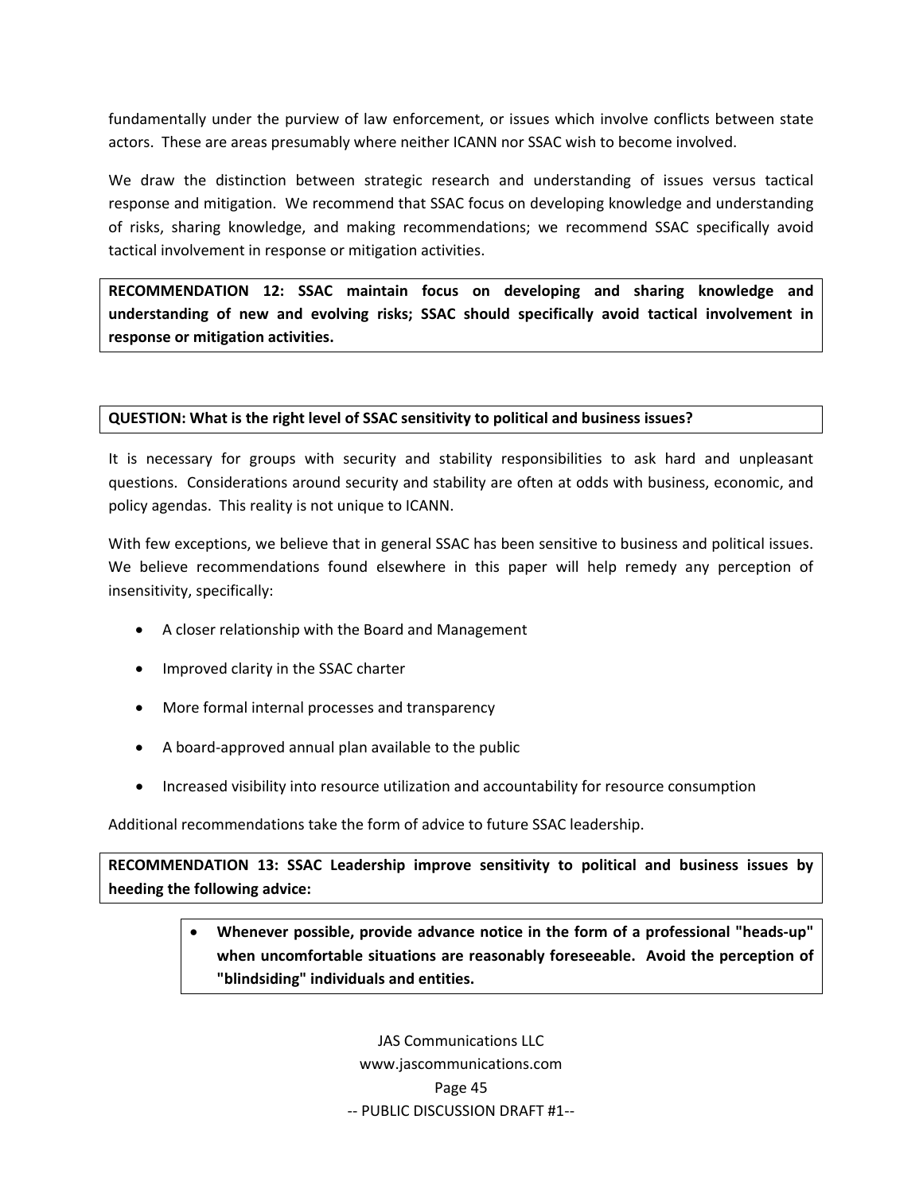fundamentally under the purview of law enforcement, or issues which involve conflicts between state actors. These are areas presumably where neither ICANN nor SSAC wish to become involved.

We draw the distinction between strategic research and understanding of issues versus tactical response and mitigation. We recommend that SSAC focus on developing knowledge and understanding of risks, sharing knowledge, and making recommendations; we recommend SSAC specifically avoid tactical involvement in response or mitigation activities.

**RECOMMENDATION 12: SSAC maintain focus on developing and sharing knowledge and understanding of new and evolving risks; SSAC should specifically avoid tactical involvement in response or mitigation activities.**

**QUESTION: What is the right level of SSAC sensitivity to political and business issues?**

It is necessary for groups with security and stability responsibilities to ask hard and unpleasant questions. Considerations around security and stability are often at odds with business, economic, and policy agendas. This reality is not unique to ICANN.

With few exceptions, we believe that in general SSAC has been sensitive to business and political issues. We believe recommendations found elsewhere in this paper will help remedy any perception of insensitivity, specifically:

- A closer relationship with the Board and Management
- Improved clarity in the SSAC charter
- More formal internal processes and transparency
- A board-approved annual plan available to the public
- Increased visibility into resource utilization and accountability for resource consumption

Additional recommendations take the form of advice to future SSAC leadership.

**RECOMMENDATION 13: SSAC Leadership improve sensitivity to political and business issues by heeding the following advice:**

- **Whenever possible, provide advance notice in the form of a professional "heads-up" when uncomfortable situations are reasonably foreseeable. Avoid the perception of "blindsiding" individuals and entities.**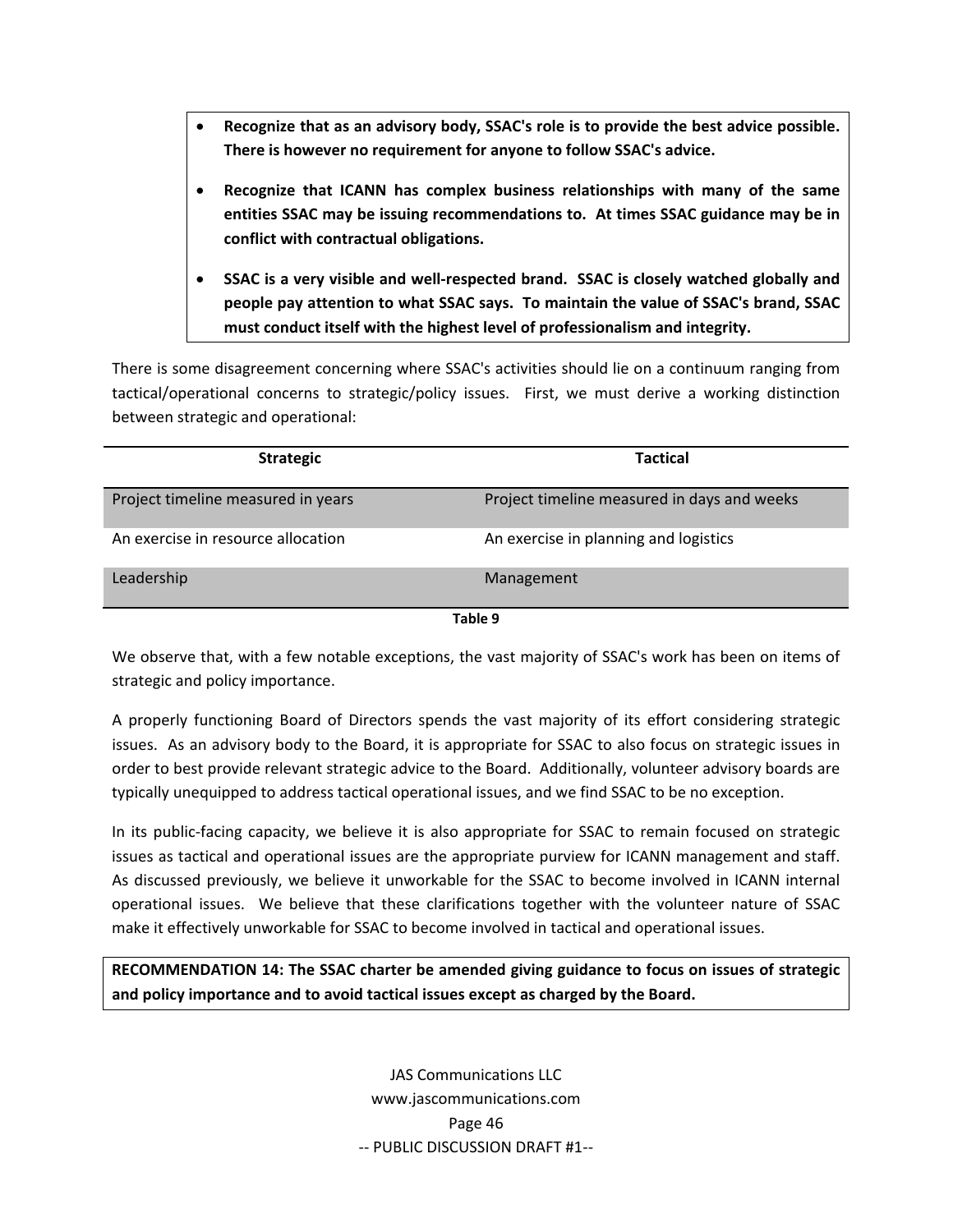- **Recognize that as an advisory body, SSAC's role is to provide the best advice possible. There is however no requirement for anyone to follow SSAC's advice.**
- **Recognize that ICANN has complex business relationships with many of the same entities SSAC may be issuing recommendations to. At times SSAC guidance may be in conflict with contractual obligations.**
- **SSAC is a very visible and well-respected brand. SSAC is closely watched globally and people pay attention to what SSAC says. To maintain the value of SSAC's brand, SSAC must conduct itself with the highest level of professionalism and integrity.**

There is some disagreement concerning where SSAC's activities should lie on a continuum ranging from tactical/operational concerns to strategic/policy issues. First, we must derive a working distinction between strategic and operational:

| Strategic | Tactical |
|---|---|
| Project timeline measured in years | Project timeline measured in days and weeks |
| An exercise in resource allocation | An exercise in planning and logistics |
| Leadership | Management |

**Table 9**

We observe that, with a few notable exceptions, the vast majority of SSAC's work has been on items of strategic and policy importance.

A properly functioning Board of Directors spends the vast majority of its effort considering strategic issues. As an advisory body to the Board, it is appropriate for SSAC to also focus on strategic issues in order to best provide relevant strategic advice to the Board. Additionally, volunteer advisory boards are typically unequipped to address tactical operational issues, and we find SSAC to be no exception.

In its public-facing capacity, we believe it is also appropriate for SSAC to remain focused on strategic issues as tactical and operational issues are the appropriate purview for ICANN management and staff. As discussed previously, we believe it unworkable for the SSAC to become involved in ICANN internal operational issues. We believe that these clarifications together with the volunteer nature of SSAC make it effectively unworkable for SSAC to become involved in tactical and operational issues.

**RECOMMENDATION 14: The SSAC charter be amended giving guidance to focus on issues of strategic and policy importance and to avoid tactical issues except as charged by the Board.**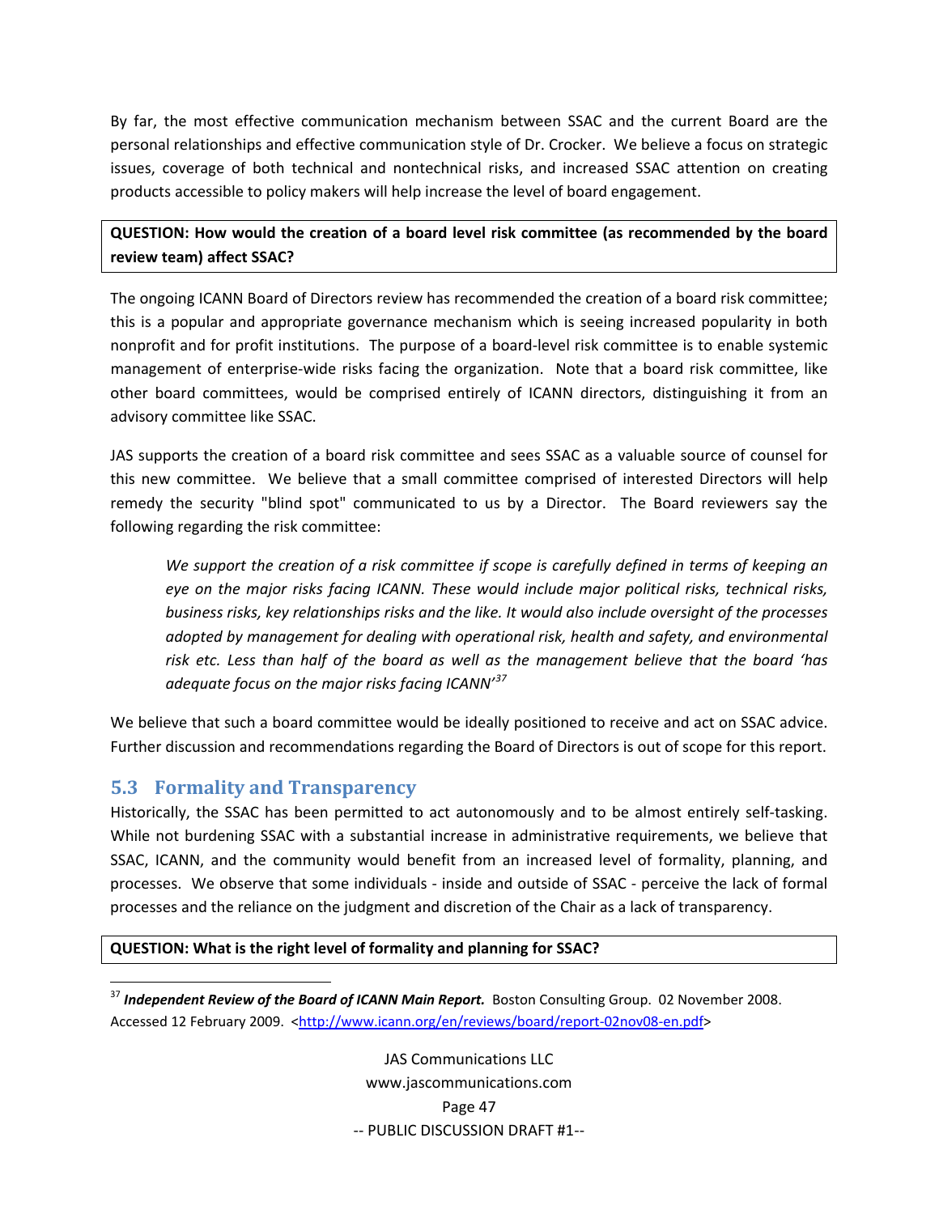By far, the most effective communication mechanism between SSAC and the current Board are the personal relationships and effective communication style of Dr. Crocker. We believe a focus on strategic issues, coverage of both technical and nontechnical risks, and increased SSAC attention on creating products accessible to policy makers will help increase the level of board engagement.

**QUESTION: How would the creation of a board level risk committee (as recommended by the board review team) affect SSAC?**

The ongoing ICANN Board of Directors review has recommended the creation of a board risk committee; this is a popular and appropriate governance mechanism which is seeing increased popularity in both nonprofit and for profit institutions. The purpose of a board-level risk committee is to enable systemic management of enterprise-wide risks facing the organization. Note that a board risk committee, like other board committees, would be comprised entirely of ICANN directors, distinguishing it from an advisory committee like SSAC.

JAS supports the creation of a board risk committee and sees SSAC as a valuable source of counsel for this new committee. We believe that a small committee comprised of interested Directors will help remedy the security "blind spot" communicated to us by a Director. The Board reviewers say the following regarding the risk committee:

> *We support the creation of a risk committee if scope is carefully defined in terms of keeping an eye on the major risks facing ICANN. These would include major political risks, technical risks, business risks, key relationships risks and the like. It would also include oversight of the processes adopted by management for dealing with operational risk, health and safety, and environmental risk etc. Less than half of the board as well as the management believe that the board 'has adequate focus on the major risks facing ICANN'*[37]

We believe that such a board committee would be ideally positioned to receive and act on SSAC advice. Further discussion and recommendations regarding the Board of Directors is out of scope for this report.

## 5.3 Formality and Transparency

Historically, the SSAC has been permitted to act autonomously and to be almost entirely self-tasking. While not burdening SSAC with a substantial increase in administrative requirements, we believe that SSAC, ICANN, and the community would benefit from an increased level of formality, planning, and processes. We observe that some individuals - inside and outside of SSAC - perceive the lack of formal processes and the reliance on the judgment and discretion of the Chair as a lack of transparency.

**QUESTION: What is the right level of formality and planning for SSAC?**

---

[37] ***Independent Review of the Board of ICANN Main Report.*** Boston Consulting Group. 02 November 2008. Accessed 12 February 2009. <http://www.icann.org/en/reviews/board/report-02nov08-en.pdf>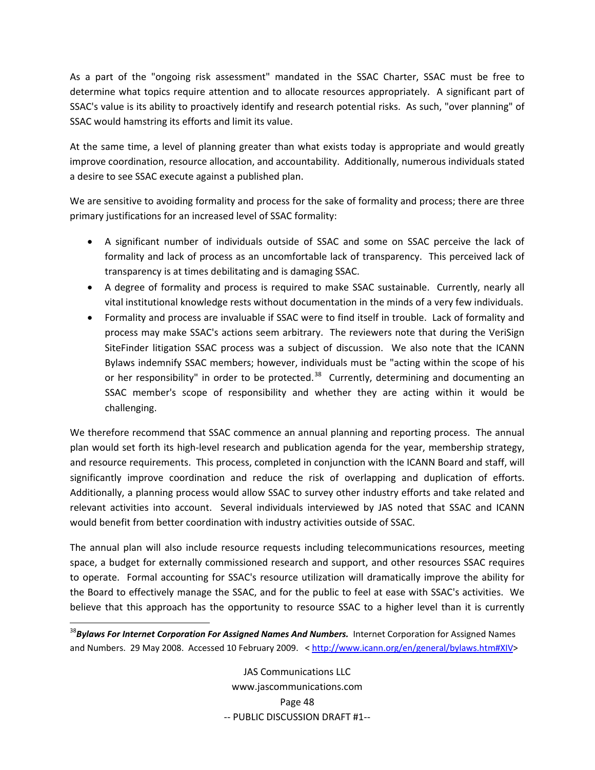As a part of the "ongoing risk assessment" mandated in the SSAC Charter, SSAC must be free to determine what topics require attention and to allocate resources appropriately. A significant part of SSAC's value is its ability to proactively identify and research potential risks. As such, "over planning" of SSAC would hamstring its efforts and limit its value.

At the same time, a level of planning greater than what exists today is appropriate and would greatly improve coordination, resource allocation, and accountability. Additionally, numerous individuals stated a desire to see SSAC execute against a published plan.

We are sensitive to avoiding formality and process for the sake of formality and process; there are three primary justifications for an increased level of SSAC formality:

- A significant number of individuals outside of SSAC and some on SSAC perceive the lack of formality and lack of process as an uncomfortable lack of transparency. This perceived lack of transparency is at times debilitating and is damaging SSAC.
- A degree of formality and process is required to make SSAC sustainable. Currently, nearly all vital institutional knowledge rests without documentation in the minds of a very few individuals.
- Formality and process are invaluable if SSAC were to find itself in trouble. Lack of formality and process may make SSAC's actions seem arbitrary. The reviewers note that during the VeriSign SiteFinder litigation SSAC process was a subject of discussion. We also note that the ICANN Bylaws indemnify SSAC members; however, individuals must be "acting within the scope of his or her responsibility" in order to be protected.[38] Currently, determining and documenting an SSAC member's scope of responsibility and whether they are acting within it would be challenging.

We therefore recommend that SSAC commence an annual planning and reporting process. The annual plan would set forth its high-level research and publication agenda for the year, membership strategy, and resource requirements. This process, completed in conjunction with the ICANN Board and staff, will significantly improve coordination and reduce the risk of overlapping and duplication of efforts. Additionally, a planning process would allow SSAC to survey other industry efforts and take related and relevant activities into account. Several individuals interviewed by JAS noted that SSAC and ICANN would benefit from better coordination with industry activities outside of SSAC.

The annual plan will also include resource requests including telecommunications resources, meeting space, a budget for externally commissioned research and support, and other resources SSAC requires to operate. Formal accounting for SSAC's resource utilization will dramatically improve the ability for the Board to effectively manage the SSAC, and for the public to feel at ease with SSAC's activities. We believe that this approach has the opportunity to resource SSAC to a higher level than it is currently

[38] ***Bylaws For Internet Corporation For Assigned Names And Numbers.*** Internet Corporation for Assigned Names and Numbers. 29 May 2008. Accessed 10 February 2009. < http://www.icann.org/en/general/bylaws.htm#XIV>

-- PUBLIC DISCUSSION DRAFT #1--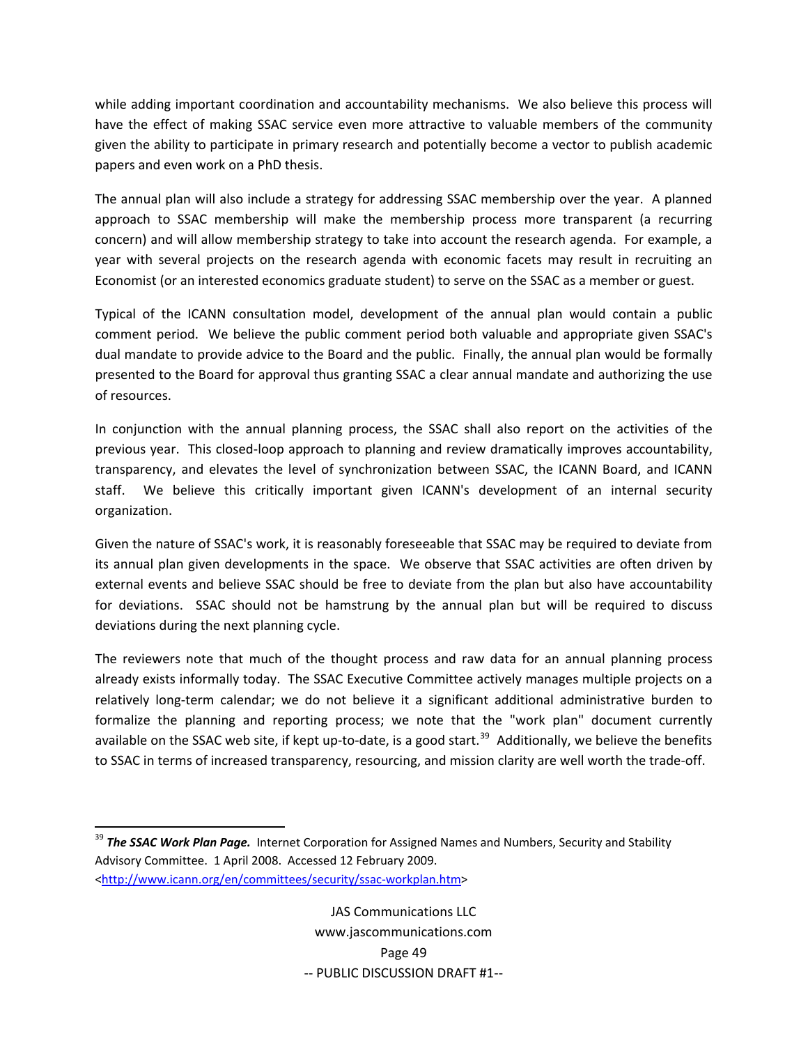while adding important coordination and accountability mechanisms. We also believe this process will have the effect of making SSAC service even more attractive to valuable members of the community given the ability to participate in primary research and potentially become a vector to publish academic papers and even work on a PhD thesis.

The annual plan will also include a strategy for addressing SSAC membership over the year. A planned approach to SSAC membership will make the membership process more transparent (a recurring concern) and will allow membership strategy to take into account the research agenda. For example, a year with several projects on the research agenda with economic facets may result in recruiting an Economist (or an interested economics graduate student) to serve on the SSAC as a member or guest.

Typical of the ICANN consultation model, development of the annual plan would contain a public comment period. We believe the public comment period both valuable and appropriate given SSAC's dual mandate to provide advice to the Board and the public. Finally, the annual plan would be formally presented to the Board for approval thus granting SSAC a clear annual mandate and authorizing the use of resources.

In conjunction with the annual planning process, the SSAC shall also report on the activities of the previous year. This closed-loop approach to planning and review dramatically improves accountability, transparency, and elevates the level of synchronization between SSAC, the ICANN Board, and ICANN staff. We believe this critically important given ICANN's development of an internal security organization.

Given the nature of SSAC's work, it is reasonably foreseeable that SSAC may be required to deviate from its annual plan given developments in the space. We observe that SSAC activities are often driven by external events and believe SSAC should be free to deviate from the plan but also have accountability for deviations. SSAC should not be hamstrung by the annual plan but will be required to discuss deviations during the next planning cycle.

The reviewers note that much of the thought process and raw data for an annual planning process already exists informally today. The SSAC Executive Committee actively manages multiple projects on a relatively long-term calendar; we do not believe it a significant additional administrative burden to formalize the planning and reporting process; we note that the "work plan" document currently available on the SSAC web site, if kept up-to-date, is a good start.[39] Additionally, we believe the benefits to SSAC in terms of increased transparency, resourcing, and mission clarity are well worth the trade-off.

---

[39] ***The SSAC Work Plan Page.*** Internet Corporation for Assigned Names and Numbers, Security and Stability Advisory Committee. 1 April 2008. Accessed 12 February 2009. <http://www.icann.org/en/committees/security/ssac-workplan.htm>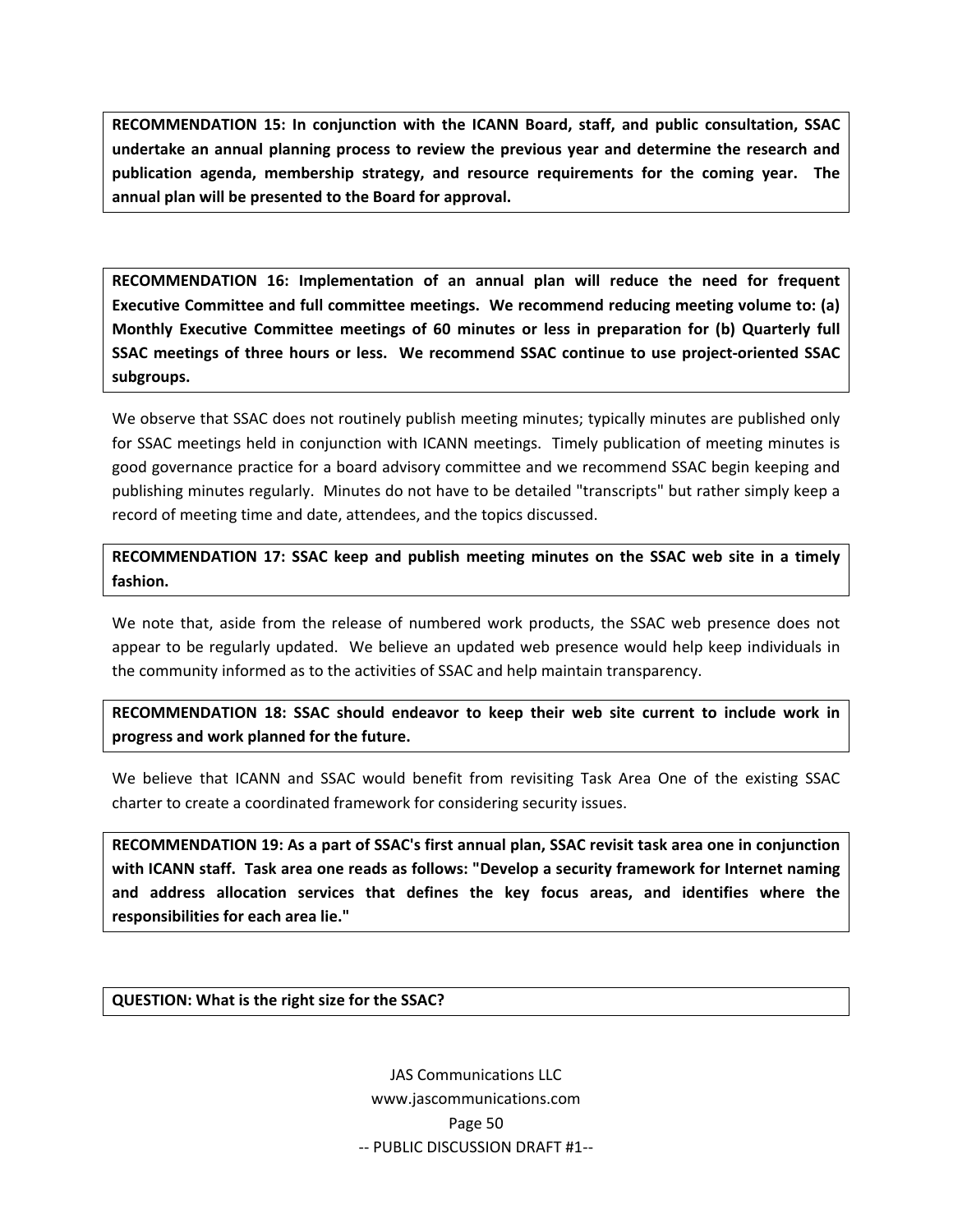**RECOMMENDATION 15: In conjunction with the ICANN Board, staff, and public consultation, SSAC undertake an annual planning process to review the previous year and determine the research and publication agenda, membership strategy, and resource requirements for the coming year. The annual plan will be presented to the Board for approval.**

**RECOMMENDATION 16: Implementation of an annual plan will reduce the need for frequent Executive Committee and full committee meetings. We recommend reducing meeting volume to: (a) Monthly Executive Committee meetings of 60 minutes or less in preparation for (b) Quarterly full SSAC meetings of three hours or less. We recommend SSAC continue to use project-oriented SSAC subgroups.**

We observe that SSAC does not routinely publish meeting minutes; typically minutes are published only for SSAC meetings held in conjunction with ICANN meetings. Timely publication of meeting minutes is good governance practice for a board advisory committee and we recommend SSAC begin keeping and publishing minutes regularly. Minutes do not have to be detailed "transcripts" but rather simply keep a record of meeting time and date, attendees, and the topics discussed.

**RECOMMENDATION 17: SSAC keep and publish meeting minutes on the SSAC web site in a timely fashion.**

We note that, aside from the release of numbered work products, the SSAC web presence does not appear to be regularly updated. We believe an updated web presence would help keep individuals in the community informed as to the activities of SSAC and help maintain transparency.

**RECOMMENDATION 18: SSAC should endeavor to keep their web site current to include work in progress and work planned for the future.**

We believe that ICANN and SSAC would benefit from revisiting Task Area One of the existing SSAC charter to create a coordinated framework for considering security issues.

**RECOMMENDATION 19: As a part of SSAC's first annual plan, SSAC revisit task area one in conjunction with ICANN staff. Task area one reads as follows: "Develop a security framework for Internet naming and address allocation services that defines the key focus areas, and identifies where the responsibilities for each area lie."**

**QUESTION: What is the right size for the SSAC?**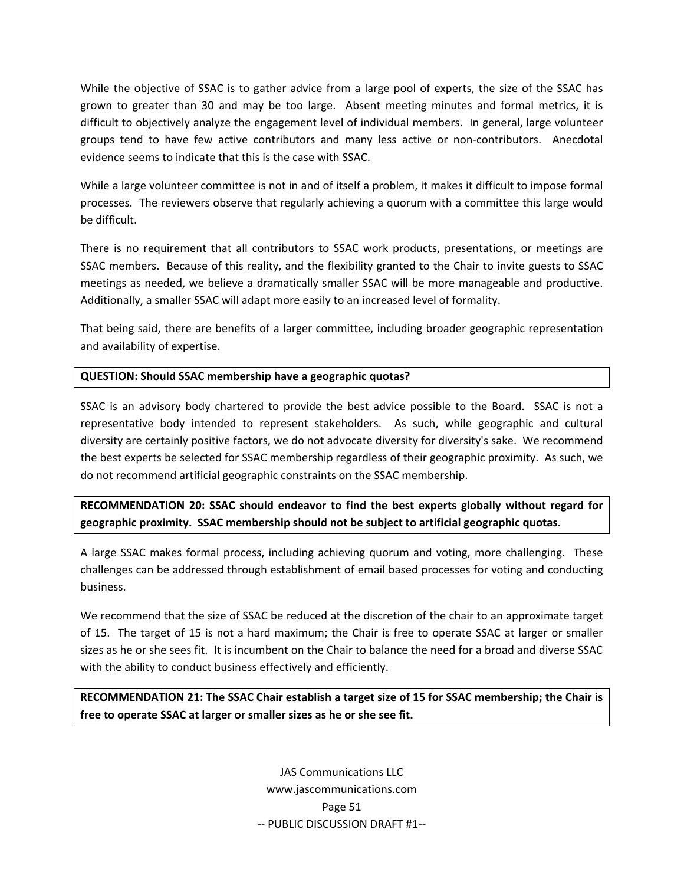While the objective of SSAC is to gather advice from a large pool of experts, the size of the SSAC has grown to greater than 30 and may be too large. Absent meeting minutes and formal metrics, it is difficult to objectively analyze the engagement level of individual members. In general, large volunteer groups tend to have few active contributors and many less active or non-contributors. Anecdotal evidence seems to indicate that this is the case with SSAC.

While a large volunteer committee is not in and of itself a problem, it makes it difficult to impose formal processes. The reviewers observe that regularly achieving a quorum with a committee this large would be difficult.

There is no requirement that all contributors to SSAC work products, presentations, or meetings are SSAC members. Because of this reality, and the flexibility granted to the Chair to invite guests to SSAC meetings as needed, we believe a dramatically smaller SSAC will be more manageable and productive. Additionally, a smaller SSAC will adapt more easily to an increased level of formality.

That being said, there are benefits of a larger committee, including broader geographic representation and availability of expertise.

**QUESTION: Should SSAC membership have a geographic quotas?**

SSAC is an advisory body chartered to provide the best advice possible to the Board. SSAC is not a representative body intended to represent stakeholders. As such, while geographic and cultural diversity are certainly positive factors, we do not advocate diversity for diversity's sake. We recommend the best experts be selected for SSAC membership regardless of their geographic proximity. As such, we do not recommend artificial geographic constraints on the SSAC membership.

**RECOMMENDATION 20: SSAC should endeavor to find the best experts globally without regard for geographic proximity. SSAC membership should not be subject to artificial geographic quotas.**

A large SSAC makes formal process, including achieving quorum and voting, more challenging. These challenges can be addressed through establishment of email based processes for voting and conducting business.

We recommend that the size of SSAC be reduced at the discretion of the chair to an approximate target of 15. The target of 15 is not a hard maximum; the Chair is free to operate SSAC at larger or smaller sizes as he or she sees fit. It is incumbent on the Chair to balance the need for a broad and diverse SSAC with the ability to conduct business effectively and efficiently.

**RECOMMENDATION 21: The SSAC Chair establish a target size of 15 for SSAC membership; the Chair is free to operate SSAC at larger or smaller sizes as he or she see fit.**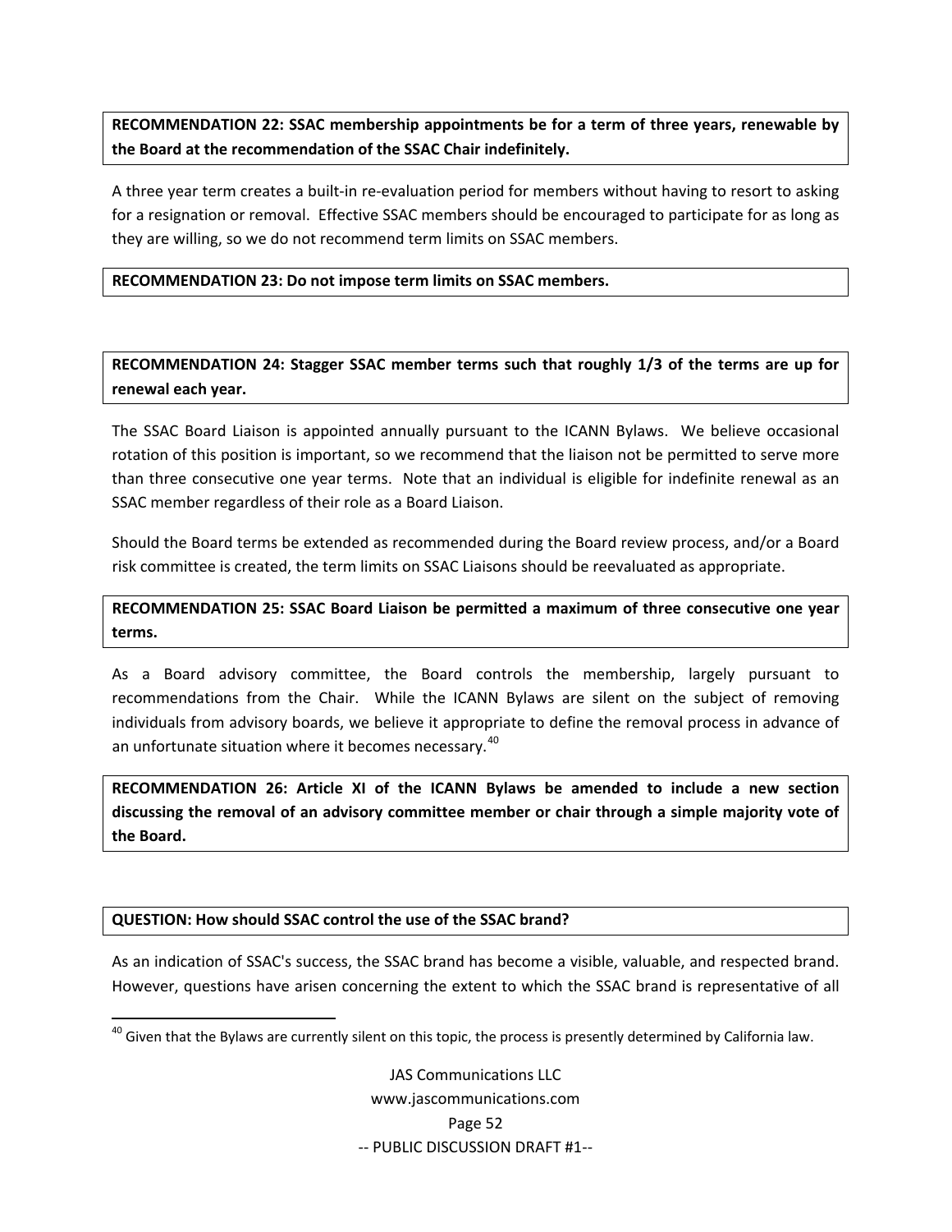**RECOMMENDATION 22: SSAC membership appointments be for a term of three years, renewable by the Board at the recommendation of the SSAC Chair indefinitely.**

A three year term creates a built-in re-evaluation period for members without having to resort to asking for a resignation or removal. Effective SSAC members should be encouraged to participate for as long as they are willing, so we do not recommend term limits on SSAC members.

**RECOMMENDATION 23: Do not impose term limits on SSAC members.**

**RECOMMENDATION 24: Stagger SSAC member terms such that roughly 1/3 of the terms are up for renewal each year.**

The SSAC Board Liaison is appointed annually pursuant to the ICANN Bylaws. We believe occasional rotation of this position is important, so we recommend that the liaison not be permitted to serve more than three consecutive one year terms. Note that an individual is eligible for indefinite renewal as an SSAC member regardless of their role as a Board Liaison.

Should the Board terms be extended as recommended during the Board review process, and/or a Board risk committee is created, the term limits on SSAC Liaisons should be reevaluated as appropriate.

**RECOMMENDATION 25: SSAC Board Liaison be permitted a maximum of three consecutive one year terms.**

As a Board advisory committee, the Board controls the membership, largely pursuant to recommendations from the Chair. While the ICANN Bylaws are silent on the subject of removing individuals from advisory boards, we believe it appropriate to define the removal process in advance of an unfortunate situation where it becomes necessary.[40]

**RECOMMENDATION 26: Article XI of the ICANN Bylaws be amended to include a new section discussing the removal of an advisory committee member or chair through a simple majority vote of the Board.**

**QUESTION: How should SSAC control the use of the SSAC brand?**

As an indication of SSAC's success, the SSAC brand has become a visible, valuable, and respected brand. However, questions have arisen concerning the extent to which the SSAC brand is representative of all

[40] Given that the Bylaws are currently silent on this topic, the process is presently determined by California law.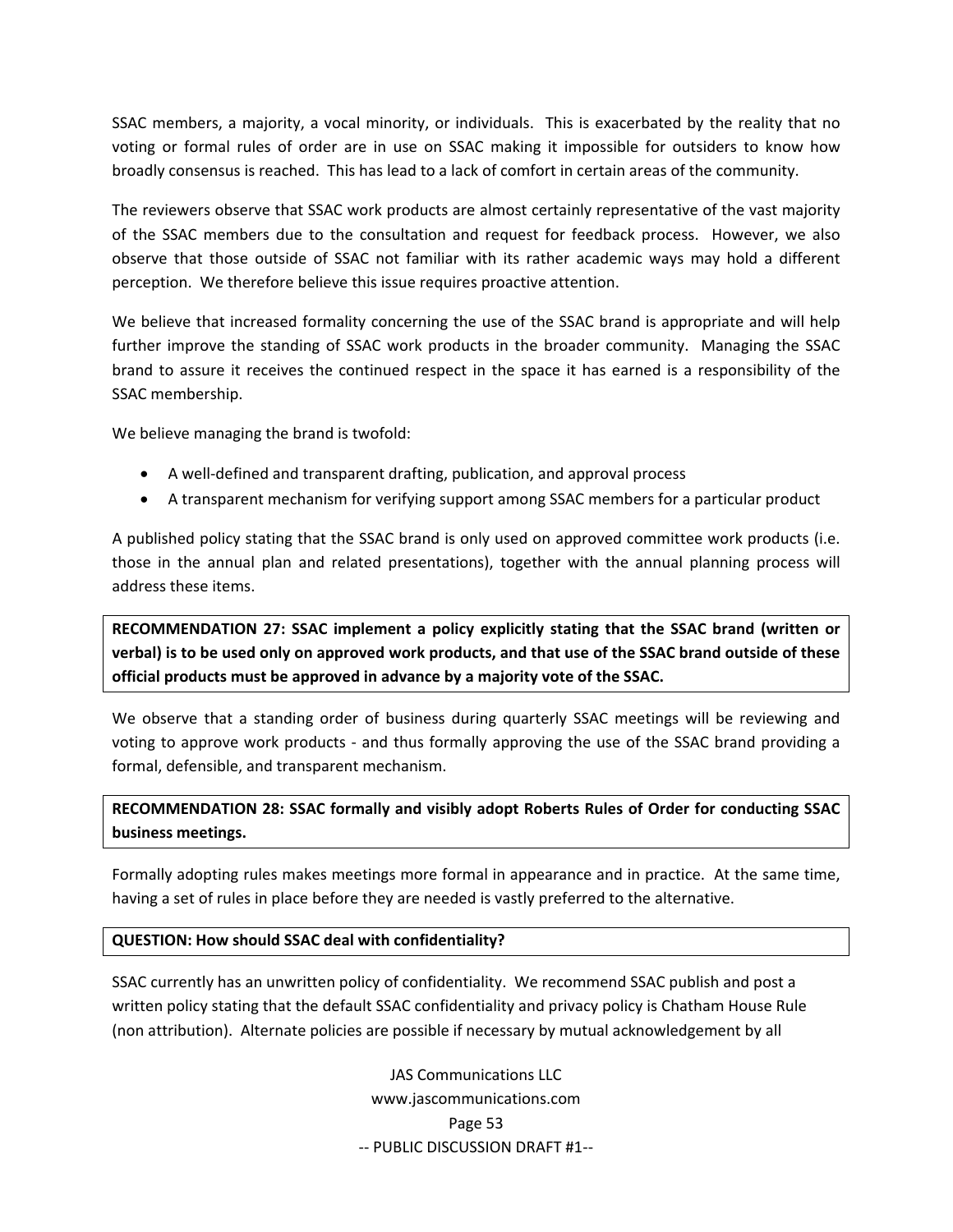SSAC members, a majority, a vocal minority, or individuals. This is exacerbated by the reality that no voting or formal rules of order are in use on SSAC making it impossible for outsiders to know how broadly consensus is reached. This has lead to a lack of comfort in certain areas of the community.

The reviewers observe that SSAC work products are almost certainly representative of the vast majority of the SSAC members due to the consultation and request for feedback process. However, we also observe that those outside of SSAC not familiar with its rather academic ways may hold a different perception. We therefore believe this issue requires proactive attention.

We believe that increased formality concerning the use of the SSAC brand is appropriate and will help further improve the standing of SSAC work products in the broader community. Managing the SSAC brand to assure it receives the continued respect in the space it has earned is a responsibility of the SSAC membership.

We believe managing the brand is twofold:

- A well-defined and transparent drafting, publication, and approval process
- A transparent mechanism for verifying support among SSAC members for a particular product

A published policy stating that the SSAC brand is only used on approved committee work products (i.e. those in the annual plan and related presentations), together with the annual planning process will address these items.

**RECOMMENDATION 27: SSAC implement a policy explicitly stating that the SSAC brand (written or verbal) is to be used only on approved work products, and that use of the SSAC brand outside of these official products must be approved in advance by a majority vote of the SSAC.**

We observe that a standing order of business during quarterly SSAC meetings will be reviewing and voting to approve work products - and thus formally approving the use of the SSAC brand providing a formal, defensible, and transparent mechanism.

**RECOMMENDATION 28: SSAC formally and visibly adopt Roberts Rules of Order for conducting SSAC business meetings.**

Formally adopting rules makes meetings more formal in appearance and in practice. At the same time, having a set of rules in place before they are needed is vastly preferred to the alternative.

**QUESTION: How should SSAC deal with confidentiality?**

SSAC currently has an unwritten policy of confidentiality. We recommend SSAC publish and post a written policy stating that the default SSAC confidentiality and privacy policy is Chatham House Rule (non attribution). Alternate policies are possible if necessary by mutual acknowledgement by all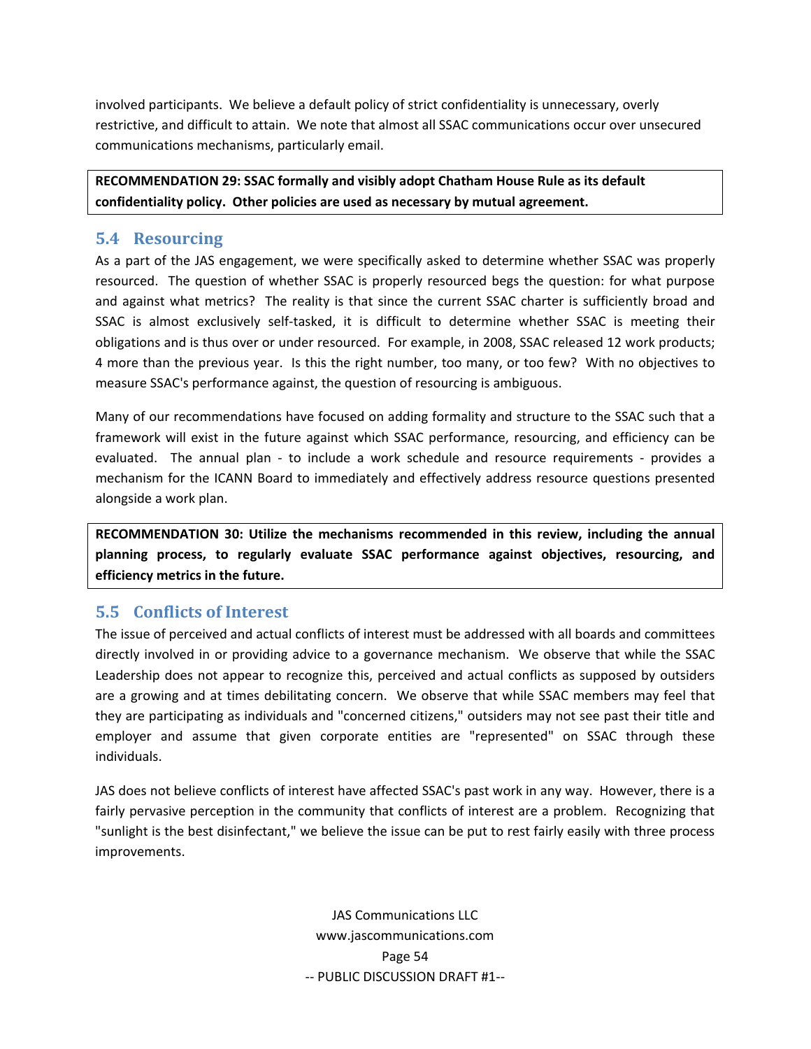involved participants. We believe a default policy of strict confidentiality is unnecessary, overly restrictive, and difficult to attain. We note that almost all SSAC communications occur over unsecured communications mechanisms, particularly email.

**RECOMMENDATION 29: SSAC formally and visibly adopt Chatham House Rule as its default confidentiality policy. Other policies are used as necessary by mutual agreement.**

## 5.4 Resourcing

As a part of the JAS engagement, we were specifically asked to determine whether SSAC was properly resourced. The question of whether SSAC is properly resourced begs the question: for what purpose and against what metrics? The reality is that since the current SSAC charter is sufficiently broad and SSAC is almost exclusively self-tasked, it is difficult to determine whether SSAC is meeting their obligations and is thus over or under resourced. For example, in 2008, SSAC released 12 work products; 4 more than the previous year. Is this the right number, too many, or too few? With no objectives to measure SSAC's performance against, the question of resourcing is ambiguous.

Many of our recommendations have focused on adding formality and structure to the SSAC such that a framework will exist in the future against which SSAC performance, resourcing, and efficiency can be evaluated. The annual plan - to include a work schedule and resource requirements - provides a mechanism for the ICANN Board to immediately and effectively address resource questions presented alongside a work plan.

**RECOMMENDATION 30: Utilize the mechanisms recommended in this review, including the annual planning process, to regularly evaluate SSAC performance against objectives, resourcing, and efficiency metrics in the future.**

## 5.5 Conflicts of Interest

The issue of perceived and actual conflicts of interest must be addressed with all boards and committees directly involved in or providing advice to a governance mechanism. We observe that while the SSAC Leadership does not appear to recognize this, perceived and actual conflicts as supposed by outsiders are a growing and at times debilitating concern. We observe that while SSAC members may feel that they are participating as individuals and "concerned citizens," outsiders may not see past their title and employer and assume that given corporate entities are "represented" on SSAC through these individuals.

JAS does not believe conflicts of interest have affected SSAC's past work in any way. However, there is a fairly pervasive perception in the community that conflicts of interest are a problem. Recognizing that "sunlight is the best disinfectant," we believe the issue can be put to rest fairly easily with three process improvements.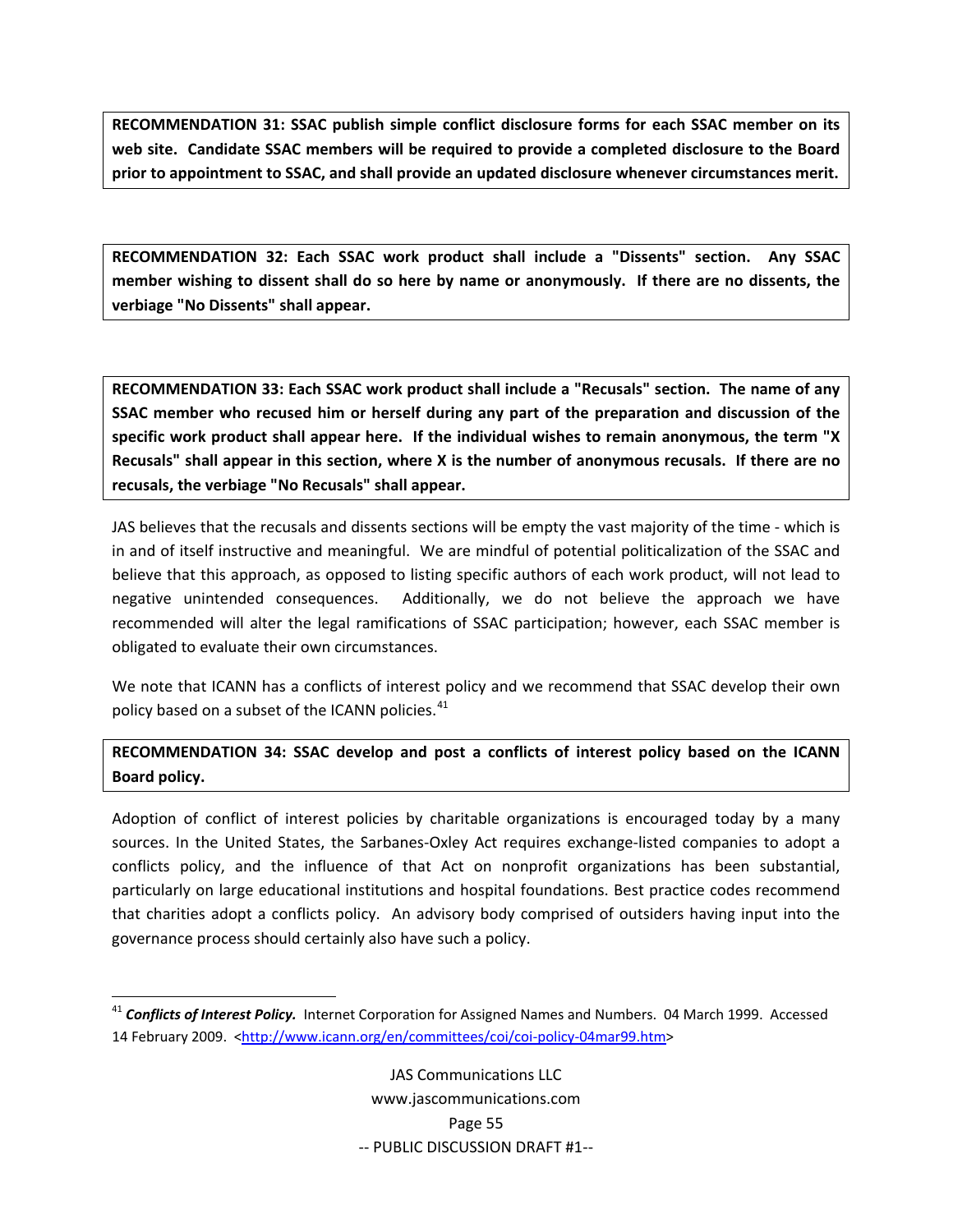**RECOMMENDATION 31: SSAC publish simple conflict disclosure forms for each SSAC member on its web site. Candidate SSAC members will be required to provide a completed disclosure to the Board prior to appointment to SSAC, and shall provide an updated disclosure whenever circumstances merit.**

**RECOMMENDATION 32: Each SSAC work product shall include a "Dissents" section. Any SSAC member wishing to dissent shall do so here by name or anonymously. If there are no dissents, the verbiage "No Dissents" shall appear.**

**RECOMMENDATION 33: Each SSAC work product shall include a "Recusals" section. The name of any SSAC member who recused him or herself during any part of the preparation and discussion of the specific work product shall appear here. If the individual wishes to remain anonymous, the term "X Recusals" shall appear in this section, where X is the number of anonymous recusals. If there are no recusals, the verbiage "No Recusals" shall appear.**

JAS believes that the recusals and dissents sections will be empty the vast majority of the time - which is in and of itself instructive and meaningful. We are mindful of potential politicalization of the SSAC and believe that this approach, as opposed to listing specific authors of each work product, will not lead to negative unintended consequences. Additionally, we do not believe the approach we have recommended will alter the legal ramifications of SSAC participation; however, each SSAC member is obligated to evaluate their own circumstances.

We note that ICANN has a conflicts of interest policy and we recommend that SSAC develop their own policy based on a subset of the ICANN policies.[41]

**RECOMMENDATION 34: SSAC develop and post a conflicts of interest policy based on the ICANN Board policy.**

Adoption of conflict of interest policies by charitable organizations is encouraged today by a many sources. In the United States, the Sarbanes-Oxley Act requires exchange-listed companies to adopt a conflicts policy, and the influence of that Act on nonprofit organizations has been substantial, particularly on large educational institutions and hospital foundations. Best practice codes recommend that charities adopt a conflicts policy. An advisory body comprised of outsiders having input into the governance process should certainly also have such a policy.

---

[41] ***Conflicts of Interest Policy.*** Internet Corporation for Assigned Names and Numbers. 04 March 1999. Accessed 14 February 2009. <http://www.icann.org/en/committees/coi/coi-policy-04mar99.htm>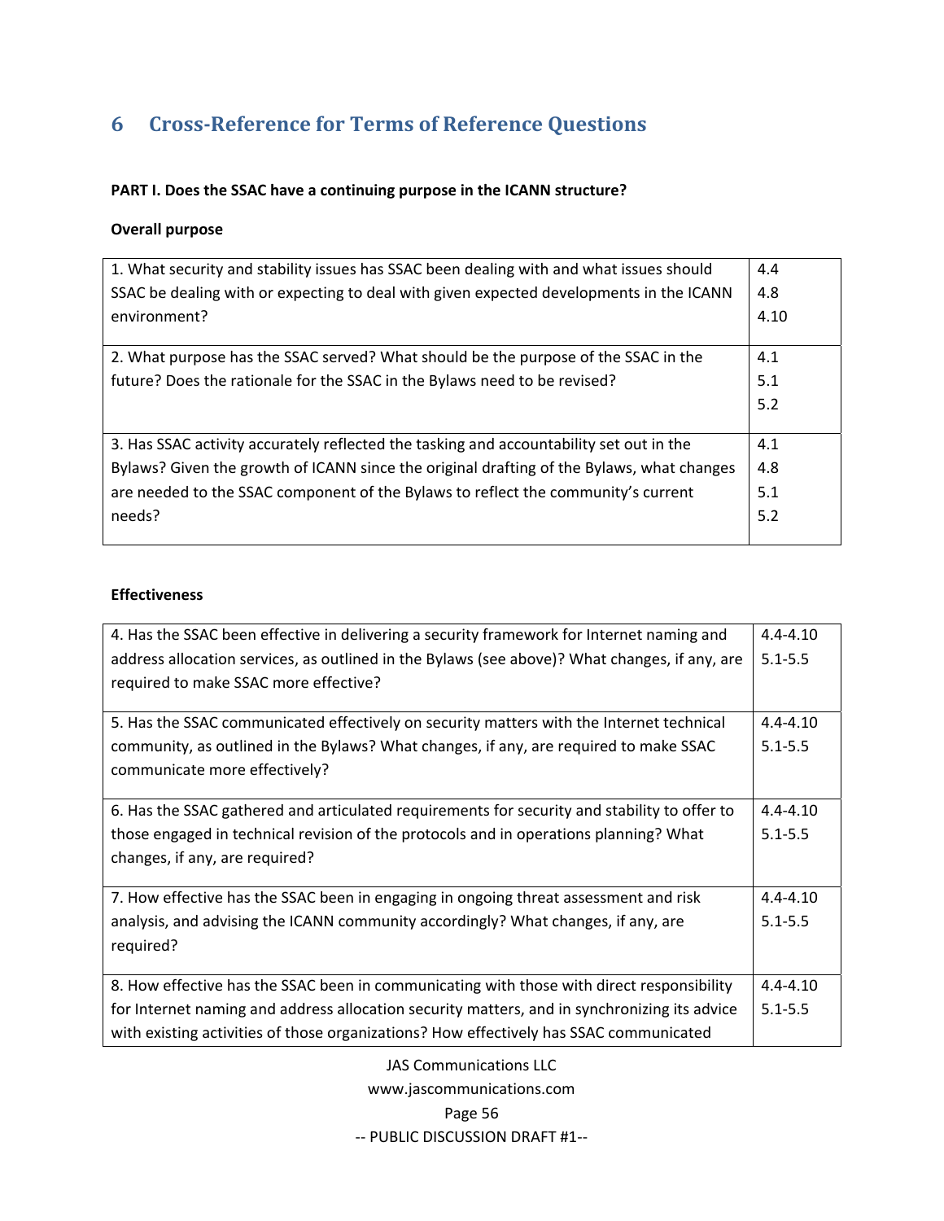## 6 Cross-Reference for Terms of Reference Questions

**PART I. Does the SSAC have a continuing purpose in the ICANN structure?**

**Overall purpose**

| | |
|---|---|
| 1. What security and stability issues has SSAC been dealing with and what issues should SSAC be dealing with or expecting to deal with given expected developments in the ICANN environment? | 4.4<br>4.8<br>4.10 |
| 2. What purpose has the SSAC served? What should be the purpose of the SSAC in the future? Does the rationale for the SSAC in the Bylaws need to be revised? | 4.1<br>5.1<br>5.2 |
| 3. Has SSAC activity accurately reflected the tasking and accountability set out in the Bylaws? Given the growth of ICANN since the original drafting of the Bylaws, what changes are needed to the SSAC component of the Bylaws to reflect the community's current needs? | 4.1<br>4.8<br>5.1<br>5.2 |

**Effectiveness**

| | |
|---|---|
| 4. Has the SSAC been effective in delivering a security framework for Internet naming and address allocation services, as outlined in the Bylaws (see above)? What changes, if any, are required to make SSAC more effective? | 4.4-4.10<br>5.1-5.5 |
| 5. Has the SSAC communicated effectively on security matters with the Internet technical community, as outlined in the Bylaws? What changes, if any, are required to make SSAC communicate more effectively? | 4.4-4.10<br>5.1-5.5 |
| 6. Has the SSAC gathered and articulated requirements for security and stability to offer to those engaged in technical revision of the protocols and in operations planning? What changes, if any, are required? | 4.4-4.10<br>5.1-5.5 |
| 7. How effective has the SSAC been in engaging in ongoing threat assessment and risk analysis, and advising the ICANN community accordingly? What changes, if any, are required? | 4.4-4.10<br>5.1-5.5 |
| 8. How effective has the SSAC been in communicating with those with direct responsibility for Internet naming and address allocation security matters, and in synchronizing its advice with existing activities of those organizations? How effectively has SSAC communicated | 4.4-4.10<br>5.1-5.5 |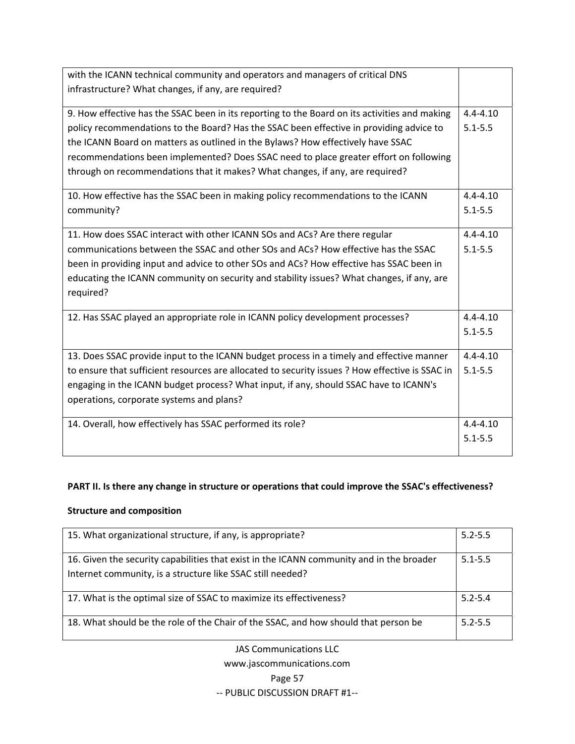| | |
|---|---|
| with the ICANN technical community and operators and managers of critical DNS infrastructure? What changes, if any, are required? | |
| 9. How effective has the SSAC been in its reporting to the Board on its activities and making policy recommendations to the Board? Has the SSAC been effective in providing advice to the ICANN Board on matters as outlined in the Bylaws? How effectively have SSAC recommendations been implemented? Does SSAC need to place greater effort on following through on recommendations that it makes? What changes, if any, are required? | 4.4-4.10<br>5.1-5.5 |
| 10. How effective has the SSAC been in making policy recommendations to the ICANN community? | 4.4-4.10<br>5.1-5.5 |
| 11. How does SSAC interact with other ICANN SOs and ACs? Are there regular communications between the SSAC and other SOs and ACs? How effective has the SSAC been in providing input and advice to other SOs and ACs? How effective has SSAC been in educating the ICANN community on security and stability issues? What changes, if any, are required? | 4.4-4.10<br>5.1-5.5 |
| 12. Has SSAC played an appropriate role in ICANN policy development processes? | 4.4-4.10<br>5.1-5.5 |
| 13. Does SSAC provide input to the ICANN budget process in a timely and effective manner to ensure that sufficient resources are allocated to security issues ? How effective is SSAC in engaging in the ICANN budget process? What input, if any, should SSAC have to ICANN's operations, corporate systems and plans? | 4.4-4.10<br>5.1-5.5 |
| 14. Overall, how effectively has SSAC performed its role? | 4.4-4.10<br>5.1-5.5 |

**PART II. Is there any change in structure or operations that could improve the SSAC's effectiveness?**

**Structure and composition**

| | |
|---|---|
| 15. What organizational structure, if any, is appropriate? | 5.2-5.5 |
| 16. Given the security capabilities that exist in the ICANN community and in the broader Internet community, is a structure like SSAC still needed? | 5.1-5.5 |
| 17. What is the optimal size of SSAC to maximize its effectiveness? | 5.2-5.4 |
| 18. What should be the role of the Chair of the SSAC, and how should that person be | 5.2-5.5 |

JAS Communications LLC
www.jascommunications.com

-- PUBLIC DISCUSSION DRAFT #1--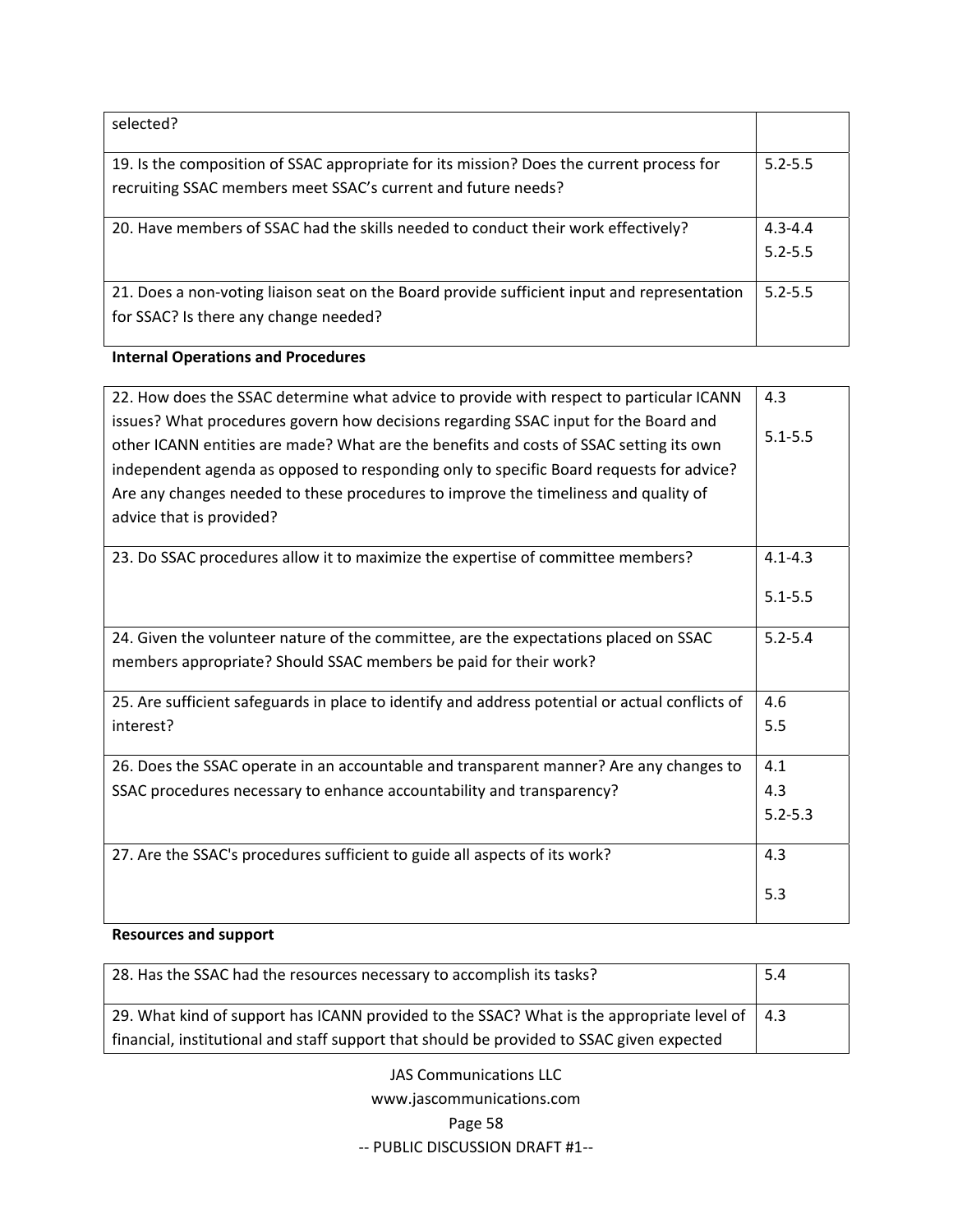| | |
|---|---|
| selected? | |
| 19. Is the composition of SSAC appropriate for its mission? Does the current process for recruiting SSAC members meet SSAC's current and future needs? | 5.2-5.5 |
| 20. Have members of SSAC had the skills needed to conduct their work effectively? | 4.3-4.4<br>5.2-5.5 |
| 21. Does a non-voting liaison seat on the Board provide sufficient input and representation for SSAC? Is there any change needed? | 5.2-5.5 |

**Internal Operations and Procedures**

| | |
|---|---|
| 22. How does the SSAC determine what advice to provide with respect to particular ICANN issues? What procedures govern how decisions regarding SSAC input for the Board and other ICANN entities are made? What are the benefits and costs of SSAC setting its own independent agenda as opposed to responding only to specific Board requests for advice? Are any changes needed to these procedures to improve the timeliness and quality of advice that is provided? | 4.3<br>5.1-5.5 |
| 23. Do SSAC procedures allow it to maximize the expertise of committee members? | 4.1-4.3<br>5.1-5.5 |
| 24. Given the volunteer nature of the committee, are the expectations placed on SSAC members appropriate? Should SSAC members be paid for their work? | 5.2-5.4 |
| 25. Are sufficient safeguards in place to identify and address potential or actual conflicts of interest? | 4.6<br>5.5 |
| 26. Does the SSAC operate in an accountable and transparent manner? Are any changes to SSAC procedures necessary to enhance accountability and transparency? | 4.1<br>4.3<br>5.2-5.3 |
| 27. Are the SSAC's procedures sufficient to guide all aspects of its work? | 4.3<br>5.3 |

**Resources and support**

| | |
|---|---|
| 28. Has the SSAC had the resources necessary to accomplish its tasks? | 5.4 |
| 29. What kind of support has ICANN provided to the SSAC? What is the appropriate level of financial, institutional and staff support that should be provided to SSAC given expected | 4.3 |

JAS Communications LLC
www.jascommunications.com

-- PUBLIC DISCUSSION DRAFT #1--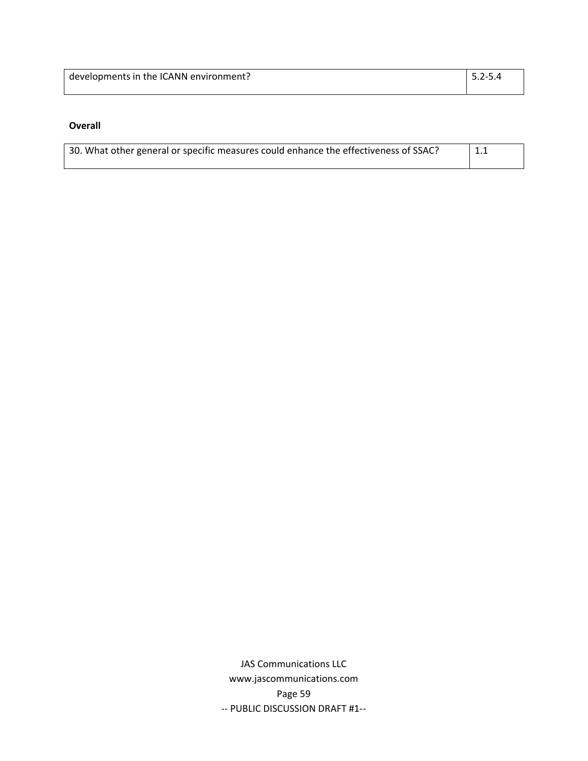| developments in the ICANN environment? | 5.2-5.4 |
|---|---|

**Overall**

| 30. What other general or specific measures could enhance the effectiveness of SSAC? | 1.1 |
|---|---|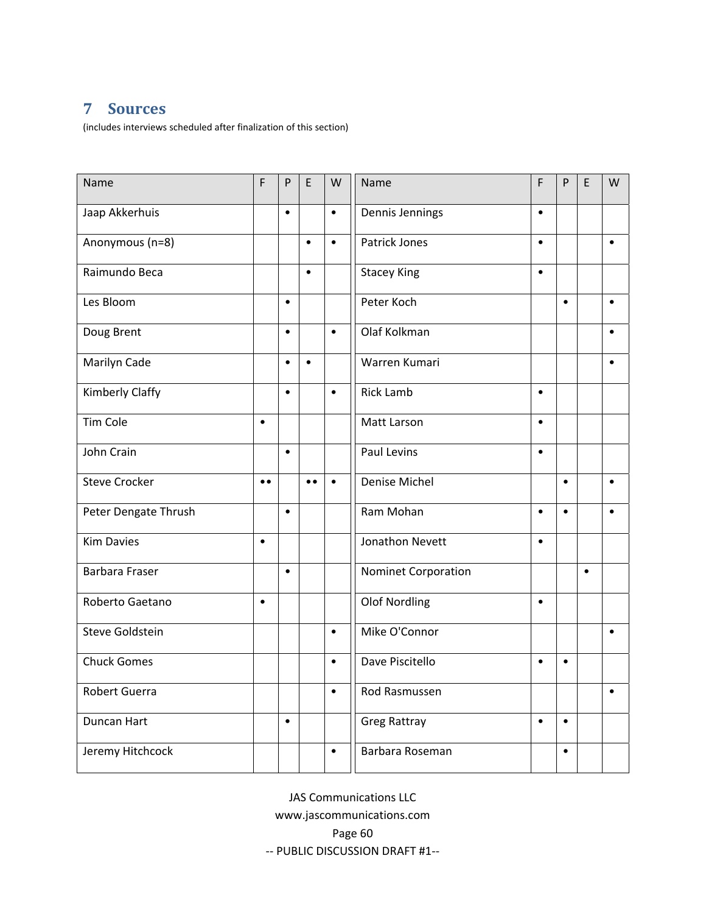## 7 Sources

(includes interviews scheduled after finalization of this section)

| Name | F | P | E | W | Name | F | P | E | W |
|---|---|---|---|---|---|---|---|---|---|
| Jaap Akkerhuis | | • | | • | Dennis Jennings | • | | | |
| Anonymous (n=8) | | | • | • | Patrick Jones | • | | | • |
| Raimundo Beca | | | • | | Stacey King | • | | | |
| Les Bloom | | • | | | Peter Koch | | • | | • |
| Doug Brent | | • | | • | Olaf Kolkman | | | | • |
| Marilyn Cade | | • | • | | Warren Kumari | | | | • |
| Kimberly Claffy | | • | | • | Rick Lamb | • | | | |
| Tim Cole | • | | | | Matt Larson | • | | | |
| John Crain | | • | | | Paul Levins | • | | | |
| Steve Crocker | •• | | •• | • | Denise Michel | | • | | • |
| Peter Dengate Thrush | | • | | | Ram Mohan | • | • | | • |
| Kim Davies | • | | | | Jonathon Nevett | • | | | |
| Barbara Fraser | | • | | | Nominet Corporation | | | • | |
| Roberto Gaetano | • | | | | Olof Nordling | • | | | |
| Steve Goldstein | | | | • | Mike O'Connor | | | | • |
| Chuck Gomes | | | | • | Dave Piscitello | • | • | | |
| Robert Guerra | | | | • | Rod Rasmussen | | | | • |
| Duncan Hart | | • | | | Greg Rattray | • | • | | |
| Jeremy Hitchcock | | | | • | Barbara Roseman | | • | | |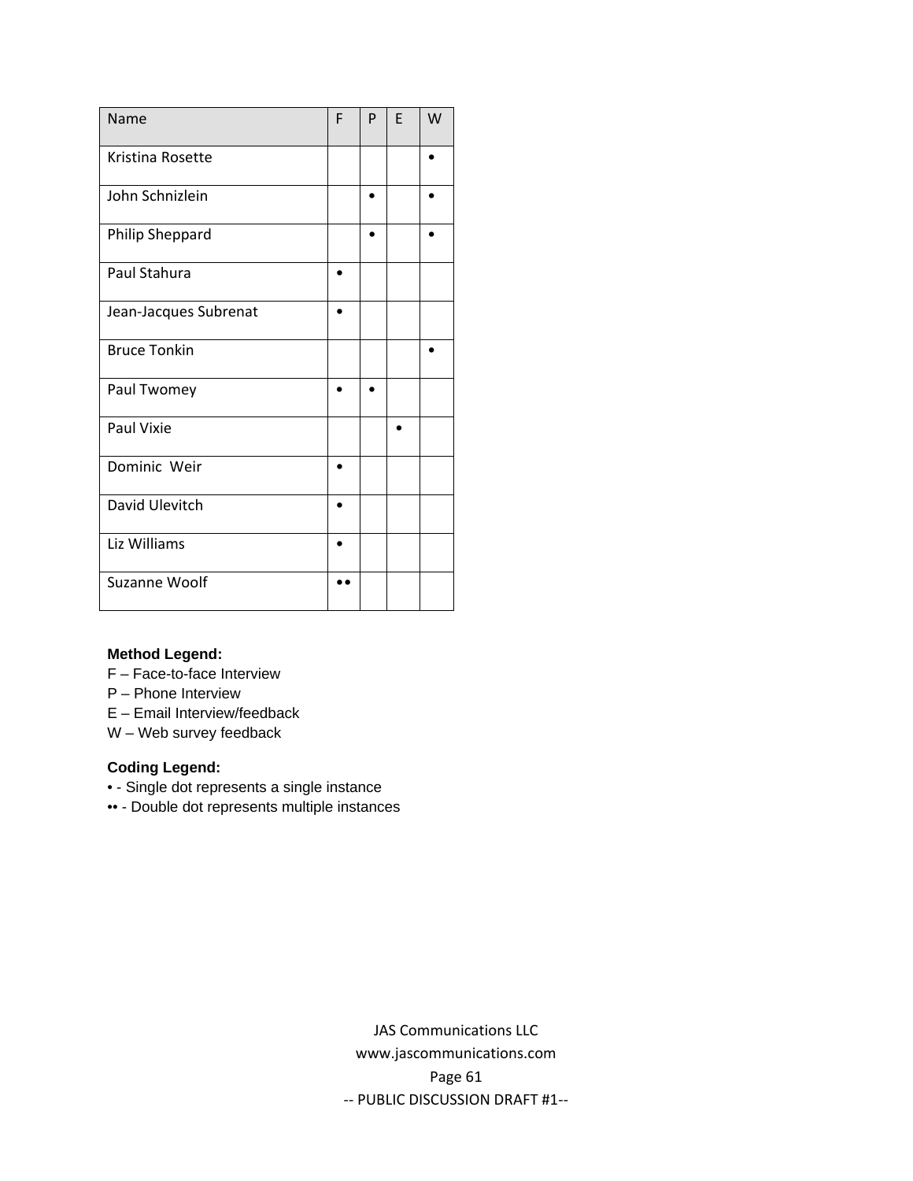| Name | F | P | E | W |
|---|---|---|---|---|
| Kristina Rosette | | | | • |
| John Schnizlein | | • | | • |
| Philip Sheppard | | • | | • |
| Paul Stahura | • | | | |
| Jean-Jacques Subrenat | • | | | |
| Bruce Tonkin | | | | • |
| Paul Twomey | • | • | | |
| Paul Vixie | | | • | |
| Dominic Weir | • | | | |
| David Ulevitch | • | | | |
| Liz Williams | • | | | |
| Suzanne Woolf | •• | | | |

**Method Legend:**

F – Face-to-face Interview
P – Phone Interview
E – Email Interview/feedback
W – Web survey feedback

**Coding Legend:**

• - Single dot represents a single instance
•• - Double dot represents multiple instances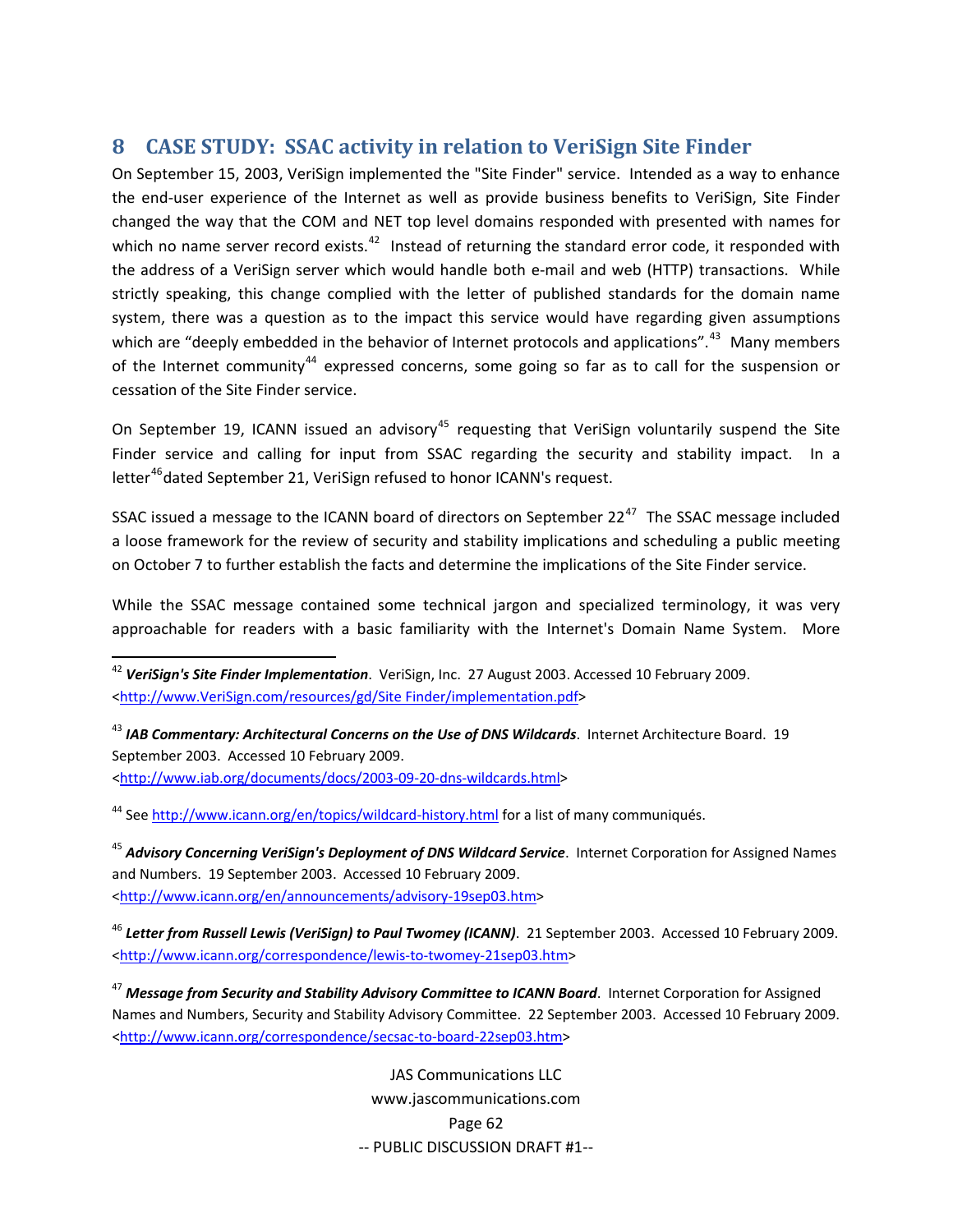## 8 CASE STUDY: SSAC activity in relation to VeriSign Site Finder

On September 15, 2003, VeriSign implemented the "Site Finder" service. Intended as a way to enhance the end-user experience of the Internet as well as provide business benefits to VeriSign, Site Finder changed the way that the COM and NET top level domains responded with presented with names for which no name server record exists.[42] Instead of returning the standard error code, it responded with the address of a VeriSign server which would handle both e-mail and web (HTTP) transactions. While strictly speaking, this change complied with the letter of published standards for the domain name system, there was a question as to the impact this service would have regarding given assumptions which are "deeply embedded in the behavior of Internet protocols and applications".[43] Many members of the Internet community[44] expressed concerns, some going so far as to call for the suspension or cessation of the Site Finder service.

On September 19, ICANN issued an advisory[45] requesting that VeriSign voluntarily suspend the Site Finder service and calling for input from SSAC regarding the security and stability impact. In a letter[46] dated September 21, VeriSign refused to honor ICANN's request.

SSAC issued a message to the ICANN board of directors on September 22[47] The SSAC message included a loose framework for the review of security and stability implications and scheduling a public meeting on October 7 to further establish the facts and determine the implications of the Site Finder service.

While the SSAC message contained some technical jargon and specialized terminology, it was very approachable for readers with a basic familiarity with the Internet's Domain Name System. More

---

[42] ***VeriSign's Site Finder Implementation***. VeriSign, Inc. 27 August 2003. Accessed 10 February 2009. <http://www.VeriSign.com/resources/gd/Site Finder/implementation.pdf>

[43] ***IAB Commentary: Architectural Concerns on the Use of DNS Wildcards***. Internet Architecture Board. 19 September 2003. Accessed 10 February 2009. <http://www.iab.org/documents/docs/2003-09-20-dns-wildcards.html>

[44] See http://www.icann.org/en/topics/wildcard-history.html for a list of many communiqués.

[45] ***Advisory Concerning VeriSign's Deployment of DNS Wildcard Service***. Internet Corporation for Assigned Names and Numbers. 19 September 2003. Accessed 10 February 2009. <http://www.icann.org/en/announcements/advisory-19sep03.htm>

[46] ***Letter from Russell Lewis (VeriSign) to Paul Twomey (ICANN)***. 21 September 2003. Accessed 10 February 2009. <http://www.icann.org/correspondence/lewis-to-twomey-21sep03.htm>

[47] ***Message from Security and Stability Advisory Committee to ICANN Board***. Internet Corporation for Assigned Names and Numbers, Security and Stability Advisory Committee. 22 September 2003. Accessed 10 February 2009. <http://www.icann.org/correspondence/secsac-to-board-22sep03.htm>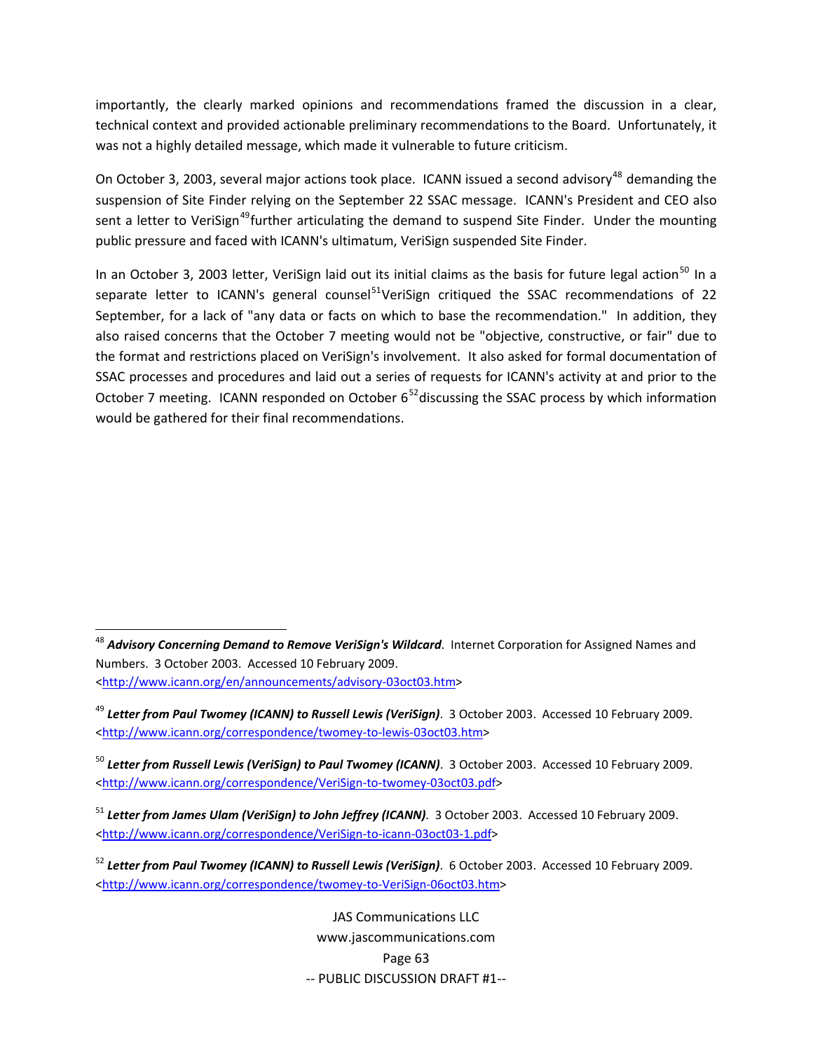importantly, the clearly marked opinions and recommendations framed the discussion in a clear, technical context and provided actionable preliminary recommendations to the Board. Unfortunately, it was not a highly detailed message, which made it vulnerable to future criticism.

On October 3, 2003, several major actions took place. ICANN issued a second advisory[48] demanding the suspension of Site Finder relying on the September 22 SSAC message. ICANN's President and CEO also sent a letter to VeriSign[49] further articulating the demand to suspend Site Finder. Under the mounting public pressure and faced with ICANN's ultimatum, VeriSign suspended Site Finder.

In an October 3, 2003 letter, VeriSign laid out its initial claims as the basis for future legal action[50] In a separate letter to ICANN's general counsel[51] VeriSign critiqued the SSAC recommendations of 22 September, for a lack of "any data or facts on which to base the recommendation." In addition, they also raised concerns that the October 7 meeting would not be "objective, constructive, or fair" due to the format and restrictions placed on VeriSign's involvement. It also asked for formal documentation of SSAC processes and procedures and laid out a series of requests for ICANN's activity at and prior to the October 7 meeting. ICANN responded on October 6[52] discussing the SSAC process by which information would be gathered for their final recommendations.

---

[48] ***Advisory Concerning Demand to Remove VeriSign's Wildcard***. Internet Corporation for Assigned Names and Numbers. 3 October 2003. Accessed 10 February 2009. <http://www.icann.org/en/announcements/advisory-03oct03.htm>

[49] ***Letter from Paul Twomey (ICANN) to Russell Lewis (VeriSign)***. 3 October 2003. Accessed 10 February 2009. <http://www.icann.org/correspondence/twomey-to-lewis-03oct03.htm>

[50] ***Letter from Russell Lewis (VeriSign) to Paul Twomey (ICANN)***. 3 October 2003. Accessed 10 February 2009. <http://www.icann.org/correspondence/VeriSign-to-twomey-03oct03.pdf>

[51] ***Letter from James Ulam (VeriSign) to John Jeffrey (ICANN)***. 3 October 2003. Accessed 10 February 2009. <http://www.icann.org/correspondence/VeriSign-to-icann-03oct03-1.pdf>

[52] ***Letter from Paul Twomey (ICANN) to Russell Lewis (VeriSign)***. 6 October 2003. Accessed 10 February 2009. <http://www.icann.org/correspondence/twomey-to-VeriSign-06oct03.htm>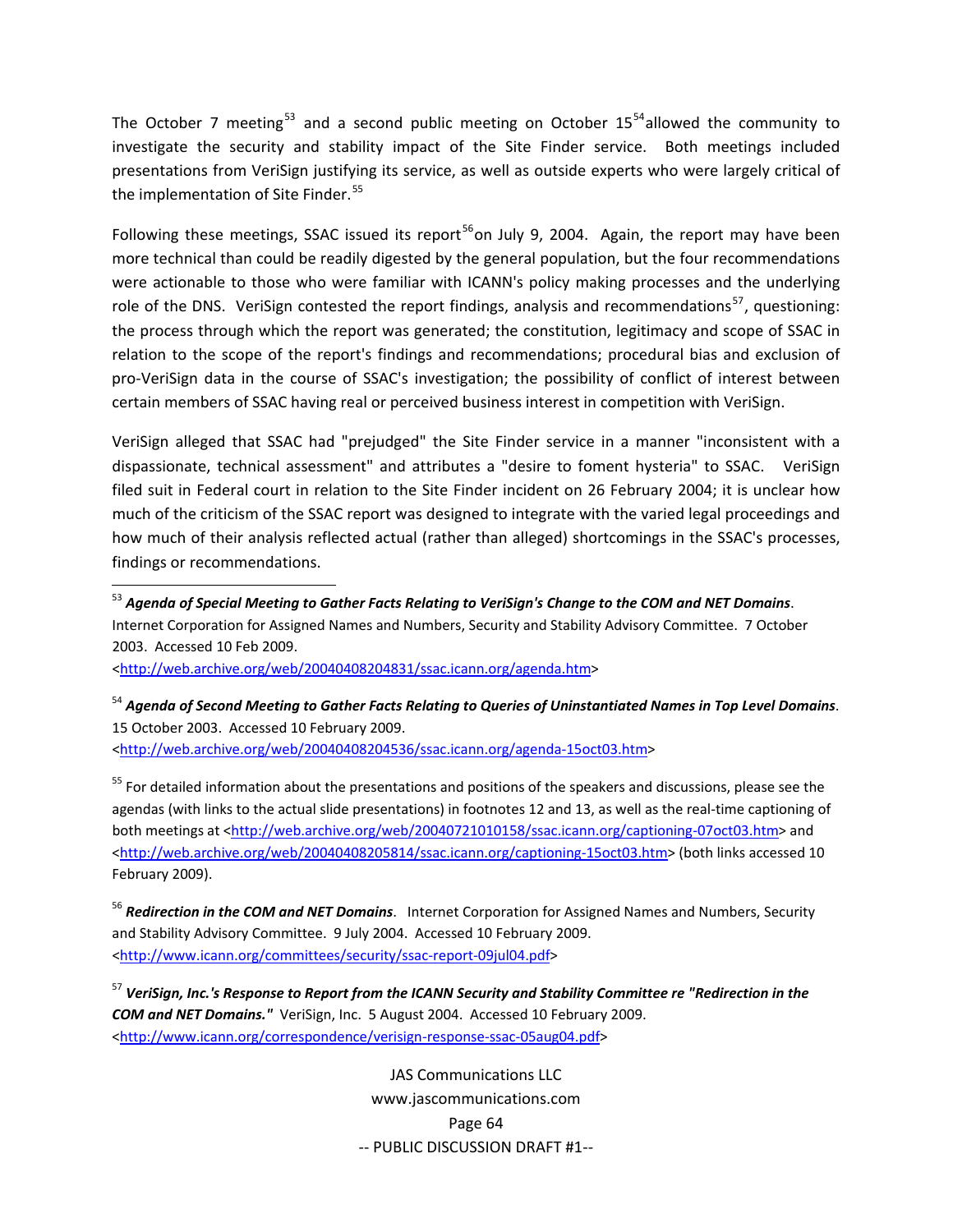The October 7 meeting[53] and a second public meeting on October 15[54] allowed the community to investigate the security and stability impact of the Site Finder service. Both meetings included presentations from VeriSign justifying its service, as well as outside experts who were largely critical of the implementation of Site Finder.[55]

Following these meetings, SSAC issued its report[56] on July 9, 2004. Again, the report may have been more technical than could be readily digested by the general population, but the four recommendations were actionable to those who were familiar with ICANN's policy making processes and the underlying role of the DNS. VeriSign contested the report findings, analysis and recommendations[57], questioning: the process through which the report was generated; the constitution, legitimacy and scope of SSAC in relation to the scope of the report's findings and recommendations; procedural bias and exclusion of pro-VeriSign data in the course of SSAC's investigation; the possibility of conflict of interest between certain members of SSAC having real or perceived business interest in competition with VeriSign.

VeriSign alleged that SSAC had "prejudged" the Site Finder service in a manner "inconsistent with a dispassionate, technical assessment" and attributes a "desire to foment hysteria" to SSAC. VeriSign filed suit in Federal court in relation to the Site Finder incident on 26 February 2004; it is unclear how much of the criticism of the SSAC report was designed to integrate with the varied legal proceedings and how much of their analysis reflected actual (rather than alleged) shortcomings in the SSAC's processes, findings or recommendations.

---

[53] ***Agenda of Special Meeting to Gather Facts Relating to VeriSign's Change to the COM and NET Domains***. Internet Corporation for Assigned Names and Numbers, Security and Stability Advisory Committee. 7 October 2003. Accessed 10 Feb 2009. <http://web.archive.org/web/20040408204831/ssac.icann.org/agenda.htm>

[54] ***Agenda of Second Meeting to Gather Facts Relating to Queries of Uninstantiated Names in Top Level Domains***. 15 October 2003. Accessed 10 February 2009. <http://web.archive.org/web/20040408204536/ssac.icann.org/agenda-15oct03.htm>

[55] For detailed information about the presentations and positions of the speakers and discussions, please see the agendas (with links to the actual slide presentations) in footnotes 12 and 13, as well as the real-time captioning of both meetings at <http://web.archive.org/web/20040721010158/ssac.icann.org/captioning-07oct03.htm> and <http://web.archive.org/web/20040408205814/ssac.icann.org/captioning-15oct03.htm> (both links accessed 10 February 2009).

[56] ***Redirection in the COM and NET Domains***. Internet Corporation for Assigned Names and Numbers, Security and Stability Advisory Committee. 9 July 2004. Accessed 10 February 2009. <http://www.icann.org/committees/security/ssac-report-09jul04.pdf>

[57] ***VeriSign, Inc.'s Response to Report from the ICANN Security and Stability Committee re "Redirection in the COM and NET Domains."*** VeriSign, Inc. 5 August 2004. Accessed 10 February 2009. <http://www.icann.org/correspondence/verisign-response-ssac-05aug04.pdf>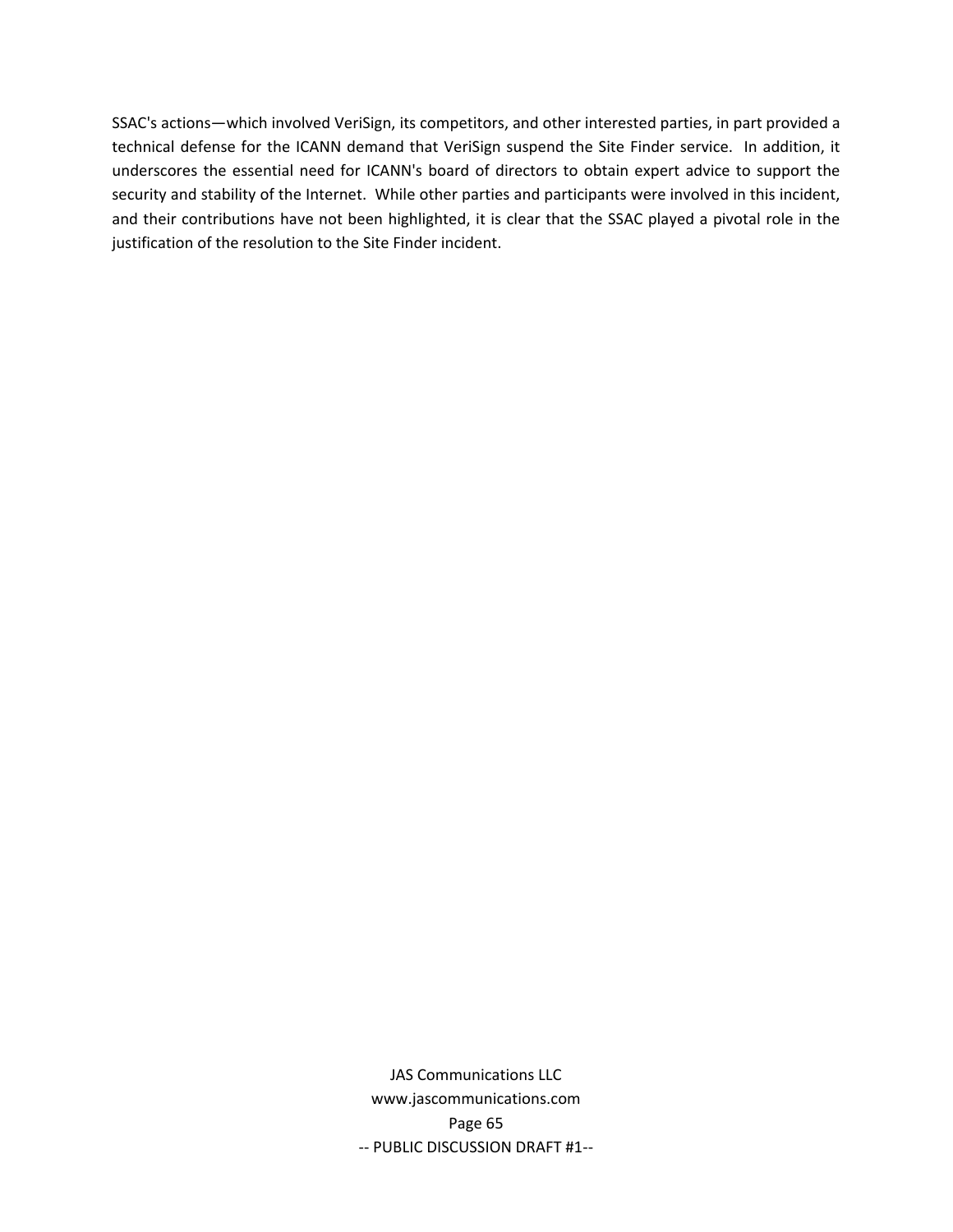SSAC's actions—which involved VeriSign, its competitors, and other interested parties, in part provided a technical defense for the ICANN demand that VeriSign suspend the Site Finder service. In addition, it underscores the essential need for ICANN's board of directors to obtain expert advice to support the security and stability of the Internet. While other parties and participants were involved in this incident, and their contributions have not been highlighted, it is clear that the SSAC played a pivotal role in the justification of the resolution to the Site Finder incident.